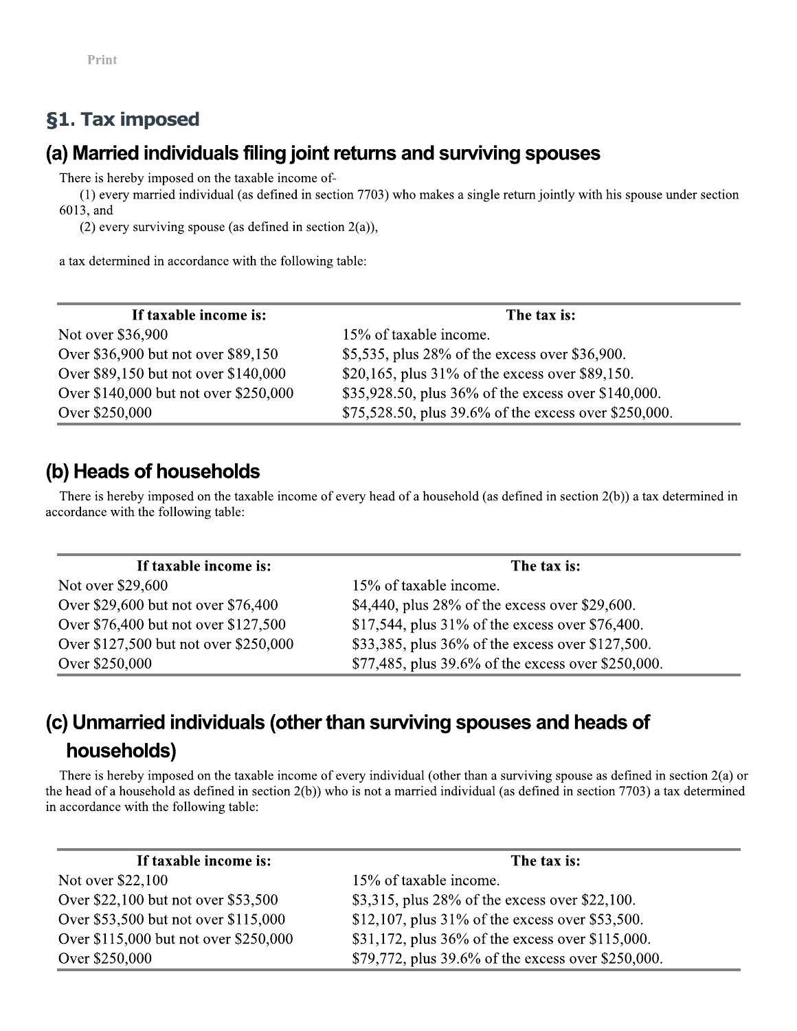# §1. Tax imposed

## (a) Married individuals filing joint returns and surviving spouses

There is hereby imposed on the taxable income of-

(1) every married individual (as defined in section 7703) who makes a single return jointly with his spouse under section 6013, and

(2) every surviving spouse (as defined in section 2(a)),

a tax determined in accordance with the following table:

| If taxable income is: | The tax is: |
| --- | --- |
| Not over $36,900 | 15% of taxable income. |
| Over $36,900 but not over $89,150 | $5,535, plus 28% of the excess over $36,900. |
| Over $89,150 but not over $140,000 | $20,165, plus 31% of the excess over $89,150. |
| Over $140,000 but not over $250,000 | $35,928.50, plus 36% of the excess over $140,000. |
| Over $250,000 | $75,528.50, plus 39.6% of the excess over $250,000. |

## (b) Heads of households

There is hereby imposed on the taxable income of every head of a household (as defined in section 2(b)) a tax determined in accordance with the following table:

| If taxable income is: | The tax is: |
| --- | --- |
| Not over $29,600 | 15% of taxable income. |
| Over $29,600 but not over $76,400 | $4,440, plus 28% of the excess over $29,600. |
| Over $76,400 but not over $127,500 | $17,544, plus 31% of the excess over $76,400. |
| Over $127,500 but not over $250,000 | $33,385, plus 36% of the excess over $127,500. |
| Over $250,000 | $77,485, plus 39.6% of the excess over $250,000. |

## (c) Unmarried individuals (other than surviving spouses and heads of households)

There is hereby imposed on the taxable income of every individual (other than a surviving spouse as defined in section 2(a) or the head of a household as defined in section 2(b)) who is not a married individual (as defined in section 7703) a tax determined in accordance with the following table:

| If taxable income is: | The tax is: |
| --- | --- |
| Not over $22,100 | 15% of taxable income. |
| Over $22,100 but not over $53,500 | $3,315, plus 28% of the excess over $22,100. |
| Over $53,500 but not over $115,000 | $12,107, plus 31% of the excess over $53,500. |
| Over $115,000 but not over $250,000 | $31,172, plus 36% of the excess over $115,000. |
| Over $250,000 | $79,772, plus 39.6% of the excess over $250,000. |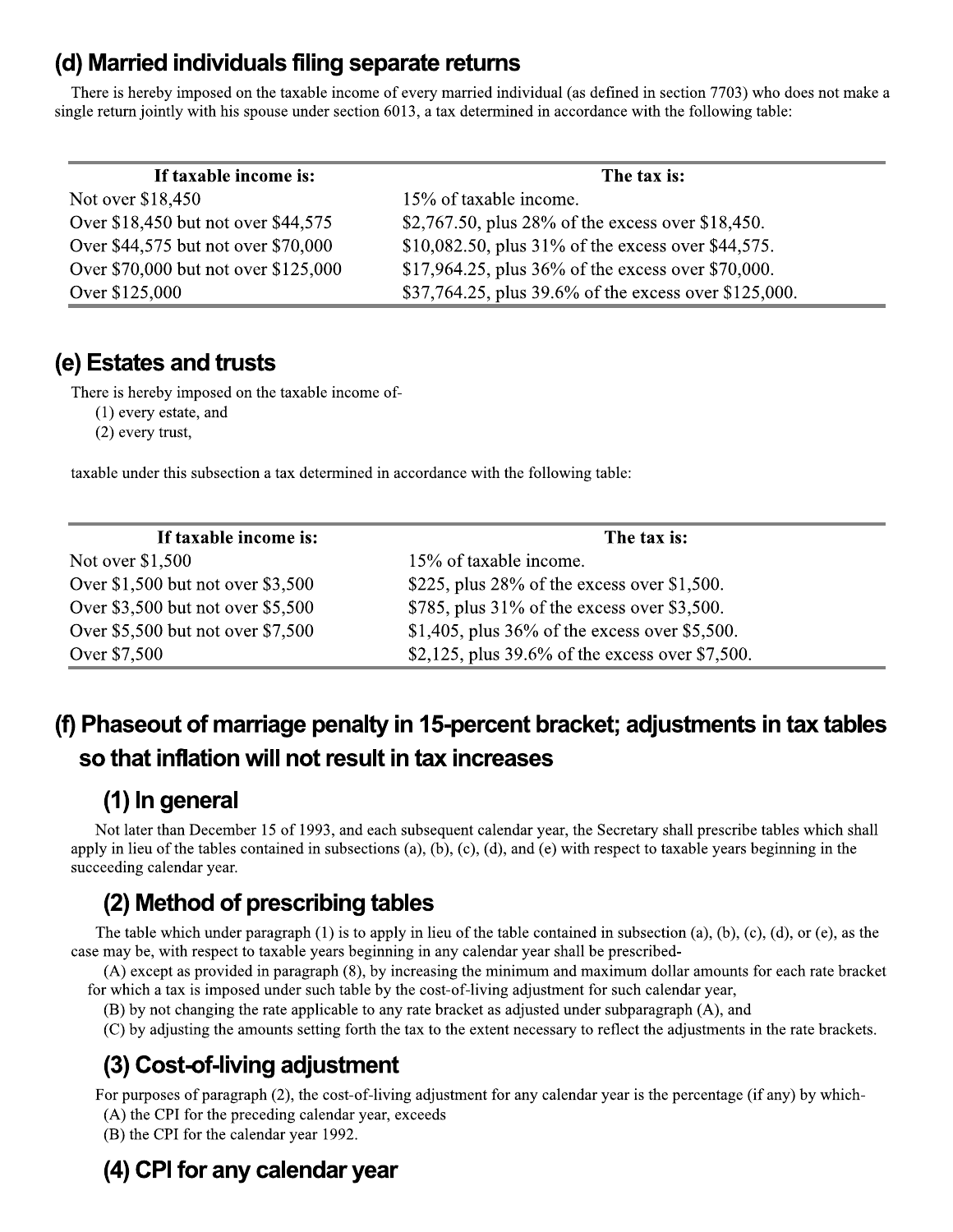## (d) Married individuals filing separate returns

There is hereby imposed on the taxable income of every married individual (as defined in section 7703) who does not make a single return jointly with his spouse under section 6013, a tax determined in accordance with the following table:

| If taxable income is: | The tax is: |
|---|---|
| Not over $18,450 | 15% of taxable income. |
| Over $18,450 but not over $44,575 | $2,767.50, plus 28% of the excess over $18,450. |
| Over $44,575 but not over $70,000 | $10,082.50, plus 31% of the excess over $44,575. |
| Over $70,000 but not over $125,000 | $17,964.25, plus 36% of the excess over $70,000. |
| Over $125,000 | $37,764.25, plus 39.6% of the excess over $125,000. |

## (e) Estates and trusts

There is hereby imposed on the taxable income of-

(1) every estate, and

(2) every trust,

taxable under this subsection a tax determined in accordance with the following table:

| If taxable income is: | The tax is: |
|---|---|
| Not over $1,500 | 15% of taxable income. |
| Over $1,500 but not over $3,500 | $225, plus 28% of the excess over $1,500. |
| Over $3,500 but not over $5,500 | $785, plus 31% of the excess over $3,500. |
| Over $5,500 but not over $7,500 | $1,405, plus 36% of the excess over $5,500. |
| Over $7,500 | $2,125, plus 39.6% of the excess over $7,500. |

## (f) Phaseout of marriage penalty in 15-percent bracket; adjustments in tax tables so that inflation will not result in tax increases

### (1) In general

Not later than December 15 of 1993, and each subsequent calendar year, the Secretary shall prescribe tables which shall apply in lieu of the tables contained in subsections (a), (b), (c), (d), and (e) with respect to taxable years beginning in the succeeding calendar year.

### (2) Method of prescribing tables

The table which under paragraph (1) is to apply in lieu of the table contained in subsection (a), (b), (c), (d), or (e), as the case may be, with respect to taxable years beginning in any calendar year shall be prescribed-

(A) except as provided in paragraph (8), by increasing the minimum and maximum dollar amounts for each rate bracket for which a tax is imposed under such table by the cost-of-living adjustment for such calendar year,

(B) by not changing the rate applicable to any rate bracket as adjusted under subparagraph (A), and

(C) by adjusting the amounts setting forth the tax to the extent necessary to reflect the adjustments in the rate brackets.

### (3) Cost-of-living adjustment

For purposes of paragraph (2), the cost-of-living adjustment for any calendar year is the percentage (if any) by which-

(A) the CPI for the preceding calendar year, exceeds

(B) the CPI for the calendar year 1992.

### (4) CPI for any calendar year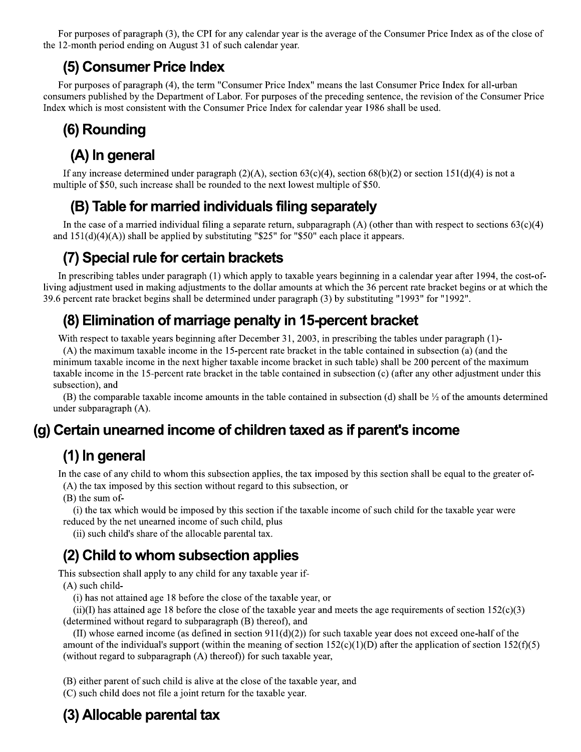For purposes of paragraph (3), the CPI for any calendar year is the average of the Consumer Price Index as of the close of the 12-month period ending on August 31 of such calendar year.

### (5) Consumer Price Index

For purposes of paragraph (4), the term "Consumer Price Index" means the last Consumer Price Index for all-urban consumers published by the Department of Labor. For purposes of the preceding sentence, the revision of the Consumer Price Index which is most consistent with the Consumer Price Index for calendar year 1986 shall be used.

### (6) Rounding

#### (A) In general

If any increase determined under paragraph (2)(A), section 63(c)(4), section 68(b)(2) or section 151(d)(4) is not a multiple of $50, such increase shall be rounded to the next lowest multiple of $50.

#### (B) Table for married individuals filing separately

In the case of a married individual filing a separate return, subparagraph (A) (other than with respect to sections 63(c)(4) and 151(d)(4)(A)) shall be applied by substituting "$25" for "$50" each place it appears.

### (7) Special rule for certain brackets

In prescribing tables under paragraph (1) which apply to taxable years beginning in a calendar year after 1994, the cost-of-living adjustment used in making adjustments to the dollar amounts at which the 36 percent rate bracket begins or at which the 39.6 percent rate bracket begins shall be determined under paragraph (3) by substituting "1993" for "1992".

### (8) Elimination of marriage penalty in 15-percent bracket

With respect to taxable years beginning after December 31, 2003, in prescribing the tables under paragraph (1)-

(A) the maximum taxable income in the 15-percent rate bracket in the table contained in subsection (a) (and the minimum taxable income in the next higher taxable income bracket in such table) shall be 200 percent of the maximum taxable income in the 15-percent rate bracket in the table contained in subsection (c) (after any other adjustment under this subsection), and

(B) the comparable taxable income amounts in the table contained in subsection (d) shall be ½ of the amounts determined under subparagraph (A).

## (g) Certain unearned income of children taxed as if parent's income

### (1) In general

In the case of any child to whom this subsection applies, the tax imposed by this section shall be equal to the greater of-

(A) the tax imposed by this section without regard to this subsection, or

(B) the sum of-

(i) the tax which would be imposed by this section if the taxable income of such child for the taxable year were reduced by the net unearned income of such child, plus

(ii) such child's share of the allocable parental tax.

### (2) Child to whom subsection applies

This subsection shall apply to any child for any taxable year if-

(A) such child-

(i) has not attained age 18 before the close of the taxable year, or

(ii)(I) has attained age 18 before the close of the taxable year and meets the age requirements of section 152(c)(3) (determined without regard to subparagraph (B) thereof), and

(II) whose earned income (as defined in section 911(d)(2)) for such taxable year does not exceed one-half of the amount of the individual's support (within the meaning of section 152(c)(1)(D) after the application of section 152(f)(5) (without regard to subparagraph (A) thereof)) for such taxable year,

(B) either parent of such child is alive at the close of the taxable year, and

(C) such child does not file a joint return for the taxable year.

### (3) Allocable parental tax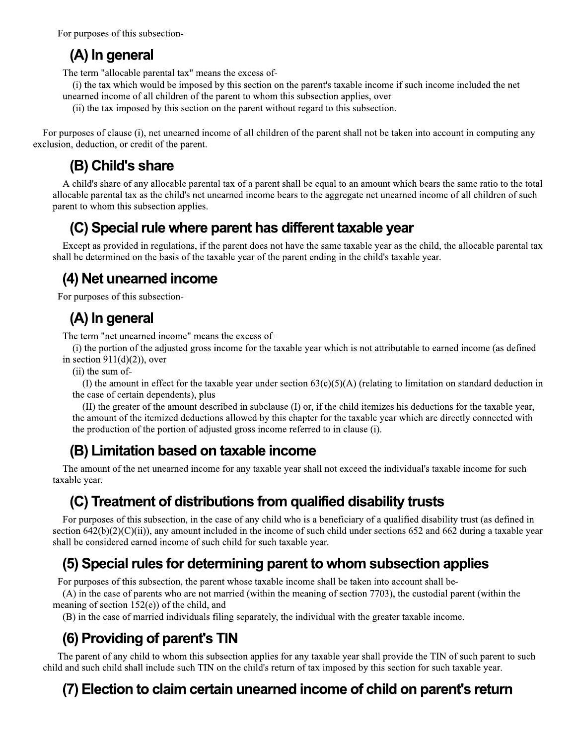For purposes of this subsection-

### (A) In general

The term "allocable parental tax" means the excess of-

(i) the tax which would be imposed by this section on the parent's taxable income if such income included the net unearned income of all children of the parent to whom this subsection applies, over

(ii) the tax imposed by this section on the parent without regard to this subsection.

For purposes of clause (i), net unearned income of all children of the parent shall not be taken into account in computing any exclusion, deduction, or credit of the parent.

### (B) Child's share

A child's share of any allocable parental tax of a parent shall be equal to an amount which bears the same ratio to the total allocable parental tax as the child's net unearned income bears to the aggregate net unearned income of all children of such parent to whom this subsection applies.

### (C) Special rule where parent has different taxable year

Except as provided in regulations, if the parent does not have the same taxable year as the child, the allocable parental tax shall be determined on the basis of the taxable year of the parent ending in the child's taxable year.

## (4) Net unearned income

For purposes of this subsection-

### (A) In general

The term "net unearned income" means the excess of-

(i) the portion of the adjusted gross income for the taxable year which is not attributable to earned income (as defined in section 911(d)(2)), over

(ii) the sum of-

(I) the amount in effect for the taxable year under section 63(c)(5)(A) (relating to limitation on standard deduction in the case of certain dependents), plus

(II) the greater of the amount described in subclause (I) or, if the child itemizes his deductions for the taxable year, the amount of the itemized deductions allowed by this chapter for the taxable year which are directly connected with the production of the portion of adjusted gross income referred to in clause (i).

### (B) Limitation based on taxable income

The amount of the net unearned income for any taxable year shall not exceed the individual's taxable income for such taxable year.

### (C) Treatment of distributions from qualified disability trusts

For purposes of this subsection, in the case of any child who is a beneficiary of a qualified disability trust (as defined in section 642(b)(2)(C)(ii)), any amount included in the income of such child under sections 652 and 662 during a taxable year shall be considered earned income of such child for such taxable year.

## (5) Special rules for determining parent to whom subsection applies

For purposes of this subsection, the parent whose taxable income shall be taken into account shall be-

(A) in the case of parents who are not married (within the meaning of section 7703), the custodial parent (within the meaning of section 152(e)) of the child, and

(B) in the case of married individuals filing separately, the individual with the greater taxable income.

## (6) Providing of parent's TIN

The parent of any child to whom this subsection applies for any taxable year shall provide the TIN of such parent to such child and such child shall include such TIN on the child's return of tax imposed by this section for such taxable year.

## (7) Election to claim certain unearned income of child on parent's return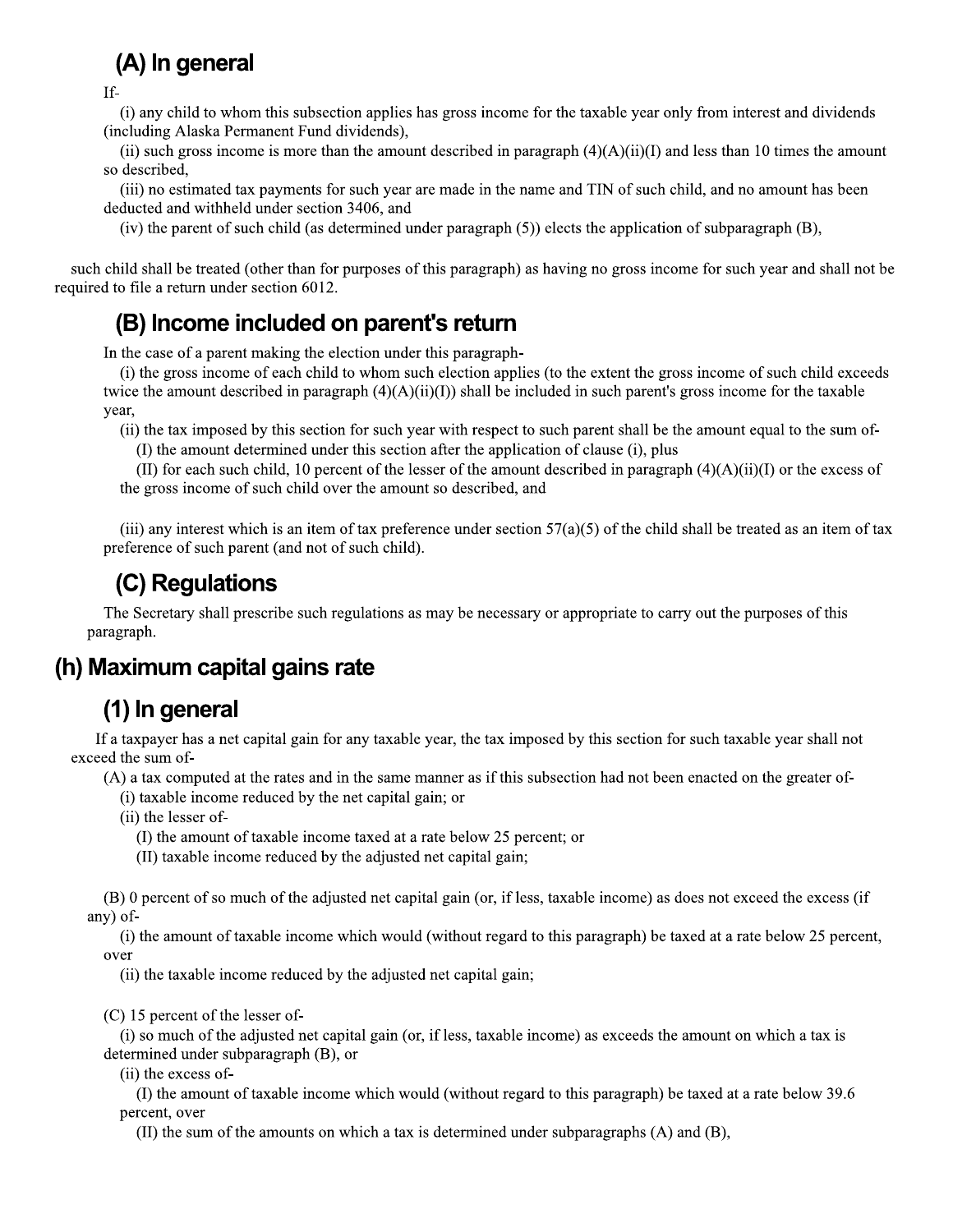### (A) In general

If-

(i) any child to whom this subsection applies has gross income for the taxable year only from interest and dividends (including Alaska Permanent Fund dividends),

(ii) such gross income is more than the amount described in paragraph (4)(A)(ii)(I) and less than 10 times the amount so described,

(iii) no estimated tax payments for such year are made in the name and TIN of such child, and no amount has been deducted and withheld under section 3406, and

(iv) the parent of such child (as determined under paragraph (5)) elects the application of subparagraph (B),

such child shall be treated (other than for purposes of this paragraph) as having no gross income for such year and shall not be required to file a return under section 6012.

### (B) Income included on parent's return

In the case of a parent making the election under this paragraph-

(i) the gross income of each child to whom such election applies (to the extent the gross income of such child exceeds twice the amount described in paragraph (4)(A)(ii)(I)) shall be included in such parent's gross income for the taxable year,

(ii) the tax imposed by this section for such year with respect to such parent shall be the amount equal to the sum of-

(I) the amount determined under this section after the application of clause (i), plus

(II) for each such child, 10 percent of the lesser of the amount described in paragraph (4)(A)(ii)(I) or the excess of the gross income of such child over the amount so described, and

(iii) any interest which is an item of tax preference under section 57(a)(5) of the child shall be treated as an item of tax preference of such parent (and not of such child).

### (C) Regulations

The Secretary shall prescribe such regulations as may be necessary or appropriate to carry out the purposes of this paragraph.

## (h) Maximum capital gains rate

### (1) In general

If a taxpayer has a net capital gain for any taxable year, the tax imposed by this section for such taxable year shall not exceed the sum of-

(A) a tax computed at the rates and in the same manner as if this subsection had not been enacted on the greater of-

(i) taxable income reduced by the net capital gain; or

(ii) the lesser of-

(I) the amount of taxable income taxed at a rate below 25 percent; or

(II) taxable income reduced by the adjusted net capital gain;

(B) 0 percent of so much of the adjusted net capital gain (or, if less, taxable income) as does not exceed the excess (if any) of-

(i) the amount of taxable income which would (without regard to this paragraph) be taxed at a rate below 25 percent, over

(ii) the taxable income reduced by the adjusted net capital gain;

(C) 15 percent of the lesser of-

(i) so much of the adjusted net capital gain (or, if less, taxable income) as exceeds the amount on which a tax is determined under subparagraph (B), or

(ii) the excess of-

(I) the amount of taxable income which would (without regard to this paragraph) be taxed at a rate below 39.6 percent, over

(II) the sum of the amounts on which a tax is determined under subparagraphs (A) and (B),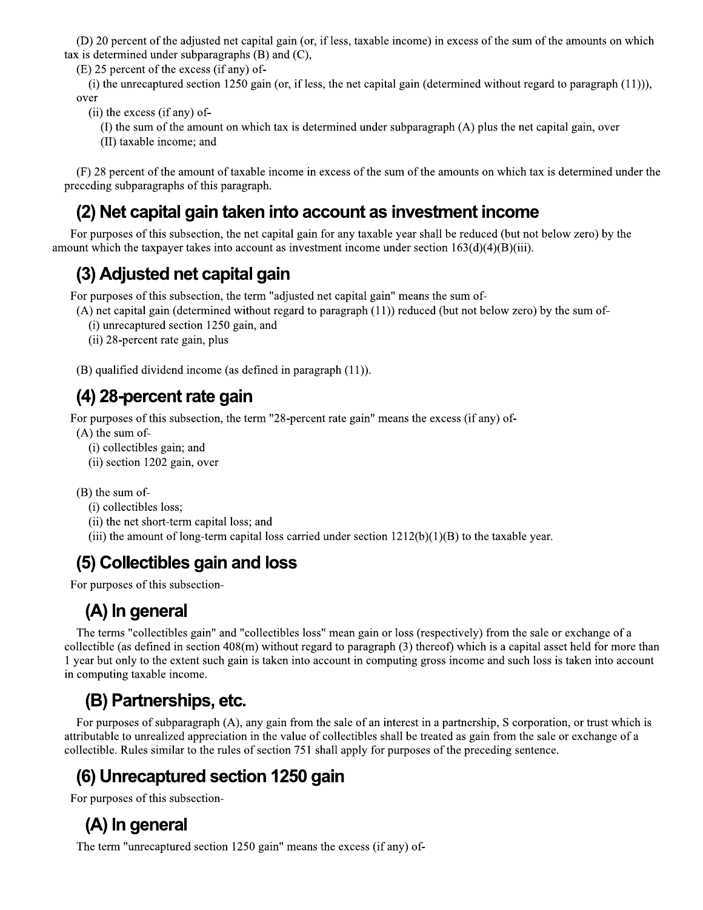(D) 20 percent of the adjusted net capital gain (or, if less, taxable income) in excess of the sum of the amounts on which tax is determined under subparagraphs (B) and (C),

(E) 25 percent of the excess (if any) of-

(i) the unrecaptured section 1250 gain (or, if less, the net capital gain (determined without regard to paragraph (11))), over

(ii) the excess (if any) of-

(I) the sum of the amount on which tax is determined under subparagraph (A) plus the net capital gain, over

(II) taxable income; and

(F) 28 percent of the amount of taxable income in excess of the sum of the amounts on which tax is determined under the preceding subparagraphs of this paragraph.

## (2) Net capital gain taken into account as investment income

For purposes of this subsection, the net capital gain for any taxable year shall be reduced (but not below zero) by the amount which the taxpayer takes into account as investment income under section 163(d)(4)(B)(iii).

## (3) Adjusted net capital gain

For purposes of this subsection, the term "adjusted net capital gain" means the sum of-

(A) net capital gain (determined without regard to paragraph (11)) reduced (but not below zero) by the sum of-

(i) unrecaptured section 1250 gain, and

(ii) 28-percent rate gain, plus

(B) qualified dividend income (as defined in paragraph (11)).

## (4) 28-percent rate gain

For purposes of this subsection, the term "28-percent rate gain" means the excess (if any) of-

(A) the sum of-

(i) collectibles gain; and

(ii) section 1202 gain, over

(B) the sum of-

(i) collectibles loss;

(ii) the net short-term capital loss; and

(iii) the amount of long-term capital loss carried under section 1212(b)(1)(B) to the taxable year.

## (5) Collectibles gain and loss

For purposes of this subsection-

### (A) In general

The terms "collectibles gain" and "collectibles loss" mean gain or loss (respectively) from the sale or exchange of a collectible (as defined in section 408(m) without regard to paragraph (3) thereof) which is a capital asset held for more than 1 year but only to the extent such gain is taken into account in computing gross income and such loss is taken into account in computing taxable income.

### (B) Partnerships, etc.

For purposes of subparagraph (A), any gain from the sale of an interest in a partnership, S corporation, or trust which is attributable to unrealized appreciation in the value of collectibles shall be treated as gain from the sale or exchange of a collectible. Rules similar to the rules of section 751 shall apply for purposes of the preceding sentence.

## (6) Unrecaptured section 1250 gain

For purposes of this subsection-

### (A) In general

The term "unrecaptured section 1250 gain" means the excess (if any) of-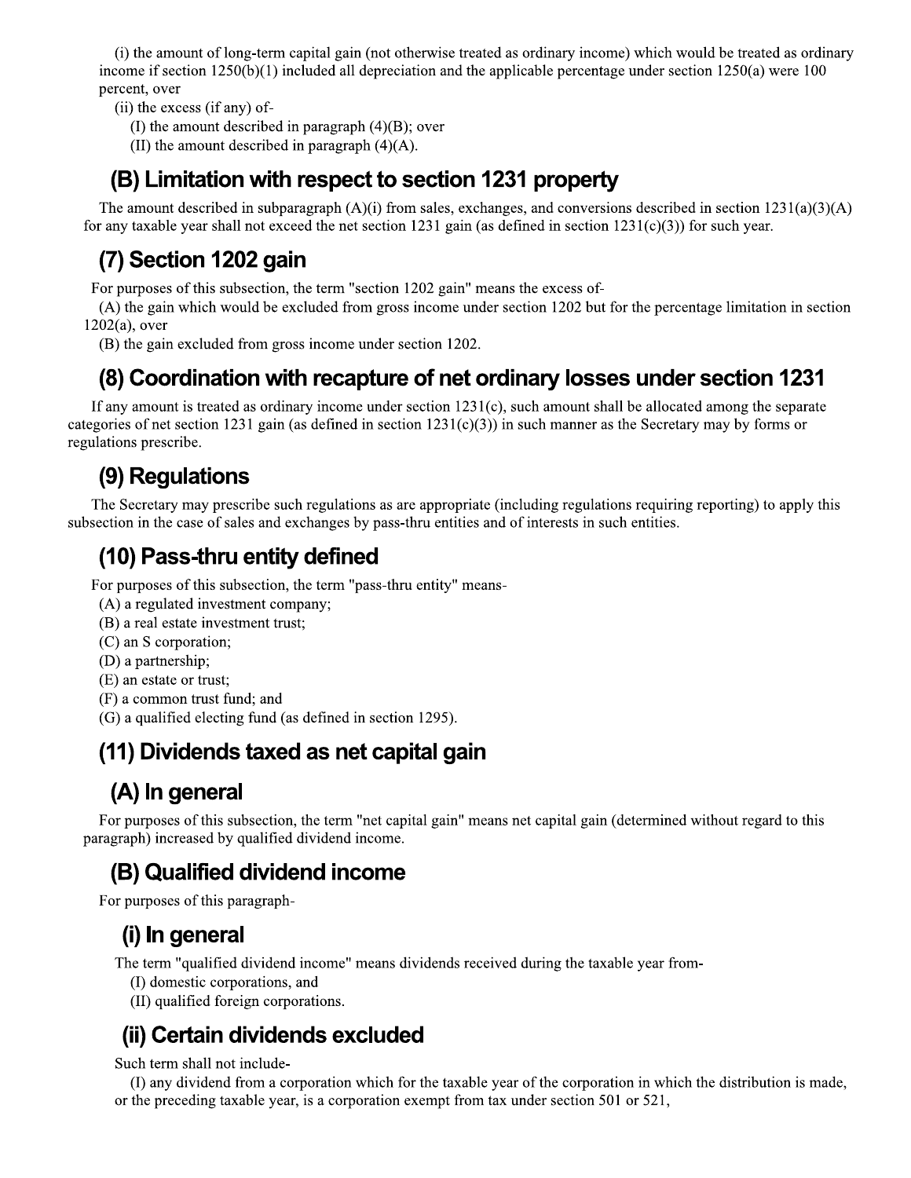(i) the amount of long-term capital gain (not otherwise treated as ordinary income) which would be treated as ordinary income if section 1250(b)(1) included all depreciation and the applicable percentage under section 1250(a) were 100 percent, over

(ii) the excess (if any) of-

(I) the amount described in paragraph (4)(B); over

(II) the amount described in paragraph (4)(A).

## (B) Limitation with respect to section 1231 property

The amount described in subparagraph (A)(i) from sales, exchanges, and conversions described in section 1231(a)(3)(A) for any taxable year shall not exceed the net section 1231 gain (as defined in section 1231(c)(3)) for such year.

## (7) Section 1202 gain

For purposes of this subsection, the term "section 1202 gain" means the excess of-

(A) the gain which would be excluded from gross income under section 1202 but for the percentage limitation in section 1202(a), over

(B) the gain excluded from gross income under section 1202.

## (8) Coordination with recapture of net ordinary losses under section 1231

If any amount is treated as ordinary income under section 1231(c), such amount shall be allocated among the separate categories of net section 1231 gain (as defined in section 1231(c)(3)) in such manner as the Secretary may by forms or regulations prescribe.

## (9) Regulations

The Secretary may prescribe such regulations as are appropriate (including regulations requiring reporting) to apply this subsection in the case of sales and exchanges by pass-thru entities and of interests in such entities.

## (10) Pass-thru entity defined

For purposes of this subsection, the term "pass-thru entity" means-

(A) a regulated investment company;

(B) a real estate investment trust;

(C) an S corporation;

(D) a partnership;

(E) an estate or trust;

(F) a common trust fund; and

(G) a qualified electing fund (as defined in section 1295).

## (11) Dividends taxed as net capital gain

## (A) In general

For purposes of this subsection, the term "net capital gain" means net capital gain (determined without regard to this paragraph) increased by qualified dividend income.

## (B) Qualified dividend income

For purposes of this paragraph-

### (i) In general

The term "qualified dividend income" means dividends received during the taxable year from-

(I) domestic corporations, and

(II) qualified foreign corporations.

### (ii) Certain dividends excluded

Such term shall not include-

(I) any dividend from a corporation which for the taxable year of the corporation in which the distribution is made, or the preceding taxable year, is a corporation exempt from tax under section 501 or 521,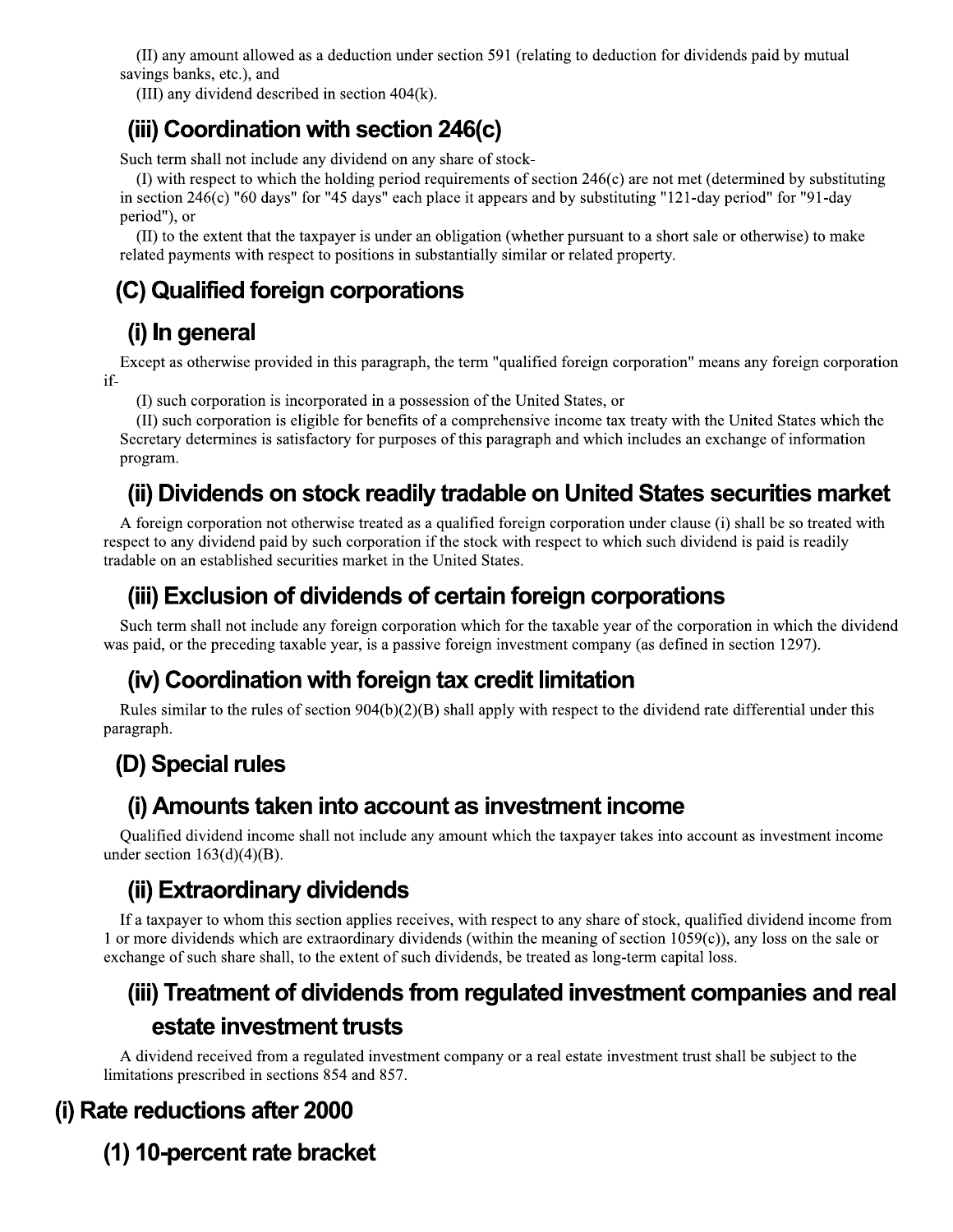(II) any amount allowed as a deduction under section 591 (relating to deduction for dividends paid by mutual savings banks, etc.), and

(III) any dividend described in section 404(k).

### (iii) Coordination with section 246(c)

Such term shall not include any dividend on any share of stock-

(I) with respect to which the holding period requirements of section 246(c) are not met (determined by substituting in section 246(c) "60 days" for "45 days" each place it appears and by substituting "121-day period" for "91-day period"), or

(II) to the extent that the taxpayer is under an obligation (whether pursuant to a short sale or otherwise) to make related payments with respect to positions in substantially similar or related property.

## (C) Qualified foreign corporations

### (i) In general

Except as otherwise provided in this paragraph, the term "qualified foreign corporation" means any foreign corporation if-

(I) such corporation is incorporated in a possession of the United States, or

(II) such corporation is eligible for benefits of a comprehensive income tax treaty with the United States which the Secretary determines is satisfactory for purposes of this paragraph and which includes an exchange of information program.

### (ii) Dividends on stock readily tradable on United States securities market

A foreign corporation not otherwise treated as a qualified foreign corporation under clause (i) shall be so treated with respect to any dividend paid by such corporation if the stock with respect to which such dividend is paid is readily tradable on an established securities market in the United States.

### (iii) Exclusion of dividends of certain foreign corporations

Such term shall not include any foreign corporation which for the taxable year of the corporation in which the dividend was paid, or the preceding taxable year, is a passive foreign investment company (as defined in section 1297).

### (iv) Coordination with foreign tax credit limitation

Rules similar to the rules of section 904(b)(2)(B) shall apply with respect to the dividend rate differential under this paragraph.

## (D) Special rules

### (i) Amounts taken into account as investment income

Qualified dividend income shall not include any amount which the taxpayer takes into account as investment income under section 163(d)(4)(B).

### (ii) Extraordinary dividends

If a taxpayer to whom this section applies receives, with respect to any share of stock, qualified dividend income from 1 or more dividends which are extraordinary dividends (within the meaning of section 1059(c)), any loss on the sale or exchange of such share shall, to the extent of such dividends, be treated as long-term capital loss.

### (iii) Treatment of dividends from regulated investment companies and real estate investment trusts

A dividend received from a regulated investment company or a real estate investment trust shall be subject to the limitations prescribed in sections 854 and 857.

# (i) Rate reductions after 2000

## (1) 10-percent rate bracket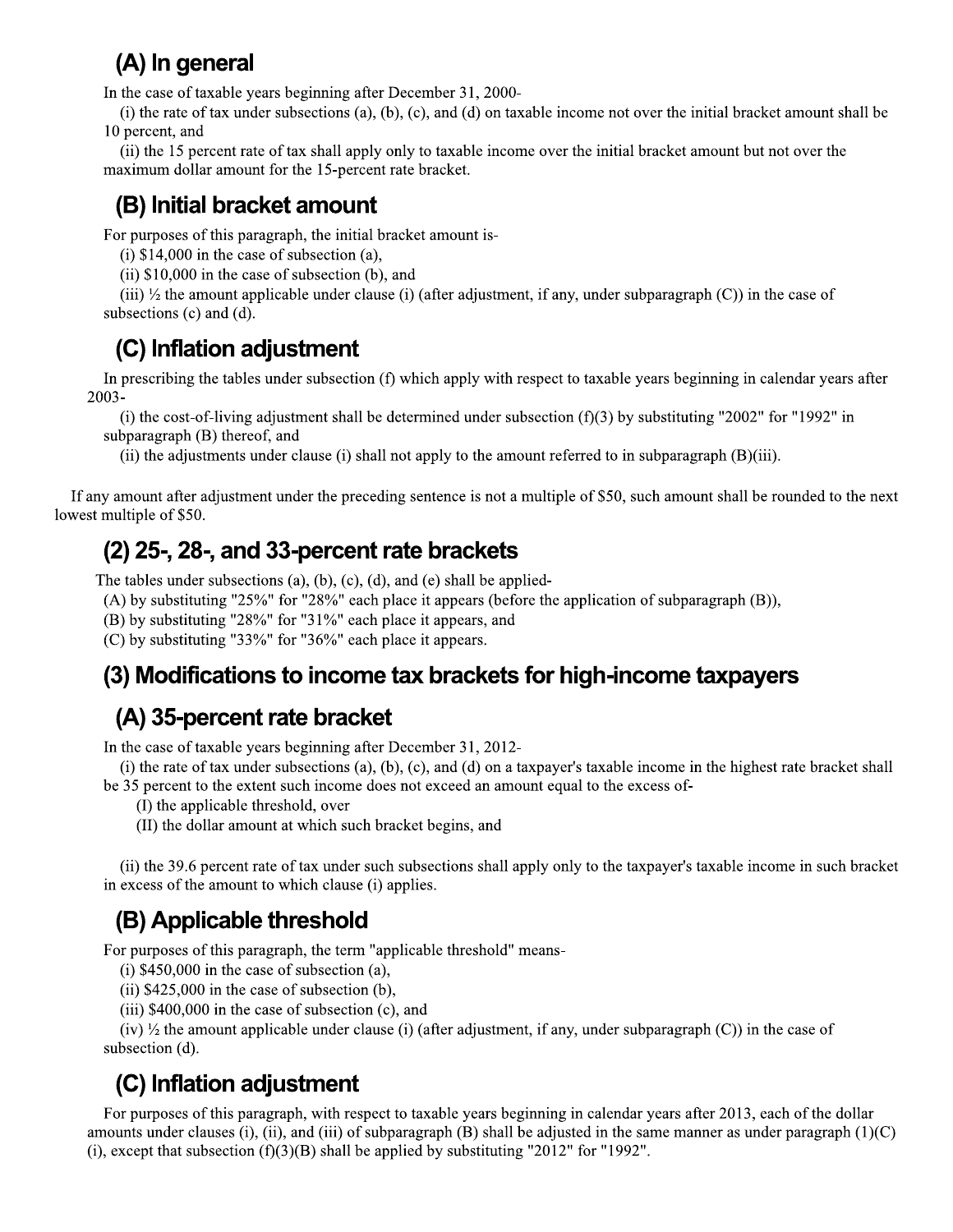### (A) In general

In the case of taxable years beginning after December 31, 2000-

(i) the rate of tax under subsections (a), (b), (c), and (d) on taxable income not over the initial bracket amount shall be 10 percent, and

(ii) the 15 percent rate of tax shall apply only to taxable income over the initial bracket amount but not over the maximum dollar amount for the 15-percent rate bracket.

### (B) Initial bracket amount

For purposes of this paragraph, the initial bracket amount is-

(i) $14,000 in the case of subsection (a),

(ii) $10,000 in the case of subsection (b), and

(iii) ½ the amount applicable under clause (i) (after adjustment, if any, under subparagraph (C)) in the case of subsections (c) and (d).

### (C) Inflation adjustment

In prescribing the tables under subsection (f) which apply with respect to taxable years beginning in calendar years after 2003-

(i) the cost-of-living adjustment shall be determined under subsection (f)(3) by substituting "2002" for "1992" in subparagraph (B) thereof, and

(ii) the adjustments under clause (i) shall not apply to the amount referred to in subparagraph (B)(iii).

If any amount after adjustment under the preceding sentence is not a multiple of $50, such amount shall be rounded to the next lowest multiple of $50.

## (2) 25-, 28-, and 33-percent rate brackets

The tables under subsections (a), (b), (c), (d), and (e) shall be applied-

(A) by substituting "25%" for "28%" each place it appears (before the application of subparagraph (B)),

(B) by substituting "28%" for "31%" each place it appears, and

(C) by substituting "33%" for "36%" each place it appears.

## (3) Modifications to income tax brackets for high-income taxpayers

### (A) 35-percent rate bracket

In the case of taxable years beginning after December 31, 2012-

(i) the rate of tax under subsections (a), (b), (c), and (d) on a taxpayer's taxable income in the highest rate bracket shall be 35 percent to the extent such income does not exceed an amount equal to the excess of-

(I) the applicable threshold, over

(II) the dollar amount at which such bracket begins, and

(ii) the 39.6 percent rate of tax under such subsections shall apply only to the taxpayer's taxable income in such bracket in excess of the amount to which clause (i) applies.

### (B) Applicable threshold

For purposes of this paragraph, the term "applicable threshold" means-

(i) $450,000 in the case of subsection (a),

(ii) $425,000 in the case of subsection (b),

(iii) $400,000 in the case of subsection (c), and

(iv) ½ the amount applicable under clause (i) (after adjustment, if any, under subparagraph (C)) in the case of subsection (d).

### (C) Inflation adjustment

For purposes of this paragraph, with respect to taxable years beginning in calendar years after 2013, each of the dollar amounts under clauses (i), (ii), and (iii) of subparagraph (B) shall be adjusted in the same manner as under paragraph (1)(C)(i), except that subsection (f)(3)(B) shall be applied by substituting "2012" for "1992".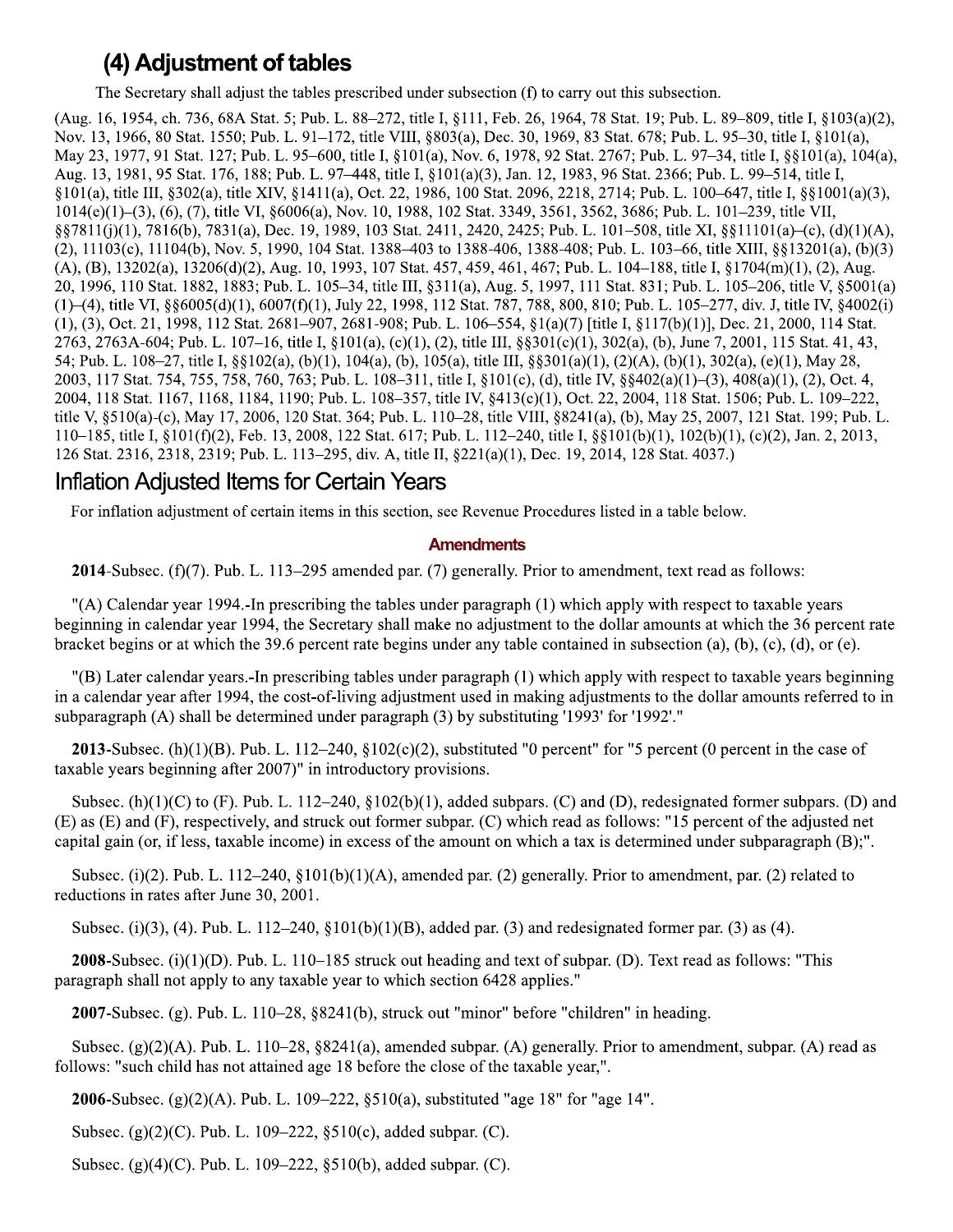## (4) Adjustment of tables

The Secretary shall adjust the tables prescribed under subsection (f) to carry out this subsection.

(Aug. 16, 1954, ch. 736, 68A Stat. 5; Pub. L. 88–272, title I, §111, Feb. 26, 1964, 78 Stat. 19; Pub. L. 89–809, title I, §103(a)(2), Nov. 13, 1966, 80 Stat. 1550; Pub. L. 91–172, title VIII, §803(a), Dec. 30, 1969, 83 Stat. 678; Pub. L. 95–30, title I, §101(a), May 23, 1977, 91 Stat. 127; Pub. L. 95–600, title I, §101(a), Nov. 6, 1978, 92 Stat. 2767; Pub. L. 97–34, title I, §§101(a), 104(a), Aug. 13, 1981, 95 Stat. 176, 188; Pub. L. 97–448, title I, §101(a)(3), Jan. 12, 1983, 96 Stat. 2366; Pub. L. 99–514, title I, §101(a), title III, §302(a), title XIV, §1411(a), Oct. 22, 1986, 100 Stat. 2096, 2218, 2714; Pub. L. 100–647, title I, §§1001(a)(3), 1014(e)(1)–(3), (6), (7), title VI, §6006(a), Nov. 10, 1988, 102 Stat. 3349, 3561, 3562, 3686; Pub. L. 101–239, title VII, §§7811(j)(1), 7816(b), 7831(a), Dec. 19, 1989, 103 Stat. 2411, 2420, 2425; Pub. L. 101–508, title XI, §§11101(a)–(c), (d)(1)(A), (2), 11103(c), 11104(b), Nov. 5, 1990, 104 Stat. 1388–403 to 1388-406, 1388-408; Pub. L. 103–66, title XIII, §§13201(a), (b)(3)(A), (B), 13202(a), 13206(d)(2), Aug. 10, 1993, 107 Stat. 457, 459, 461, 467; Pub. L. 104–188, title I, §1704(m)(1), (2), Aug. 20, 1996, 110 Stat. 1882, 1883; Pub. L. 105–34, title III, §311(a), Aug. 5, 1997, 111 Stat. 831; Pub. L. 105–206, title V, §5001(a)(1)–(4), title VI, §§6005(d)(1), 6007(f)(1), July 22, 1998, 112 Stat. 787, 788, 800, 810; Pub. L. 105–277, div. J, title IV, §4002(i)(1), (3), Oct. 21, 1998, 112 Stat. 2681–907, 2681-908; Pub. L. 106–554, §1(a)(7) [title I, §117(b)(1)], Dec. 21, 2000, 114 Stat. 2763, 2763A-604; Pub. L. 107–16, title I, §101(a), (c)(1), (2), title III, §§301(c)(1), 302(a), (b), June 7, 2001, 115 Stat. 41, 43, 54; Pub. L. 108–27, title I, §§102(a), (b)(1), 104(a), (b), 105(a), title III, §§301(a)(1), (2)(A), (b)(1), 302(a), (e)(1), May 28, 2003, 117 Stat. 754, 755, 758, 760, 763; Pub. L. 108–311, title I, §101(c), (d), title IV, §§402(a)(1)–(3), 408(a)(1), (2), Oct. 4, 2004, 118 Stat. 1167, 1168, 1184, 1190; Pub. L. 108–357, title IV, §413(c)(1), Oct. 22, 2004, 118 Stat. 1506; Pub. L. 109–222, title V, §510(a)-(c), May 17, 2006, 120 Stat. 364; Pub. L. 110–28, title VIII, §8241(a), (b), May 25, 2007, 121 Stat. 199; Pub. L. 110–185, title I, §101(f)(2), Feb. 13, 2008, 122 Stat. 617; Pub. L. 112–240, title I, §§101(b)(1), 102(b)(1), (c)(2), Jan. 2, 2013, 126 Stat. 2316, 2318, 2319; Pub. L. 113–295, div. A, title II, §221(a)(1), Dec. 19, 2014, 128 Stat. 4037.)

# Inflation Adjusted Items for Certain Years

For inflation adjustment of certain items in this section, see Revenue Procedures listed in a table below.

### Amendments

**2014**-Subsec. (f)(7). Pub. L. 113–295 amended par. (7) generally. Prior to amendment, text read as follows:

"(A) Calendar year 1994.-In prescribing the tables under paragraph (1) which apply with respect to taxable years beginning in calendar year 1994, the Secretary shall make no adjustment to the dollar amounts at which the 36 percent rate bracket begins or at which the 39.6 percent rate begins under any table contained in subsection (a), (b), (c), (d), or (e).

"(B) Later calendar years.-In prescribing tables under paragraph (1) which apply with respect to taxable years beginning in a calendar year after 1994, the cost-of-living adjustment used in making adjustments to the dollar amounts referred to in subparagraph (A) shall be determined under paragraph (3) by substituting '1993' for '1992'."

**2013**-Subsec. (h)(1)(B). Pub. L. 112–240, §102(c)(2), substituted "0 percent" for "5 percent (0 percent in the case of taxable years beginning after 2007)" in introductory provisions.

Subsec. (h)(1)(C) to (F). Pub. L. 112–240, §102(b)(1), added subpars. (C) and (D), redesignated former subpars. (D) and (E) as (E) and (F), respectively, and struck out former subpar. (C) which read as follows: "15 percent of the adjusted net capital gain (or, if less, taxable income) in excess of the amount on which a tax is determined under subparagraph (B);".

Subsec. (i)(2). Pub. L. 112–240, §101(b)(1)(A), amended par. (2) generally. Prior to amendment, par. (2) related to reductions in rates after June 30, 2001.

Subsec. (i)(3), (4). Pub. L. 112–240, §101(b)(1)(B), added par. (3) and redesignated former par. (3) as (4).

**2008**-Subsec. (i)(1)(D). Pub. L. 110–185 struck out heading and text of subpar. (D). Text read as follows: "This paragraph shall not apply to any taxable year to which section 6428 applies."

**2007**-Subsec. (g). Pub. L. 110–28, §8241(b), struck out "minor" before "children" in heading.

Subsec. (g)(2)(A). Pub. L. 110–28, §8241(a), amended subpar. (A) generally. Prior to amendment, subpar. (A) read as follows: "such child has not attained age 18 before the close of the taxable year,".

**2006**-Subsec. (g)(2)(A). Pub. L. 109–222, §510(a), substituted "age 18" for "age 14".

Subsec. (g)(2)(C). Pub. L. 109–222, §510(c), added subpar. (C).

Subsec. (g)(4)(C). Pub. L. 109–222, §510(b), added subpar. (C).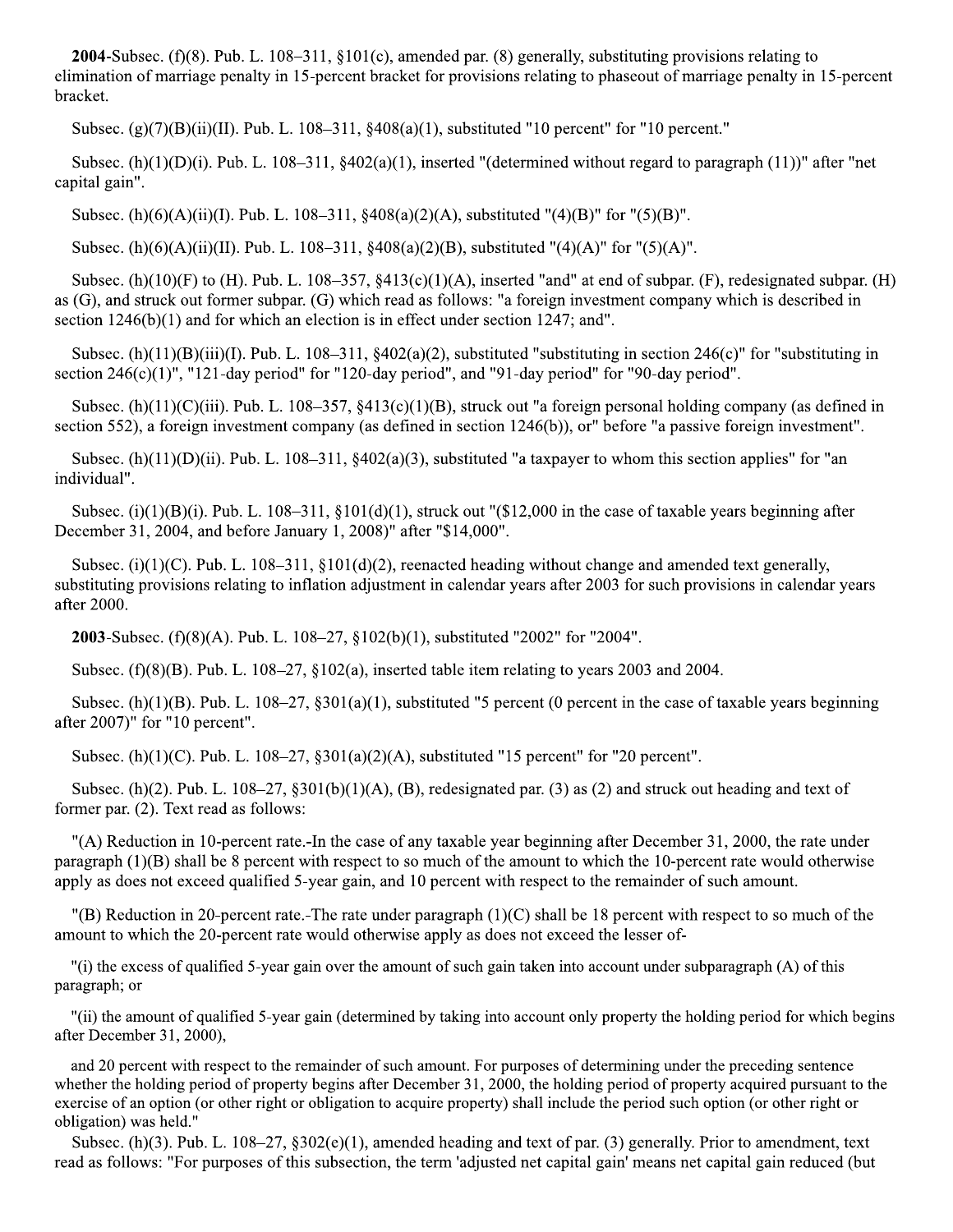**2004**-Subsec. (f)(8). Pub. L. 108–311, §101(c), amended par. (8) generally, substituting provisions relating to elimination of marriage penalty in 15-percent bracket for provisions relating to phaseout of marriage penalty in 15-percent bracket.

Subsec. (g)(7)(B)(ii)(II). Pub. L. 108–311, §408(a)(1), substituted "10 percent" for "10 percent."

Subsec. (h)(1)(D)(i). Pub. L. 108–311, §402(a)(1), inserted "(determined without regard to paragraph (11))" after "net capital gain".

Subsec. (h)(6)(A)(ii)(I). Pub. L. 108–311, §408(a)(2)(A), substituted "(4)(B)" for "(5)(B)".

Subsec. (h)(6)(A)(ii)(II). Pub. L. 108–311, §408(a)(2)(B), substituted "(4)(A)" for "(5)(A)".

Subsec. (h)(10)(F) to (H). Pub. L. 108–357, §413(c)(1)(A), inserted "and" at end of subpar. (F), redesignated subpar. (H) as (G), and struck out former subpar. (G) which read as follows: "a foreign investment company which is described in section 1246(b)(1) and for which an election is in effect under section 1247; and".

Subsec. (h)(11)(B)(iii)(I). Pub. L. 108–311, §402(a)(2), substituted "substituting in section 246(c)" for "substituting in section 246(c)(1)", "121-day period" for "120-day period", and "91-day period" for "90-day period".

Subsec. (h)(11)(C)(iii). Pub. L. 108–357, §413(c)(1)(B), struck out "a foreign personal holding company (as defined in section 552), a foreign investment company (as defined in section 1246(b)), or" before "a passive foreign investment".

Subsec. (h)(11)(D)(ii). Pub. L. 108–311, §402(a)(3), substituted "a taxpayer to whom this section applies" for "an individual".

Subsec. (i)(1)(B)(i). Pub. L. 108–311, §101(d)(1), struck out "($12,000 in the case of taxable years beginning after December 31, 2004, and before January 1, 2008)" after "$14,000".

Subsec. (i)(1)(C). Pub. L. 108–311, §101(d)(2), reenacted heading without change and amended text generally, substituting provisions relating to inflation adjustment in calendar years after 2003 for such provisions in calendar years after 2000.

**2003**-Subsec. (f)(8)(A). Pub. L. 108–27, §102(b)(1), substituted "2002" for "2004".

Subsec. (f)(8)(B). Pub. L. 108–27, §102(a), inserted table item relating to years 2003 and 2004.

Subsec. (h)(1)(B). Pub. L. 108–27, §301(a)(1), substituted "5 percent (0 percent in the case of taxable years beginning after 2007)" for "10 percent".

Subsec. (h)(1)(C). Pub. L. 108–27, §301(a)(2)(A), substituted "15 percent" for "20 percent".

Subsec. (h)(2). Pub. L. 108–27, §301(b)(1)(A), (B), redesignated par. (3) as (2) and struck out heading and text of former par. (2). Text read as follows:

"(A) Reduction in 10-percent rate.-In the case of any taxable year beginning after December 31, 2000, the rate under paragraph (1)(B) shall be 8 percent with respect to so much of the amount to which the 10-percent rate would otherwise apply as does not exceed qualified 5-year gain, and 10 percent with respect to the remainder of such amount.

"(B) Reduction in 20-percent rate.-The rate under paragraph (1)(C) shall be 18 percent with respect to so much of the amount to which the 20-percent rate would otherwise apply as does not exceed the lesser of-

"(i) the excess of qualified 5-year gain over the amount of such gain taken into account under subparagraph (A) of this paragraph; or

"(ii) the amount of qualified 5-year gain (determined by taking into account only property the holding period for which begins after December 31, 2000),

and 20 percent with respect to the remainder of such amount. For purposes of determining under the preceding sentence whether the holding period of property begins after December 31, 2000, the holding period of property acquired pursuant to the exercise of an option (or other right or obligation to acquire property) shall include the period such option (or other right or obligation) was held."

Subsec. (h)(3). Pub. L. 108–27, §302(e)(1), amended heading and text of par. (3) generally. Prior to amendment, text read as follows: "For purposes of this subsection, the term 'adjusted net capital gain' means net capital gain reduced (but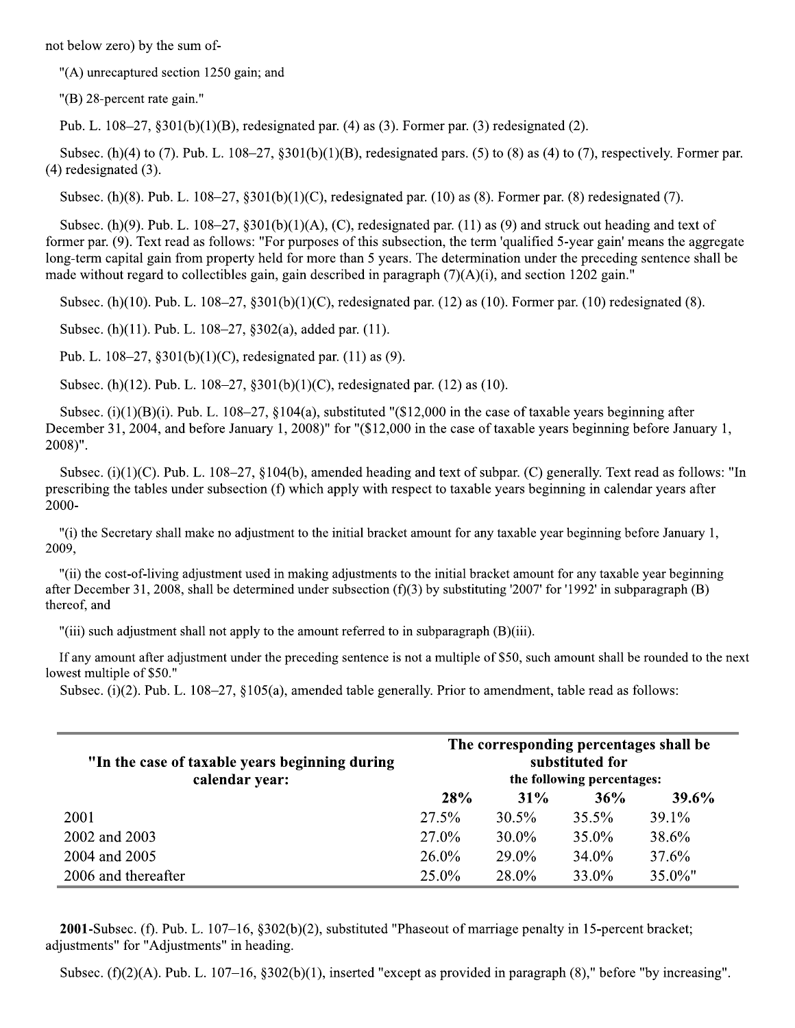not below zero) by the sum of-

"(A) unrecaptured section 1250 gain; and

"(B) 28-percent rate gain."

Pub. L. 108–27, §301(b)(1)(B), redesignated par. (4) as (3). Former par. (3) redesignated (2).

Subsec. (h)(4) to (7). Pub. L. 108–27, §301(b)(1)(B), redesignated pars. (5) to (8) as (4) to (7), respectively. Former par. (4) redesignated (3).

Subsec. (h)(8). Pub. L. 108–27, §301(b)(1)(C), redesignated par. (10) as (8). Former par. (8) redesignated (7).

Subsec. (h)(9). Pub. L. 108–27, §301(b)(1)(A), (C), redesignated par. (11) as (9) and struck out heading and text of former par. (9). Text read as follows: "For purposes of this subsection, the term 'qualified 5-year gain' means the aggregate long-term capital gain from property held for more than 5 years. The determination under the preceding sentence shall be made without regard to collectibles gain, gain described in paragraph (7)(A)(i), and section 1202 gain."

Subsec. (h)(10). Pub. L. 108–27, §301(b)(1)(C), redesignated par. (12) as (10). Former par. (10) redesignated (8).

Subsec. (h)(11). Pub. L. 108–27, §302(a), added par. (11).

Pub. L. 108–27, §301(b)(1)(C), redesignated par. (11) as (9).

Subsec. (h)(12). Pub. L. 108–27, §301(b)(1)(C), redesignated par. (12) as (10).

Subsec. (i)(1)(B)(i). Pub. L. 108–27, §104(a), substituted "($12,000 in the case of taxable years beginning after December 31, 2004, and before January 1, 2008)" for "($12,000 in the case of taxable years beginning before January 1, 2008)".

Subsec. (i)(1)(C). Pub. L. 108–27, §104(b), amended heading and text of subpar. (C) generally. Text read as follows: "In prescribing the tables under subsection (f) which apply with respect to taxable years beginning in calendar years after 2000-

"(i) the Secretary shall make no adjustment to the initial bracket amount for any taxable year beginning before January 1, 2009,

"(ii) the cost-of-living adjustment used in making adjustments to the initial bracket amount for any taxable year beginning after December 31, 2008, shall be determined under subsection (f)(3) by substituting '2007' for '1992' in subparagraph (B) thereof, and

"(iii) such adjustment shall not apply to the amount referred to in subparagraph (B)(iii).

If any amount after adjustment under the preceding sentence is not a multiple of $50, such amount shall be rounded to the next lowest multiple of $50."

Subsec. (i)(2). Pub. L. 108–27, §105(a), amended table generally. Prior to amendment, table read as follows:

| "In the case of taxable years beginning during calendar year: | The corresponding percentages shall be substituted for the following percentages: | | | |
|---|---|---|---|---|
| | 28% | 31% | 36% | 39.6% |
| 2001 | 27.5% | 30.5% | 35.5% | 39.1% |
| 2002 and 2003 | 27.0% | 30.0% | 35.0% | 38.6% |
| 2004 and 2005 | 26.0% | 29.0% | 34.0% | 37.6% |
| 2006 and thereafter | 25.0% | 28.0% | 33.0% | 35.0%" |

**2001**-Subsec. (f). Pub. L. 107–16, §302(b)(2), substituted "Phaseout of marriage penalty in 15-percent bracket; adjustments" for "Adjustments" in heading.

Subsec. (f)(2)(A). Pub. L. 107–16, §302(b)(1), inserted "except as provided in paragraph (8)," before "by increasing".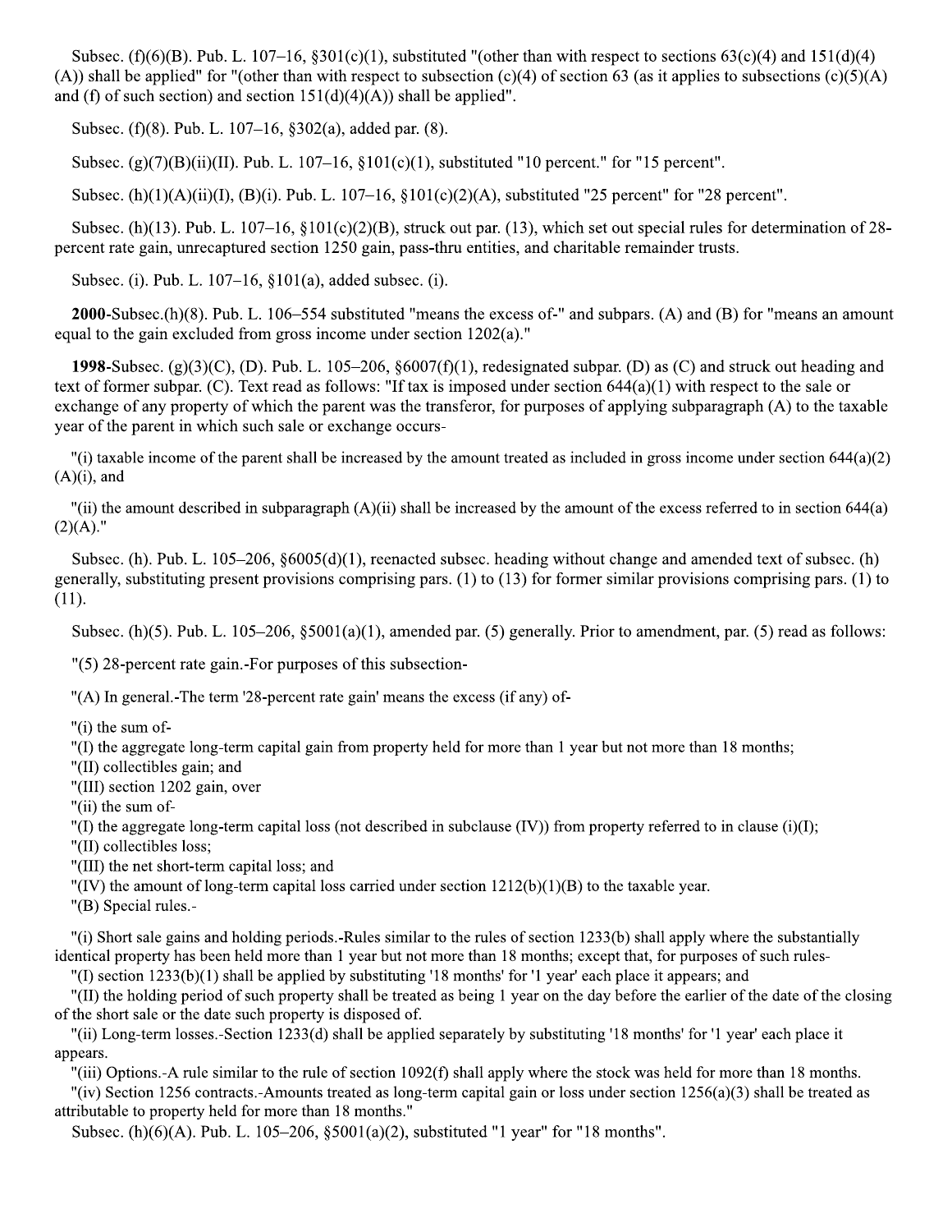Subsec. (f)(6)(B). Pub. L. 107–16, §301(c)(1), substituted "(other than with respect to sections 63(c)(4) and 151(d)(4)(A)) shall be applied" for "(other than with respect to subsection (c)(4) of section 63 (as it applies to subsections (c)(5)(A) and (f) of such section) and section 151(d)(4)(A)) shall be applied".

Subsec. (f)(8). Pub. L. 107–16, §302(a), added par. (8).

Subsec. (g)(7)(B)(ii)(II). Pub. L. 107–16, §101(c)(1), substituted "10 percent." for "15 percent".

Subsec. (h)(1)(A)(ii)(I), (B)(i). Pub. L. 107–16, §101(c)(2)(A), substituted "25 percent" for "28 percent".

Subsec. (h)(13). Pub. L. 107–16, §101(c)(2)(B), struck out par. (13), which set out special rules for determination of 28-percent rate gain, unrecaptured section 1250 gain, pass-thru entities, and charitable remainder trusts.

Subsec. (i). Pub. L. 107–16, §101(a), added subsec. (i).

**2000**-Subsec.(h)(8). Pub. L. 106–554 substituted "means the excess of-" and subpars. (A) and (B) for "means an amount equal to the gain excluded from gross income under section 1202(a)."

**1998**-Subsec. (g)(3)(C), (D). Pub. L. 105–206, §6007(f)(1), redesignated subpar. (D) as (C) and struck out heading and text of former subpar. (C). Text read as follows: "If tax is imposed under section 644(a)(1) with respect to the sale or exchange of any property of which the parent was the transferor, for purposes of applying subparagraph (A) to the taxable year of the parent in which such sale or exchange occurs-

"(i) taxable income of the parent shall be increased by the amount treated as included in gross income under section 644(a)(2)(A)(i), and

"(ii) the amount described in subparagraph (A)(ii) shall be increased by the amount of the excess referred to in section 644(a)(2)(A)."

Subsec. (h). Pub. L. 105–206, §6005(d)(1), reenacted subsec. heading without change and amended text of subsec. (h) generally, substituting present provisions comprising pars. (1) to (13) for former similar provisions comprising pars. (1) to (11).

Subsec. (h)(5). Pub. L. 105–206, §5001(a)(1), amended par. (5) generally. Prior to amendment, par. (5) read as follows:

"(5) 28-percent rate gain.-For purposes of this subsection-

"(A) In general.-The term '28-percent rate gain' means the excess (if any) of-

"(i) the sum of-
"(I) the aggregate long-term capital gain from property held for more than 1 year but not more than 18 months;
"(II) collectibles gain; and
"(III) section 1202 gain, over
"(ii) the sum of-
"(I) the aggregate long-term capital loss (not described in subclause (IV)) from property referred to in clause (i)(I);
"(II) collectibles loss;
"(III) the net short-term capital loss; and
"(IV) the amount of long-term capital loss carried under section 1212(b)(1)(B) to the taxable year.
"(B) Special rules.-

"(i) Short sale gains and holding periods.-Rules similar to the rules of section 1233(b) shall apply where the substantially identical property has been held more than 1 year but not more than 18 months; except that, for purposes of such rules-
"(I) section 1233(b)(1) shall be applied by substituting '18 months' for '1 year' each place it appears; and
"(II) the holding period of such property shall be treated as being 1 year on the day before the earlier of the date of the closing of the short sale or the date such property is disposed of.
"(ii) Long-term losses.-Section 1233(d) shall be applied separately by substituting '18 months' for '1 year' each place it appears.
"(iii) Options.-A rule similar to the rule of section 1092(f) shall apply where the stock was held for more than 18 months.
"(iv) Section 1256 contracts.-Amounts treated as long-term capital gain or loss under section 1256(a)(3) shall be treated as attributable to property held for more than 18 months."

Subsec. (h)(6)(A). Pub. L. 105–206, §5001(a)(2), substituted "1 year" for "18 months".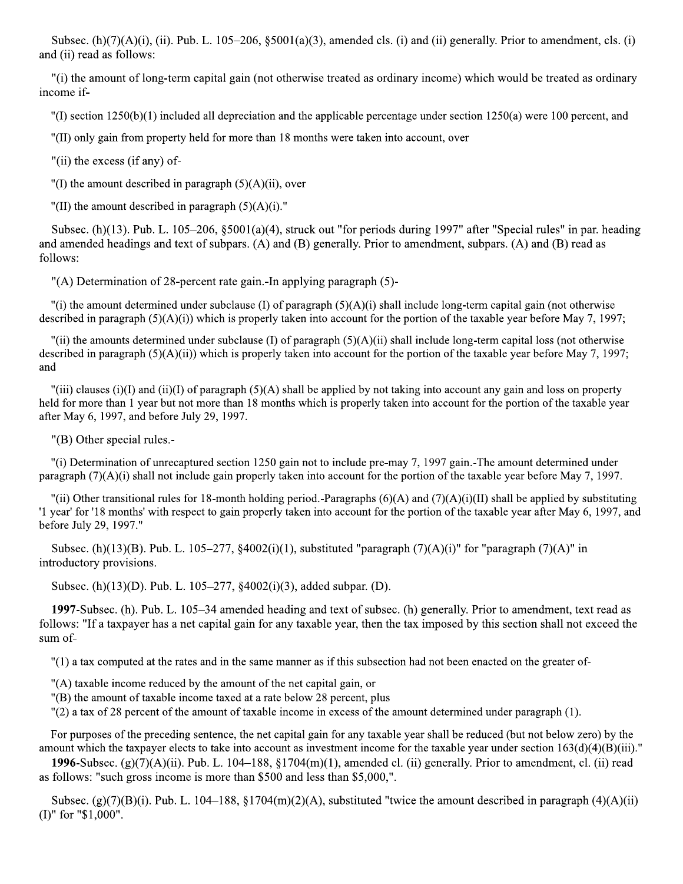Subsec. (h)(7)(A)(i), (ii). Pub. L. 105–206, §5001(a)(3), amended cls. (i) and (ii) generally. Prior to amendment, cls. (i) and (ii) read as follows:

"(i) the amount of long-term capital gain (not otherwise treated as ordinary income) which would be treated as ordinary income if-

"(I) section 1250(b)(1) included all depreciation and the applicable percentage under section 1250(a) were 100 percent, and

"(II) only gain from property held for more than 18 months were taken into account, over

"(ii) the excess (if any) of-

"(I) the amount described in paragraph (5)(A)(ii), over

"(II) the amount described in paragraph (5)(A)(i)."

Subsec. (h)(13). Pub. L. 105–206, §5001(a)(4), struck out "for periods during 1997" after "Special rules" in par. heading and amended headings and text of subpars. (A) and (B) generally. Prior to amendment, subpars. (A) and (B) read as follows:

"(A) Determination of 28-percent rate gain.-In applying paragraph (5)-

"(i) the amount determined under subclause (I) of paragraph (5)(A)(i) shall include long-term capital gain (not otherwise described in paragraph (5)(A)(i)) which is properly taken into account for the portion of the taxable year before May 7, 1997;

"(ii) the amounts determined under subclause (I) of paragraph (5)(A)(ii) shall include long-term capital loss (not otherwise described in paragraph (5)(A)(ii)) which is properly taken into account for the portion of the taxable year before May 7, 1997; and

"(iii) clauses (i)(I) and (ii)(I) of paragraph (5)(A) shall be applied by not taking into account any gain and loss on property held for more than 1 year but not more than 18 months which is properly taken into account for the portion of the taxable year after May 6, 1997, and before July 29, 1997.

"(B) Other special rules.-

"(i) Determination of unrecaptured section 1250 gain not to include pre-may 7, 1997 gain.-The amount determined under paragraph (7)(A)(i) shall not include gain properly taken into account for the portion of the taxable year before May 7, 1997.

"(ii) Other transitional rules for 18-month holding period.-Paragraphs (6)(A) and (7)(A)(i)(II) shall be applied by substituting '1 year' for '18 months' with respect to gain properly taken into account for the portion of the taxable year after May 6, 1997, and before July 29, 1997."

Subsec. (h)(13)(B). Pub. L. 105–277, §4002(i)(1), substituted "paragraph (7)(A)(i)" for "paragraph (7)(A)" in introductory provisions.

Subsec. (h)(13)(D). Pub. L. 105–277, §4002(i)(3), added subpar. (D).

**1997**-Subsec. (h). Pub. L. 105–34 amended heading and text of subsec. (h) generally. Prior to amendment, text read as follows: "If a taxpayer has a net capital gain for any taxable year, then the tax imposed by this section shall not exceed the sum of-

"(1) a tax computed at the rates and in the same manner as if this subsection had not been enacted on the greater of-

"(A) taxable income reduced by the amount of the net capital gain, or

"(B) the amount of taxable income taxed at a rate below 28 percent, plus

"(2) a tax of 28 percent of the amount of taxable income in excess of the amount determined under paragraph (1).

For purposes of the preceding sentence, the net capital gain for any taxable year shall be reduced (but not below zero) by the amount which the taxpayer elects to take into account as investment income for the taxable year under section 163(d)(4)(B)(iii)."

**1996**-Subsec. (g)(7)(A)(ii). Pub. L. 104–188, §1704(m)(1), amended cl. (ii) generally. Prior to amendment, cl. (ii) read as follows: "such gross income is more than $500 and less than $5,000,".

Subsec. (g)(7)(B)(i). Pub. L. 104–188, §1704(m)(2)(A), substituted "twice the amount described in paragraph (4)(A)(ii)(I)" for "$1,000".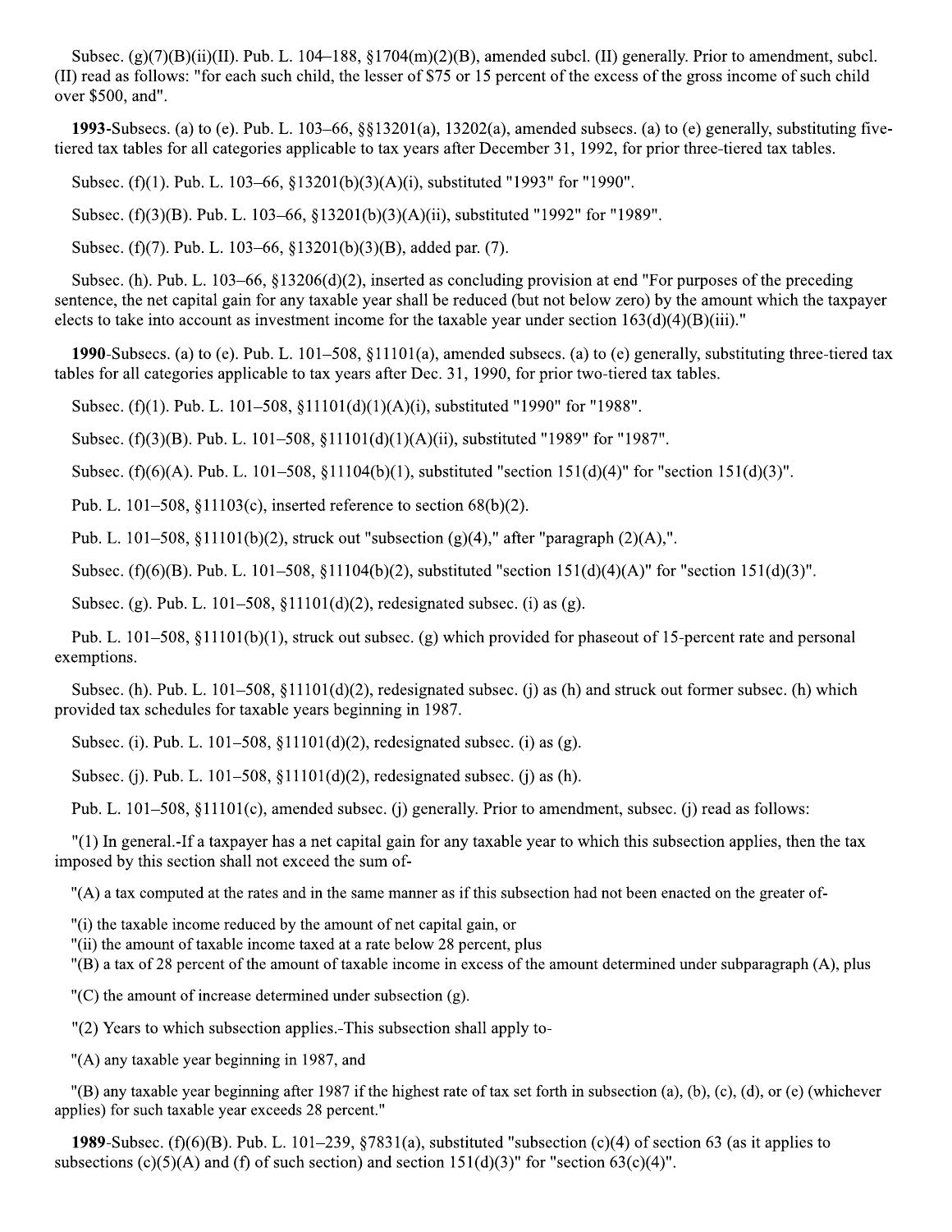Subsec. (g)(7)(B)(ii)(II). Pub. L. 104–188, §1704(m)(2)(B), amended subcl. (II) generally. Prior to amendment, subcl. (II) read as follows: "for each such child, the lesser of $75 or 15 percent of the excess of the gross income of such child over $500, and".

**1993**-Subsecs. (a) to (e). Pub. L. 103–66, §§13201(a), 13202(a), amended subsecs. (a) to (e) generally, substituting five-tiered tax tables for all categories applicable to tax years after December 31, 1992, for prior three-tiered tax tables.

Subsec. (f)(1). Pub. L. 103–66, §13201(b)(3)(A)(i), substituted "1993" for "1990".

Subsec. (f)(3)(B). Pub. L. 103–66, §13201(b)(3)(A)(ii), substituted "1992" for "1989".

Subsec. (f)(7). Pub. L. 103–66, §13201(b)(3)(B), added par. (7).

Subsec. (h). Pub. L. 103–66, §13206(d)(2), inserted as concluding provision at end "For purposes of the preceding sentence, the net capital gain for any taxable year shall be reduced (but not below zero) by the amount which the taxpayer elects to take into account as investment income for the taxable year under section 163(d)(4)(B)(iii)."

**1990**-Subsecs. (a) to (e). Pub. L. 101–508, §11101(a), amended subsecs. (a) to (e) generally, substituting three-tiered tax tables for all categories applicable to tax years after Dec. 31, 1990, for prior two-tiered tax tables.

Subsec. (f)(1). Pub. L. 101–508, §11101(d)(1)(A)(i), substituted "1990" for "1988".

Subsec. (f)(3)(B). Pub. L. 101–508, §11101(d)(1)(A)(ii), substituted "1989" for "1987".

Subsec. (f)(6)(A). Pub. L. 101–508, §11104(b)(1), substituted "section 151(d)(4)" for "section 151(d)(3)".

Pub. L. 101–508, §11103(c), inserted reference to section 68(b)(2).

Pub. L. 101–508, §11101(b)(2), struck out "subsection (g)(4)," after "paragraph (2)(A),".

Subsec. (f)(6)(B). Pub. L. 101–508, §11104(b)(2), substituted "section 151(d)(4)(A)" for "section 151(d)(3)".

Subsec. (g). Pub. L. 101–508, §11101(d)(2), redesignated subsec. (i) as (g).

Pub. L. 101–508, §11101(b)(1), struck out subsec. (g) which provided for phaseout of 15-percent rate and personal exemptions.

Subsec. (h). Pub. L. 101–508, §11101(d)(2), redesignated subsec. (j) as (h) and struck out former subsec. (h) which provided tax schedules for taxable years beginning in 1987.

Subsec. (i). Pub. L. 101–508, §11101(d)(2), redesignated subsec. (i) as (g).

Subsec. (j). Pub. L. 101–508, §11101(d)(2), redesignated subsec. (j) as (h).

Pub. L. 101–508, §11101(c), amended subsec. (j) generally. Prior to amendment, subsec. (j) read as follows:

"(1) In general.-If a taxpayer has a net capital gain for any taxable year to which this subsection applies, then the tax imposed by this section shall not exceed the sum of-

"(A) a tax computed at the rates and in the same manner as if this subsection had not been enacted on the greater of-

"(i) the taxable income reduced by the amount of net capital gain, or
"(ii) the amount of taxable income taxed at a rate below 28 percent, plus
"(B) a tax of 28 percent of the amount of taxable income in excess of the amount determined under subparagraph (A), plus

"(C) the amount of increase determined under subsection (g).

"(2) Years to which subsection applies.-This subsection shall apply to-

"(A) any taxable year beginning in 1987, and

"(B) any taxable year beginning after 1987 if the highest rate of tax set forth in subsection (a), (b), (c), (d), or (e) (whichever applies) for such taxable year exceeds 28 percent."

**1989**-Subsec. (f)(6)(B). Pub. L. 101–239, §7831(a), substituted "subsection (c)(4) of section 63 (as it applies to subsections (c)(5)(A) and (f) of such section) and section 151(d)(3)" for "section 63(c)(4)".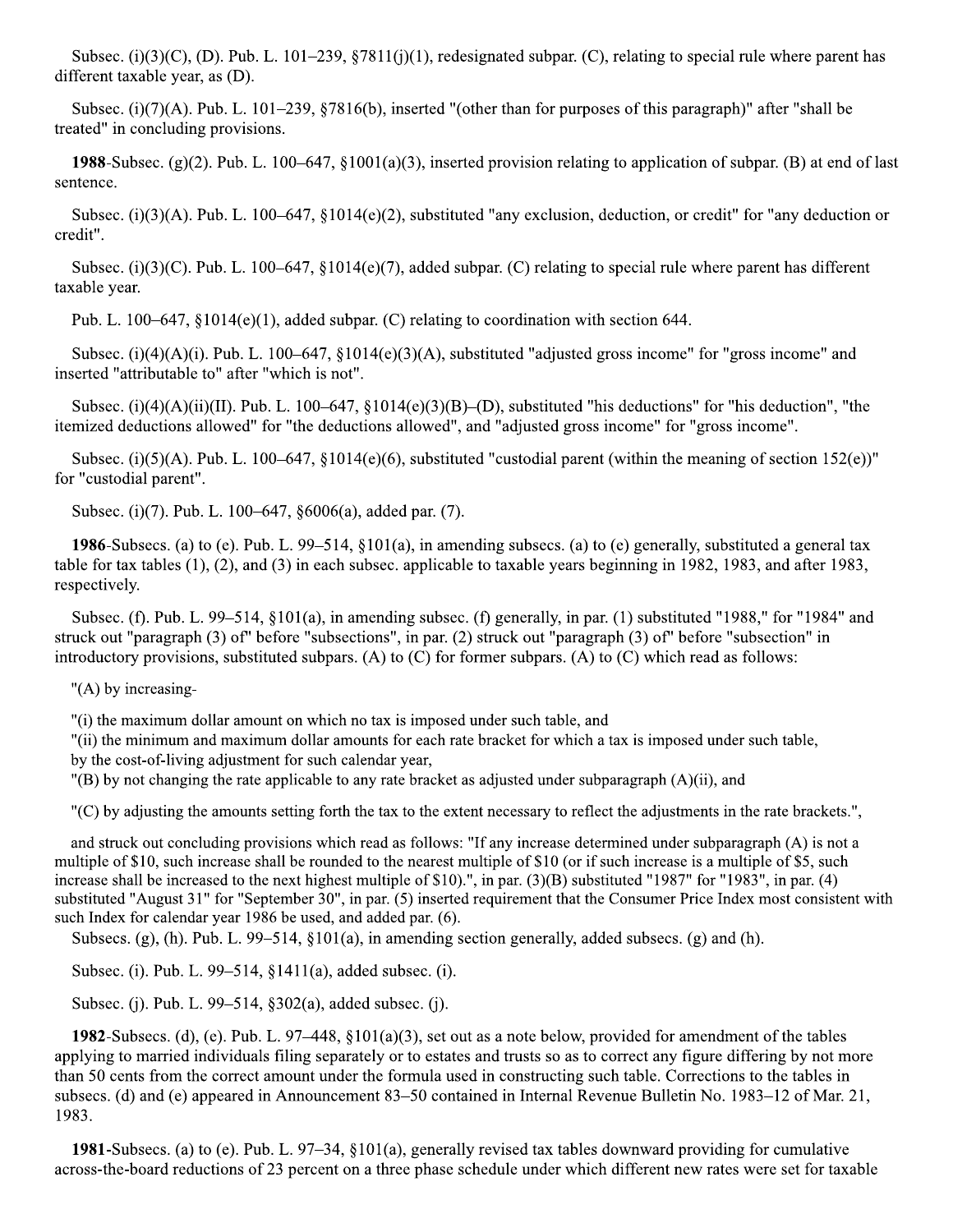Subsec. (i)(3)(C), (D). Pub. L. 101–239, §7811(j)(1), redesignated subpar. (C), relating to special rule where parent has different taxable year, as (D).

Subsec. (i)(7)(A). Pub. L. 101–239, §7816(b), inserted "(other than for purposes of this paragraph)" after "shall be treated" in concluding provisions.

**1988**-Subsec. (g)(2). Pub. L. 100–647, §1001(a)(3), inserted provision relating to application of subpar. (B) at end of last sentence.

Subsec. (i)(3)(A). Pub. L. 100–647, §1014(e)(2), substituted "any exclusion, deduction, or credit" for "any deduction or credit".

Subsec. (i)(3)(C). Pub. L. 100–647, §1014(e)(7), added subpar. (C) relating to special rule where parent has different taxable year.

Pub. L. 100–647, §1014(e)(1), added subpar. (C) relating to coordination with section 644.

Subsec. (i)(4)(A)(i). Pub. L. 100–647, §1014(e)(3)(A), substituted "adjusted gross income" for "gross income" and inserted "attributable to" after "which is not".

Subsec. (i)(4)(A)(ii)(II). Pub. L. 100–647, §1014(e)(3)(B)–(D), substituted "his deductions" for "his deduction", "the itemized deductions allowed" for "the deductions allowed", and "adjusted gross income" for "gross income".

Subsec. (i)(5)(A). Pub. L. 100–647, §1014(e)(6), substituted "custodial parent (within the meaning of section 152(e))" for "custodial parent".

Subsec. (i)(7). Pub. L. 100–647, §6006(a), added par. (7).

**1986**-Subsecs. (a) to (e). Pub. L. 99–514, §101(a), in amending subsecs. (a) to (e) generally, substituted a general tax table for tax tables (1), (2), and (3) in each subsec. applicable to taxable years beginning in 1982, 1983, and after 1983, respectively.

Subsec. (f). Pub. L. 99–514, §101(a), in amending subsec. (f) generally, in par. (1) substituted "1988," for "1984" and struck out "paragraph (3) of" before "subsections", in par. (2) struck out "paragraph (3) of" before "subsection" in introductory provisions, substituted subpars. (A) to (C) for former subpars. (A) to (C) which read as follows:

"(A) by increasing-

"(i) the maximum dollar amount on which no tax is imposed under such table, and
"(ii) the minimum and maximum dollar amounts for each rate bracket for which a tax is imposed under such table,
by the cost-of-living adjustment for such calendar year,
"(B) by not changing the rate applicable to any rate bracket as adjusted under subparagraph (A)(ii), and

"(C) by adjusting the amounts setting forth the tax to the extent necessary to reflect the adjustments in the rate brackets.",

and struck out concluding provisions which read as follows: "If any increase determined under subparagraph (A) is not a multiple of $10, such increase shall be rounded to the nearest multiple of $10 (or if such increase is a multiple of $5, such increase shall be increased to the next highest multiple of $10).", in par. (3)(B) substituted "1987" for "1983", in par. (4) substituted "August 31" for "September 30", in par. (5) inserted requirement that the Consumer Price Index most consistent with such Index for calendar year 1986 be used, and added par. (6).
Subsecs. (g), (h). Pub. L. 99–514, §101(a), in amending section generally, added subsecs. (g) and (h).

Subsec. (i). Pub. L. 99–514, §1411(a), added subsec. (i).

Subsec. (j). Pub. L. 99–514, §302(a), added subsec. (j).

**1982**-Subsecs. (d), (e). Pub. L. 97–448, §101(a)(3), set out as a note below, provided for amendment of the tables applying to married individuals filing separately or to estates and trusts so as to correct any figure differing by not more than 50 cents from the correct amount under the formula used in constructing such table. Corrections to the tables in subsecs. (d) and (e) appeared in Announcement 83–50 contained in Internal Revenue Bulletin No. 1983–12 of Mar. 21, 1983.

**1981**-Subsecs. (a) to (e). Pub. L. 97–34, §101(a), generally revised tax tables downward providing for cumulative across-the-board reductions of 23 percent on a three phase schedule under which different new rates were set for taxable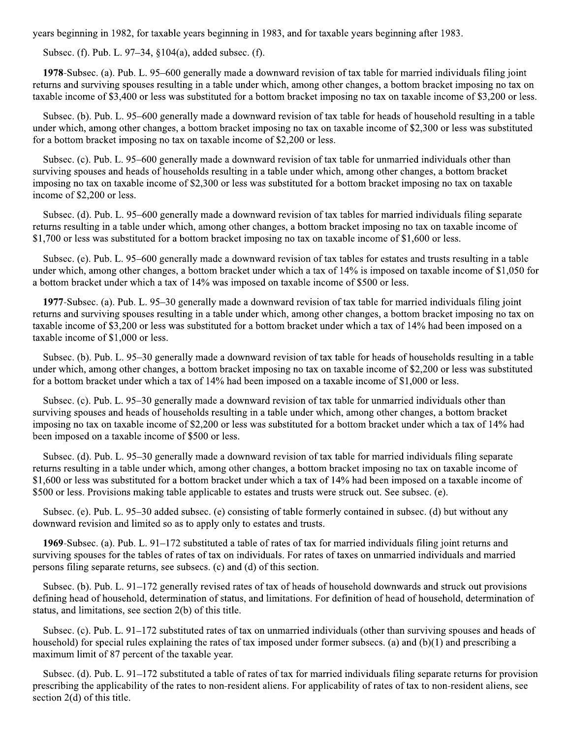years beginning in 1982, for taxable years beginning in 1983, and for taxable years beginning after 1983.

Subsec. (f). Pub. L. 97–34, §104(a), added subsec. (f).

**1978**-Subsec. (a). Pub. L. 95–600 generally made a downward revision of tax table for married individuals filing joint returns and surviving spouses resulting in a table under which, among other changes, a bottom bracket imposing no tax on taxable income of $3,400 or less was substituted for a bottom bracket imposing no tax on taxable income of $3,200 or less.

Subsec. (b). Pub. L. 95–600 generally made a downward revision of tax table for heads of household resulting in a table under which, among other changes, a bottom bracket imposing no tax on taxable income of $2,300 or less was substituted for a bottom bracket imposing no tax on taxable income of $2,200 or less.

Subsec. (c). Pub. L. 95–600 generally made a downward revision of tax table for unmarried individuals other than surviving spouses and heads of households resulting in a table under which, among other changes, a bottom bracket imposing no tax on taxable income of $2,300 or less was substituted for a bottom bracket imposing no tax on taxable income of $2,200 or less.

Subsec. (d). Pub. L. 95–600 generally made a downward revision of tax tables for married individuals filing separate returns resulting in a table under which, among other changes, a bottom bracket imposing no tax on taxable income of $1,700 or less was substituted for a bottom bracket imposing no tax on taxable income of $1,600 or less.

Subsec. (e). Pub. L. 95–600 generally made a downward revision of tax tables for estates and trusts resulting in a table under which, among other changes, a bottom bracket under which a tax of 14% is imposed on taxable income of $1,050 for a bottom bracket under which a tax of 14% was imposed on taxable income of $500 or less.

**1977**-Subsec. (a). Pub. L. 95–30 generally made a downward revision of tax table for married individuals filing joint returns and surviving spouses resulting in a table under which, among other changes, a bottom bracket imposing no tax on taxable income of $3,200 or less was substituted for a bottom bracket under which a tax of 14% had been imposed on a taxable income of $1,000 or less.

Subsec. (b). Pub. L. 95–30 generally made a downward revision of tax table for heads of households resulting in a table under which, among other changes, a bottom bracket imposing no tax on taxable income of $2,200 or less was substituted for a bottom bracket under which a tax of 14% had been imposed on a taxable income of $1,000 or less.

Subsec. (c). Pub. L. 95–30 generally made a downward revision of tax table for unmarried individuals other than surviving spouses and heads of households resulting in a table under which, among other changes, a bottom bracket imposing no tax on taxable income of $2,200 or less was substituted for a bottom bracket under which a tax of 14% had been imposed on a taxable income of $500 or less.

Subsec. (d). Pub. L. 95–30 generally made a downward revision of tax table for married individuals filing separate returns resulting in a table under which, among other changes, a bottom bracket imposing no tax on taxable income of $1,600 or less was substituted for a bottom bracket under which a tax of 14% had been imposed on a taxable income of $500 or less. Provisions making table applicable to estates and trusts were struck out. See subsec. (e).

Subsec. (e). Pub. L. 95–30 added subsec. (e) consisting of table formerly contained in subsec. (d) but without any downward revision and limited so as to apply only to estates and trusts.

**1969**-Subsec. (a). Pub. L. 91–172 substituted a table of rates of tax for married individuals filing joint returns and surviving spouses for the tables of rates of tax on individuals. For rates of taxes on unmarried individuals and married persons filing separate returns, see subsecs. (c) and (d) of this section.

Subsec. (b). Pub. L. 91–172 generally revised rates of tax of heads of household downwards and struck out provisions defining head of household, determination of status, and limitations. For definition of head of household, determination of status, and limitations, see section 2(b) of this title.

Subsec. (c). Pub. L. 91–172 substituted rates of tax on unmarried individuals (other than surviving spouses and heads of household) for special rules explaining the rates of tax imposed under former subsecs. (a) and (b)(1) and prescribing a maximum limit of 87 percent of the taxable year.

Subsec. (d). Pub. L. 91–172 substituted a table of rates of tax for married individuals filing separate returns for provision prescribing the applicability of the rates to non-resident aliens. For applicability of rates of tax to non-resident aliens, see section 2(d) of this title.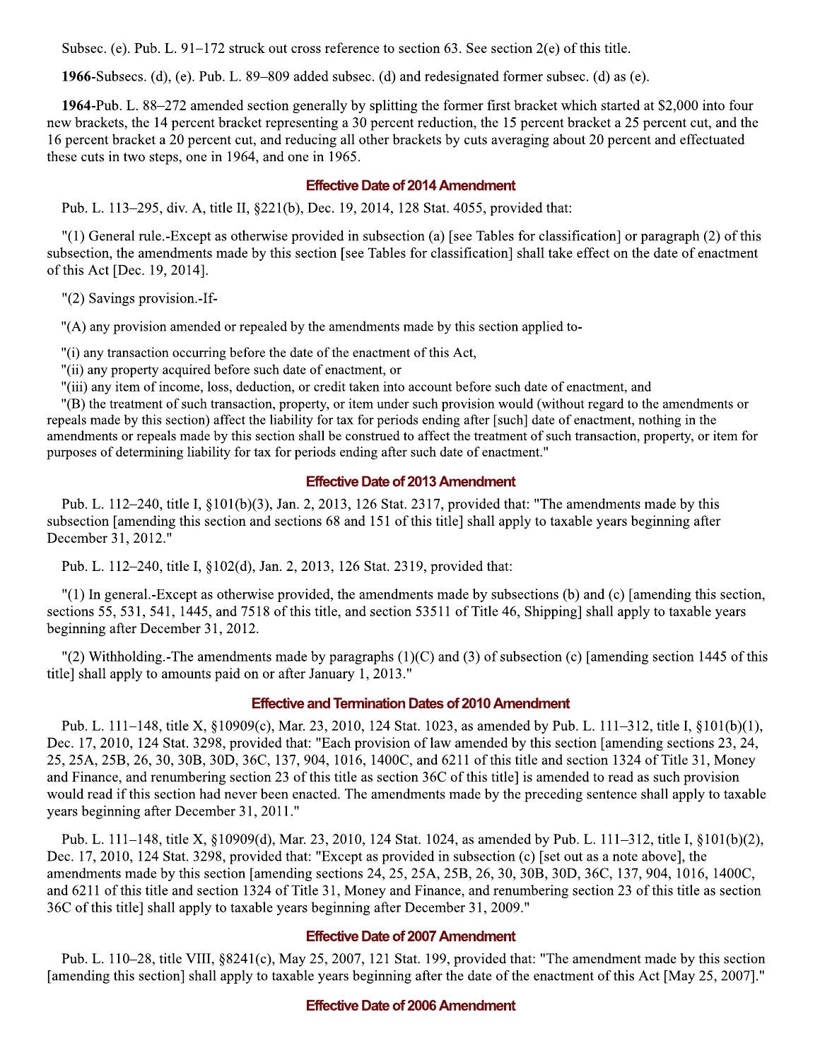Subsec. (e). Pub. L. 91–172 struck out cross reference to section 63. See section 2(e) of this title.

**1966**-Subsecs. (d), (e). Pub. L. 89–809 added subsec. (d) and redesignated former subsec. (d) as (e).

**1964**-Pub. L. 88–272 amended section generally by splitting the former first bracket which started at $2,000 into four new brackets, the 14 percent bracket representing a 30 percent reduction, the 15 percent bracket a 25 percent cut, and the 16 percent bracket a 20 percent cut, and reducing all other brackets by cuts averaging about 20 percent and effectuated these cuts in two steps, one in 1964, and one in 1965.

### Effective Date of 2014 Amendment

Pub. L. 113–295, div. A, title II, §221(b), Dec. 19, 2014, 128 Stat. 4055, provided that:

"(1) General rule.-Except as otherwise provided in subsection (a) [see Tables for classification] or paragraph (2) of this subsection, the amendments made by this section [see Tables for classification] shall take effect on the date of enactment of this Act [Dec. 19, 2014].

"(2) Savings provision.-If-

"(A) any provision amended or repealed by the amendments made by this section applied to-

"(i) any transaction occurring before the date of the enactment of this Act,

"(ii) any property acquired before such date of enactment, or

"(iii) any item of income, loss, deduction, or credit taken into account before such date of enactment, and

"(B) the treatment of such transaction, property, or item under such provision would (without regard to the amendments or repeals made by this section) affect the liability for tax for periods ending after [such] date of enactment, nothing in the amendments or repeals made by this section shall be construed to affect the treatment of such transaction, property, or item for purposes of determining liability for tax for periods ending after such date of enactment."

### Effective Date of 2013 Amendment

Pub. L. 112–240, title I, §101(b)(3), Jan. 2, 2013, 126 Stat. 2317, provided that: "The amendments made by this subsection [amending this section and sections 68 and 151 of this title] shall apply to taxable years beginning after December 31, 2012."

Pub. L. 112–240, title I, §102(d), Jan. 2, 2013, 126 Stat. 2319, provided that:

"(1) In general.-Except as otherwise provided, the amendments made by subsections (b) and (c) [amending this section, sections 55, 531, 541, 1445, and 7518 of this title, and section 53511 of Title 46, Shipping] shall apply to taxable years beginning after December 31, 2012.

"(2) Withholding.-The amendments made by paragraphs (1)(C) and (3) of subsection (c) [amending section 1445 of this title] shall apply to amounts paid on or after January 1, 2013."

### Effective and Termination Dates of 2010 Amendment

Pub. L. 111–148, title X, §10909(c), Mar. 23, 2010, 124 Stat. 1023, as amended by Pub. L. 111–312, title I, §101(b)(1), Dec. 17, 2010, 124 Stat. 3298, provided that: "Each provision of law amended by this section [amending sections 23, 24, 25, 25A, 25B, 26, 30, 30B, 30D, 36C, 137, 904, 1016, 1400C, and 6211 of this title and section 1324 of Title 31, Money and Finance, and renumbering section 23 of this title as section 36C of this title] is amended to read as such provision would read if this section had never been enacted. The amendments made by the preceding sentence shall apply to taxable years beginning after December 31, 2011."

Pub. L. 111–148, title X, §10909(d), Mar. 23, 2010, 124 Stat. 1024, as amended by Pub. L. 111–312, title I, §101(b)(2), Dec. 17, 2010, 124 Stat. 3298, provided that: "Except as provided in subsection (c) [set out as a note above], the amendments made by this section [amending sections 24, 25, 25A, 25B, 26, 30, 30B, 30D, 36C, 137, 904, 1016, 1400C, and 6211 of this title and section 1324 of Title 31, Money and Finance, and renumbering section 23 of this title as section 36C of this title] shall apply to taxable years beginning after December 31, 2009."

### Effective Date of 2007 Amendment

Pub. L. 110–28, title VIII, §8241(c), May 25, 2007, 121 Stat. 199, provided that: "The amendment made by this section [amending this section] shall apply to taxable years beginning after the date of the enactment of this Act [May 25, 2007]."

### Effective Date of 2006 Amendment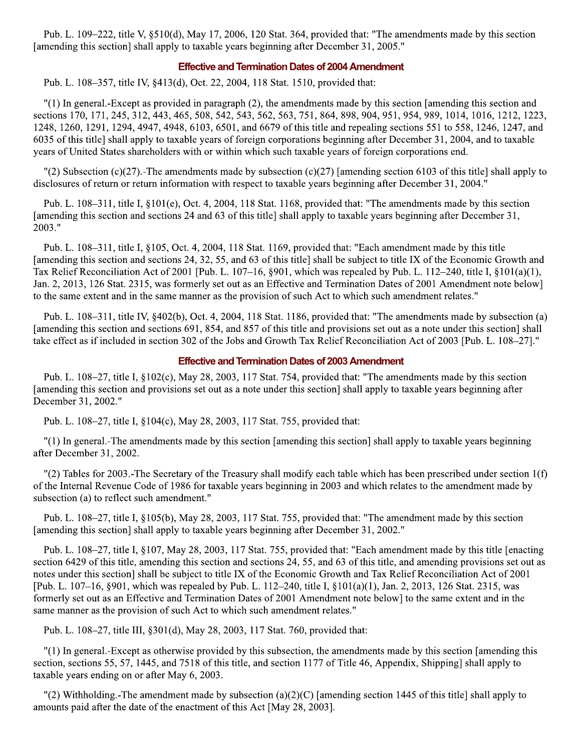Pub. L. 109–222, title V, §510(d), May 17, 2006, 120 Stat. 364, provided that: "The amendments made by this section [amending this section] shall apply to taxable years beginning after December 31, 2005."

### Effective and Termination Dates of 2004 Amendment

Pub. L. 108–357, title IV, §413(d), Oct. 22, 2004, 118 Stat. 1510, provided that:

"(1) In general.-Except as provided in paragraph (2), the amendments made by this section [amending this section and sections 170, 171, 245, 312, 443, 465, 508, 542, 543, 562, 563, 751, 864, 898, 904, 951, 954, 989, 1014, 1016, 1212, 1223, 1248, 1260, 1291, 1294, 4947, 4948, 6103, 6501, and 6679 of this title and repealing sections 551 to 558, 1246, 1247, and 6035 of this title] shall apply to taxable years of foreign corporations beginning after December 31, 2004, and to taxable years of United States shareholders with or within which such taxable years of foreign corporations end.

"(2) Subsection (c)(27).-The amendments made by subsection (c)(27) [amending section 6103 of this title] shall apply to disclosures of return or return information with respect to taxable years beginning after December 31, 2004."

Pub. L. 108–311, title I, §101(e), Oct. 4, 2004, 118 Stat. 1168, provided that: "The amendments made by this section [amending this section and sections 24 and 63 of this title] shall apply to taxable years beginning after December 31, 2003."

Pub. L. 108–311, title I, §105, Oct. 4, 2004, 118 Stat. 1169, provided that: "Each amendment made by this title [amending this section and sections 24, 32, 55, and 63 of this title] shall be subject to title IX of the Economic Growth and Tax Relief Reconciliation Act of 2001 [Pub. L. 107–16, §901, which was repealed by Pub. L. 112–240, title I, §101(a)(1), Jan. 2, 2013, 126 Stat. 2315, was formerly set out as an Effective and Termination Dates of 2001 Amendment note below] to the same extent and in the same manner as the provision of such Act to which such amendment relates."

Pub. L. 108–311, title IV, §402(b), Oct. 4, 2004, 118 Stat. 1186, provided that: "The amendments made by subsection (a) [amending this section and sections 691, 854, and 857 of this title and provisions set out as a note under this section] shall take effect as if included in section 302 of the Jobs and Growth Tax Relief Reconciliation Act of 2003 [Pub. L. 108–27]."

### Effective and Termination Dates of 2003 Amendment

Pub. L. 108–27, title I, §102(c), May 28, 2003, 117 Stat. 754, provided that: "The amendments made by this section [amending this section and provisions set out as a note under this section] shall apply to taxable years beginning after December 31, 2002."

Pub. L. 108–27, title I, §104(c), May 28, 2003, 117 Stat. 755, provided that:

"(1) In general.-The amendments made by this section [amending this section] shall apply to taxable years beginning after December 31, 2002.

"(2) Tables for 2003.-The Secretary of the Treasury shall modify each table which has been prescribed under section 1(f) of the Internal Revenue Code of 1986 for taxable years beginning in 2003 and which relates to the amendment made by subsection (a) to reflect such amendment."

Pub. L. 108–27, title I, §105(b), May 28, 2003, 117 Stat. 755, provided that: "The amendment made by this section [amending this section] shall apply to taxable years beginning after December 31, 2002."

Pub. L. 108–27, title I, §107, May 28, 2003, 117 Stat. 755, provided that: "Each amendment made by this title [enacting section 6429 of this title, amending this section and sections 24, 55, and 63 of this title, and amending provisions set out as notes under this section] shall be subject to title IX of the Economic Growth and Tax Relief Reconciliation Act of 2001 [Pub. L. 107–16, §901, which was repealed by Pub. L. 112–240, title I, §101(a)(1), Jan. 2, 2013, 126 Stat. 2315, was formerly set out as an Effective and Termination Dates of 2001 Amendment note below] to the same extent and in the same manner as the provision of such Act to which such amendment relates."

Pub. L. 108–27, title III, §301(d), May 28, 2003, 117 Stat. 760, provided that:

"(1) In general.-Except as otherwise provided by this subsection, the amendments made by this section [amending this section, sections 55, 57, 1445, and 7518 of this title, and section 1177 of Title 46, Appendix, Shipping] shall apply to taxable years ending on or after May 6, 2003.

"(2) Withholding.-The amendment made by subsection (a)(2)(C) [amending section 1445 of this title] shall apply to amounts paid after the date of the enactment of this Act [May 28, 2003].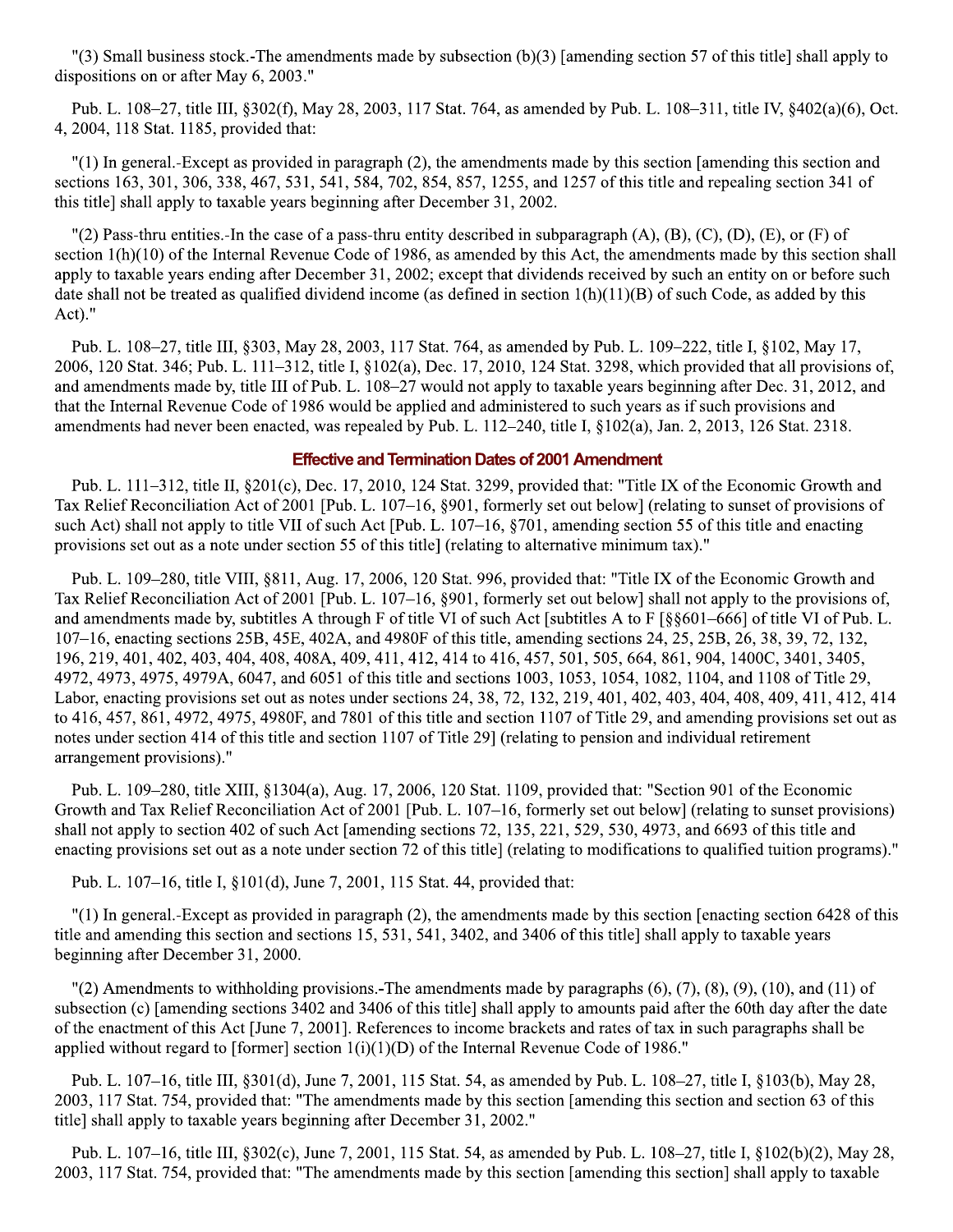"(3) Small business stock.-The amendments made by subsection (b)(3) [amending section 57 of this title] shall apply to dispositions on or after May 6, 2003."

Pub. L. 108–27, title III, §302(f), May 28, 2003, 117 Stat. 764, as amended by Pub. L. 108–311, title IV, §402(a)(6), Oct. 4, 2004, 118 Stat. 1185, provided that:

"(1) In general.-Except as provided in paragraph (2), the amendments made by this section [amending this section and sections 163, 301, 306, 338, 467, 531, 541, 584, 702, 854, 857, 1255, and 1257 of this title and repealing section 341 of this title] shall apply to taxable years beginning after December 31, 2002.

"(2) Pass-thru entities.-In the case of a pass-thru entity described in subparagraph (A), (B), (C), (D), (E), or (F) of section 1(h)(10) of the Internal Revenue Code of 1986, as amended by this Act, the amendments made by this section shall apply to taxable years ending after December 31, 2002; except that dividends received by such an entity on or before such date shall not be treated as qualified dividend income (as defined in section 1(h)(11)(B) of such Code, as added by this Act)."

Pub. L. 108–27, title III, §303, May 28, 2003, 117 Stat. 764, as amended by Pub. L. 109–222, title I, §102, May 17, 2006, 120 Stat. 346; Pub. L. 111–312, title I, §102(a), Dec. 17, 2010, 124 Stat. 3298, which provided that all provisions of, and amendments made by, title III of Pub. L. 108–27 would not apply to taxable years beginning after Dec. 31, 2012, and that the Internal Revenue Code of 1986 would be applied and administered to such years as if such provisions and amendments had never been enacted, was repealed by Pub. L. 112–240, title I, §102(a), Jan. 2, 2013, 126 Stat. 2318.

## Effective and Termination Dates of 2001 Amendment

Pub. L. 111–312, title II, §201(c), Dec. 17, 2010, 124 Stat. 3299, provided that: "Title IX of the Economic Growth and Tax Relief Reconciliation Act of 2001 [Pub. L. 107–16, §901, formerly set out below] (relating to sunset of provisions of such Act) shall not apply to title VII of such Act [Pub. L. 107–16, §701, amending section 55 of this title and enacting provisions set out as a note under section 55 of this title] (relating to alternative minimum tax)."

Pub. L. 109–280, title VIII, §811, Aug. 17, 2006, 120 Stat. 996, provided that: "Title IX of the Economic Growth and Tax Relief Reconciliation Act of 2001 [Pub. L. 107–16, §901, formerly set out below] shall not apply to the provisions of, and amendments made by, subtitles A through F of title VI of such Act [subtitles A to F [§§601–666] of title VI of Pub. L. 107–16, enacting sections 25B, 45E, 402A, and 4980F of this title, amending sections 24, 25, 25B, 26, 38, 39, 72, 132, 196, 219, 401, 402, 403, 404, 408, 408A, 409, 411, 412, 414 to 416, 457, 501, 505, 664, 861, 904, 1400C, 3401, 3405, 4972, 4973, 4975, 4979A, 6047, and 6051 of this title and sections 1003, 1053, 1054, 1082, 1104, and 1108 of Title 29, Labor, enacting provisions set out as notes under sections 24, 38, 72, 132, 219, 401, 402, 403, 404, 408, 409, 411, 412, 414 to 416, 457, 861, 4972, 4975, 4980F, and 7801 of this title and section 1107 of Title 29, and amending provisions set out as notes under section 414 of this title and section 1107 of Title 29] (relating to pension and individual retirement arrangement provisions)."

Pub. L. 109–280, title XIII, §1304(a), Aug. 17, 2006, 120 Stat. 1109, provided that: "Section 901 of the Economic Growth and Tax Relief Reconciliation Act of 2001 [Pub. L. 107–16, formerly set out below] (relating to sunset provisions) shall not apply to section 402 of such Act [amending sections 72, 135, 221, 529, 530, 4973, and 6693 of this title and enacting provisions set out as a note under section 72 of this title] (relating to modifications to qualified tuition programs)."

Pub. L. 107–16, title I, §101(d), June 7, 2001, 115 Stat. 44, provided that:

"(1) In general.-Except as provided in paragraph (2), the amendments made by this section [enacting section 6428 of this title and amending this section and sections 15, 531, 541, 3402, and 3406 of this title] shall apply to taxable years beginning after December 31, 2000.

"(2) Amendments to withholding provisions.-The amendments made by paragraphs (6), (7), (8), (9), (10), and (11) of subsection (c) [amending sections 3402 and 3406 of this title] shall apply to amounts paid after the 60th day after the date of the enactment of this Act [June 7, 2001]. References to income brackets and rates of tax in such paragraphs shall be applied without regard to [former] section 1(i)(1)(D) of the Internal Revenue Code of 1986."

Pub. L. 107–16, title III, §301(d), June 7, 2001, 115 Stat. 54, as amended by Pub. L. 108–27, title I, §103(b), May 28, 2003, 117 Stat. 754, provided that: "The amendments made by this section [amending this section and section 63 of this title] shall apply to taxable years beginning after December 31, 2002."

Pub. L. 107–16, title III, §302(c), June 7, 2001, 115 Stat. 54, as amended by Pub. L. 108–27, title I, §102(b)(2), May 28, 2003, 117 Stat. 754, provided that: "The amendments made by this section [amending this section] shall apply to taxable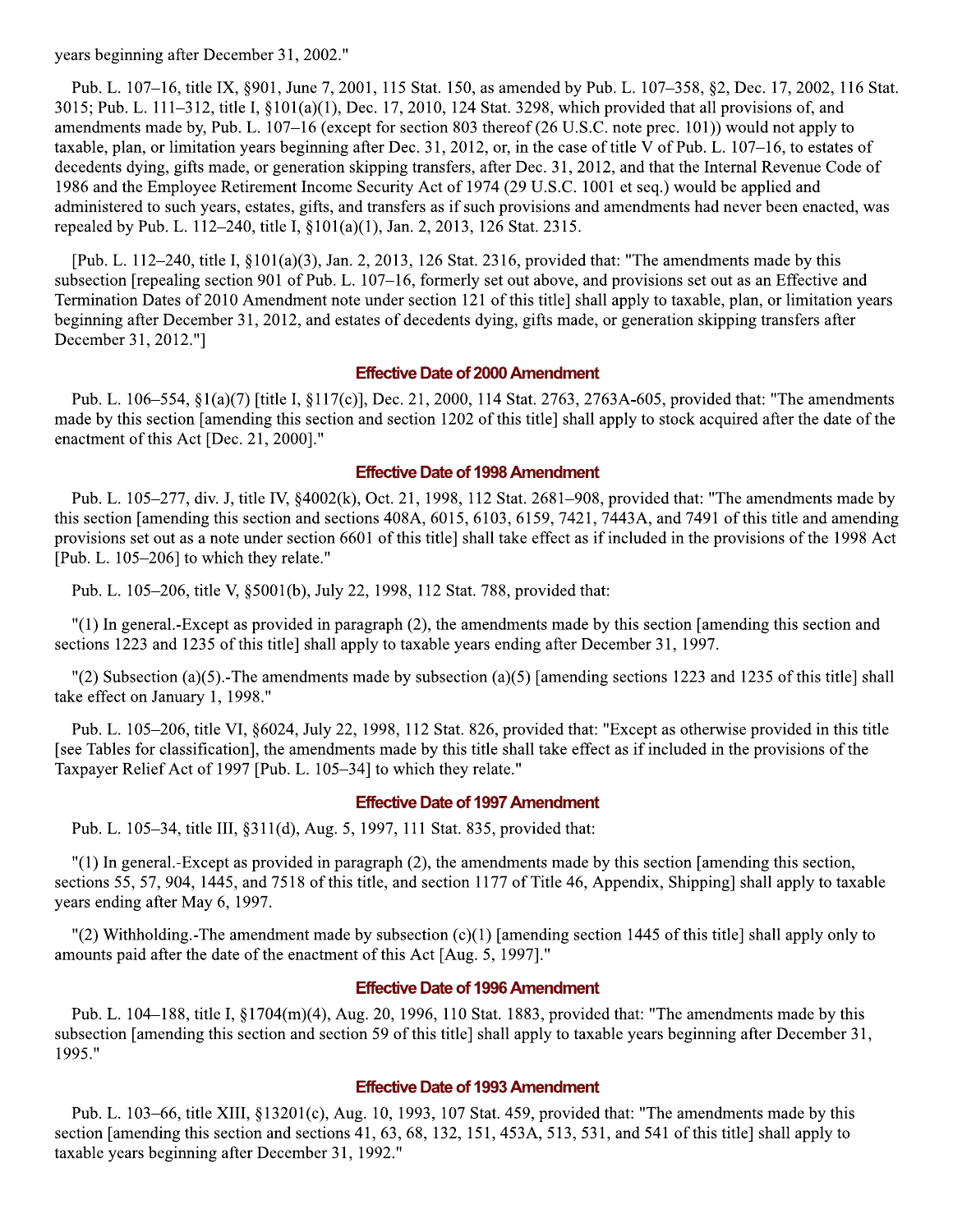years beginning after December 31, 2002."

Pub. L. 107–16, title IX, §901, June 7, 2001, 115 Stat. 150, as amended by Pub. L. 107–358, §2, Dec. 17, 2002, 116 Stat. 3015; Pub. L. 111–312, title I, §101(a)(1), Dec. 17, 2010, 124 Stat. 3298, which provided that all provisions of, and amendments made by, Pub. L. 107–16 (except for section 803 thereof (26 U.S.C. note prec. 101)) would not apply to taxable, plan, or limitation years beginning after Dec. 31, 2012, or, in the case of title V of Pub. L. 107–16, to estates of decedents dying, gifts made, or generation skipping transfers, after Dec. 31, 2012, and that the Internal Revenue Code of 1986 and the Employee Retirement Income Security Act of 1974 (29 U.S.C. 1001 et seq.) would be applied and administered to such years, estates, gifts, and transfers as if such provisions and amendments had never been enacted, was repealed by Pub. L. 112–240, title I, §101(a)(1), Jan. 2, 2013, 126 Stat. 2315.

[Pub. L. 112–240, title I, §101(a)(3), Jan. 2, 2013, 126 Stat. 2316, provided that: "The amendments made by this subsection [repealing section 901 of Pub. L. 107–16, formerly set out above, and provisions set out as an Effective and Termination Dates of 2010 Amendment note under section 121 of this title] shall apply to taxable, plan, or limitation years beginning after December 31, 2012, and estates of decedents dying, gifts made, or generation skipping transfers after December 31, 2012."]

### Effective Date of 2000 Amendment

Pub. L. 106–554, §1(a)(7) [title I, §117(c)], Dec. 21, 2000, 114 Stat. 2763, 2763A-605, provided that: "The amendments made by this section [amending this section and section 1202 of this title] shall apply to stock acquired after the date of the enactment of this Act [Dec. 21, 2000]."

### Effective Date of 1998 Amendment

Pub. L. 105–277, div. J, title IV, §4002(k), Oct. 21, 1998, 112 Stat. 2681–908, provided that: "The amendments made by this section [amending this section and sections 408A, 6015, 6103, 6159, 7421, 7443A, and 7491 of this title and amending provisions set out as a note under section 6601 of this title] shall take effect as if included in the provisions of the 1998 Act [Pub. L. 105–206] to which they relate."

Pub. L. 105–206, title V, §5001(b), July 22, 1998, 112 Stat. 788, provided that:

"(1) In general.-Except as provided in paragraph (2), the amendments made by this section [amending this section and sections 1223 and 1235 of this title] shall apply to taxable years ending after December 31, 1997.

"(2) Subsection (a)(5).-The amendments made by subsection (a)(5) [amending sections 1223 and 1235 of this title] shall take effect on January 1, 1998."

Pub. L. 105–206, title VI, §6024, July 22, 1998, 112 Stat. 826, provided that: "Except as otherwise provided in this title [see Tables for classification], the amendments made by this title shall take effect as if included in the provisions of the Taxpayer Relief Act of 1997 [Pub. L. 105–34] to which they relate."

### Effective Date of 1997 Amendment

Pub. L. 105–34, title III, §311(d), Aug. 5, 1997, 111 Stat. 835, provided that:

"(1) In general.-Except as provided in paragraph (2), the amendments made by this section [amending this section, sections 55, 57, 904, 1445, and 7518 of this title, and section 1177 of Title 46, Appendix, Shipping] shall apply to taxable years ending after May 6, 1997.

"(2) Withholding.-The amendment made by subsection (c)(1) [amending section 1445 of this title] shall apply only to amounts paid after the date of the enactment of this Act [Aug. 5, 1997]."

### Effective Date of 1996 Amendment

Pub. L. 104–188, title I, §1704(m)(4), Aug. 20, 1996, 110 Stat. 1883, provided that: "The amendments made by this subsection [amending this section and section 59 of this title] shall apply to taxable years beginning after December 31, 1995."

### Effective Date of 1993 Amendment

Pub. L. 103–66, title XIII, §13201(c), Aug. 10, 1993, 107 Stat. 459, provided that: "The amendments made by this section [amending this section and sections 41, 63, 68, 132, 151, 453A, 513, 531, and 541 of this title] shall apply to taxable years beginning after December 31, 1992."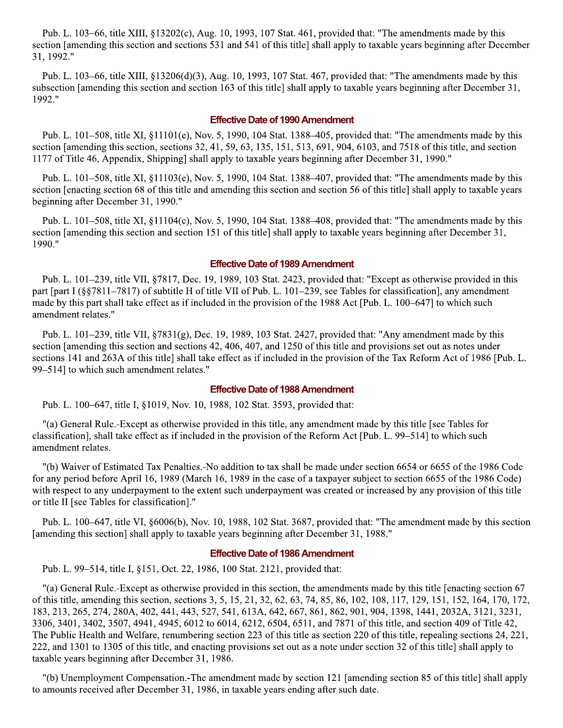Pub. L. 103–66, title XIII, §13202(c), Aug. 10, 1993, 107 Stat. 461, provided that: "The amendments made by this section [amending this section and sections 531 and 541 of this title] shall apply to taxable years beginning after December 31, 1992."

Pub. L. 103–66, title XIII, §13206(d)(3), Aug. 10, 1993, 107 Stat. 467, provided that: "The amendments made by this subsection [amending this section and section 163 of this title] shall apply to taxable years beginning after December 31, 1992."

## Effective Date of 1990 Amendment

Pub. L. 101–508, title XI, §11101(e), Nov. 5, 1990, 104 Stat. 1388–405, provided that: "The amendments made by this section [amending this section, sections 32, 41, 59, 63, 135, 151, 513, 691, 904, 6103, and 7518 of this title, and section 1177 of Title 46, Appendix, Shipping] shall apply to taxable years beginning after December 31, 1990."

Pub. L. 101–508, title XI, §11103(e), Nov. 5, 1990, 104 Stat. 1388–407, provided that: "The amendments made by this section [enacting section 68 of this title and amending this section and section 56 of this title] shall apply to taxable years beginning after December 31, 1990."

Pub. L. 101–508, title XI, §11104(c), Nov. 5, 1990, 104 Stat. 1388–408, provided that: "The amendments made by this section [amending this section and section 151 of this title] shall apply to taxable years beginning after December 31, 1990."

## Effective Date of 1989 Amendment

Pub. L. 101–239, title VII, §7817, Dec. 19, 1989, 103 Stat. 2423, provided that: "Except as otherwise provided in this part [part I (§§7811–7817) of subtitle H of title VII of Pub. L. 101–239, see Tables for classification], any amendment made by this part shall take effect as if included in the provision of the 1988 Act [Pub. L. 100–647] to which such amendment relates."

Pub. L. 101–239, title VII, §7831(g), Dec. 19, 1989, 103 Stat. 2427, provided that: "Any amendment made by this section [amending this section and sections 42, 406, 407, and 1250 of this title and provisions set out as notes under sections 141 and 263A of this title] shall take effect as if included in the provision of the Tax Reform Act of 1986 [Pub. L. 99–514] to which such amendment relates."

## Effective Date of 1988 Amendment

Pub. L. 100–647, title I, §1019, Nov. 10, 1988, 102 Stat. 3593, provided that:

"(a) General Rule.-Except as otherwise provided in this title, any amendment made by this title [see Tables for classification], shall take effect as if included in the provision of the Reform Act [Pub. L. 99–514] to which such amendment relates.

"(b) Waiver of Estimated Tax Penalties.-No addition to tax shall be made under section 6654 or 6655 of the 1986 Code for any period before April 16, 1989 (March 16, 1989 in the case of a taxpayer subject to section 6655 of the 1986 Code) with respect to any underpayment to the extent such underpayment was created or increased by any provision of this title or title II [see Tables for classification]."

Pub. L. 100–647, title VI, §6006(b), Nov. 10, 1988, 102 Stat. 3687, provided that: "The amendment made by this section [amending this section] shall apply to taxable years beginning after December 31, 1988."

## Effective Date of 1986 Amendment

Pub. L. 99–514, title I, §151, Oct. 22, 1986, 100 Stat. 2121, provided that:

"(a) General Rule.-Except as otherwise provided in this section, the amendments made by this title [enacting section 67 of this title, amending this section, sections 3, 5, 15, 21, 32, 62, 63, 74, 85, 86, 102, 108, 117, 129, 151, 152, 164, 170, 172, 183, 213, 265, 274, 280A, 402, 441, 443, 527, 541, 613A, 642, 667, 861, 862, 901, 904, 1398, 1441, 2032A, 3121, 3231, 3306, 3401, 3402, 3507, 4941, 4945, 6012 to 6014, 6212, 6504, 6511, and 7871 of this title, and section 409 of Title 42, The Public Health and Welfare, renumbering section 223 of this title as section 220 of this title, repealing sections 24, 221, 222, and 1301 to 1305 of this title, and enacting provisions set out as a note under section 32 of this title] shall apply to taxable years beginning after December 31, 1986.

"(b) Unemployment Compensation.-The amendment made by section 121 [amending section 85 of this title] shall apply to amounts received after December 31, 1986, in taxable years ending after such date.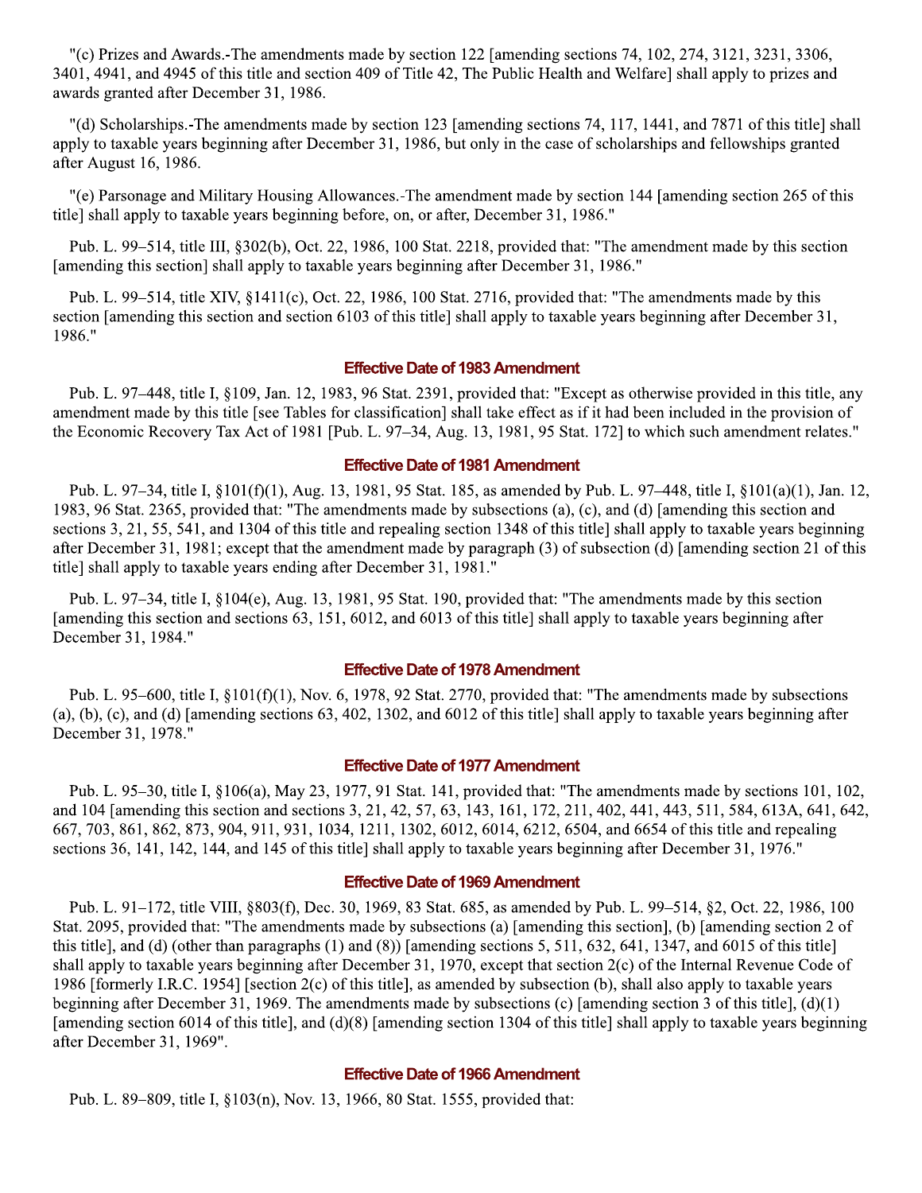"(c) Prizes and Awards.-The amendments made by section 122 [amending sections 74, 102, 274, 3121, 3231, 3306, 3401, 4941, and 4945 of this title and section 409 of Title 42, The Public Health and Welfare] shall apply to prizes and awards granted after December 31, 1986.

"(d) Scholarships.-The amendments made by section 123 [amending sections 74, 117, 1441, and 7871 of this title] shall apply to taxable years beginning after December 31, 1986, but only in the case of scholarships and fellowships granted after August 16, 1986.

"(e) Parsonage and Military Housing Allowances.-The amendment made by section 144 [amending section 265 of this title] shall apply to taxable years beginning before, on, or after, December 31, 1986."

Pub. L. 99–514, title III, §302(b), Oct. 22, 1986, 100 Stat. 2218, provided that: "The amendment made by this section [amending this section] shall apply to taxable years beginning after December 31, 1986."

Pub. L. 99–514, title XIV, §1411(c), Oct. 22, 1986, 100 Stat. 2716, provided that: "The amendments made by this section [amending this section and section 6103 of this title] shall apply to taxable years beginning after December 31, 1986."

### Effective Date of 1983 Amendment

Pub. L. 97–448, title I, §109, Jan. 12, 1983, 96 Stat. 2391, provided that: "Except as otherwise provided in this title, any amendment made by this title [see Tables for classification] shall take effect as if it had been included in the provision of the Economic Recovery Tax Act of 1981 [Pub. L. 97–34, Aug. 13, 1981, 95 Stat. 172] to which such amendment relates."

### Effective Date of 1981 Amendment

Pub. L. 97–34, title I, §101(f)(1), Aug. 13, 1981, 95 Stat. 185, as amended by Pub. L. 97–448, title I, §101(a)(1), Jan. 12, 1983, 96 Stat. 2365, provided that: "The amendments made by subsections (a), (c), and (d) [amending this section and sections 3, 21, 55, 541, and 1304 of this title and repealing section 1348 of this title] shall apply to taxable years beginning after December 31, 1981; except that the amendment made by paragraph (3) of subsection (d) [amending section 21 of this title] shall apply to taxable years ending after December 31, 1981."

Pub. L. 97–34, title I, §104(e), Aug. 13, 1981, 95 Stat. 190, provided that: "The amendments made by this section [amending this section and sections 63, 151, 6012, and 6013 of this title] shall apply to taxable years beginning after December 31, 1984."

### Effective Date of 1978 Amendment

Pub. L. 95–600, title I, §101(f)(1), Nov. 6, 1978, 92 Stat. 2770, provided that: "The amendments made by subsections (a), (b), (c), and (d) [amending sections 63, 402, 1302, and 6012 of this title] shall apply to taxable years beginning after December 31, 1978."

### Effective Date of 1977 Amendment

Pub. L. 95–30, title I, §106(a), May 23, 1977, 91 Stat. 141, provided that: "The amendments made by sections 101, 102, and 104 [amending this section and sections 3, 21, 42, 57, 63, 143, 161, 172, 211, 402, 441, 443, 511, 584, 613A, 641, 642, 667, 703, 861, 862, 873, 904, 911, 931, 1034, 1211, 1302, 6012, 6014, 6212, 6504, and 6654 of this title and repealing sections 36, 141, 142, 144, and 145 of this title] shall apply to taxable years beginning after December 31, 1976."

### Effective Date of 1969 Amendment

Pub. L. 91–172, title VIII, §803(f), Dec. 30, 1969, 83 Stat. 685, as amended by Pub. L. 99–514, §2, Oct. 22, 1986, 100 Stat. 2095, provided that: "The amendments made by subsections (a) [amending this section], (b) [amending section 2 of this title], and (d) (other than paragraphs (1) and (8)) [amending sections 5, 511, 632, 641, 1347, and 6015 of this title] shall apply to taxable years beginning after December 31, 1970, except that section 2(c) of the Internal Revenue Code of 1986 [formerly I.R.C. 1954] [section 2(c) of this title], as amended by subsection (b), shall also apply to taxable years beginning after December 31, 1969. The amendments made by subsections (c) [amending section 3 of this title], (d)(1) [amending section 6014 of this title], and (d)(8) [amending section 1304 of this title] shall apply to taxable years beginning after December 31, 1969".

### Effective Date of 1966 Amendment

Pub. L. 89–809, title I, §103(n), Nov. 13, 1966, 80 Stat. 1555, provided that: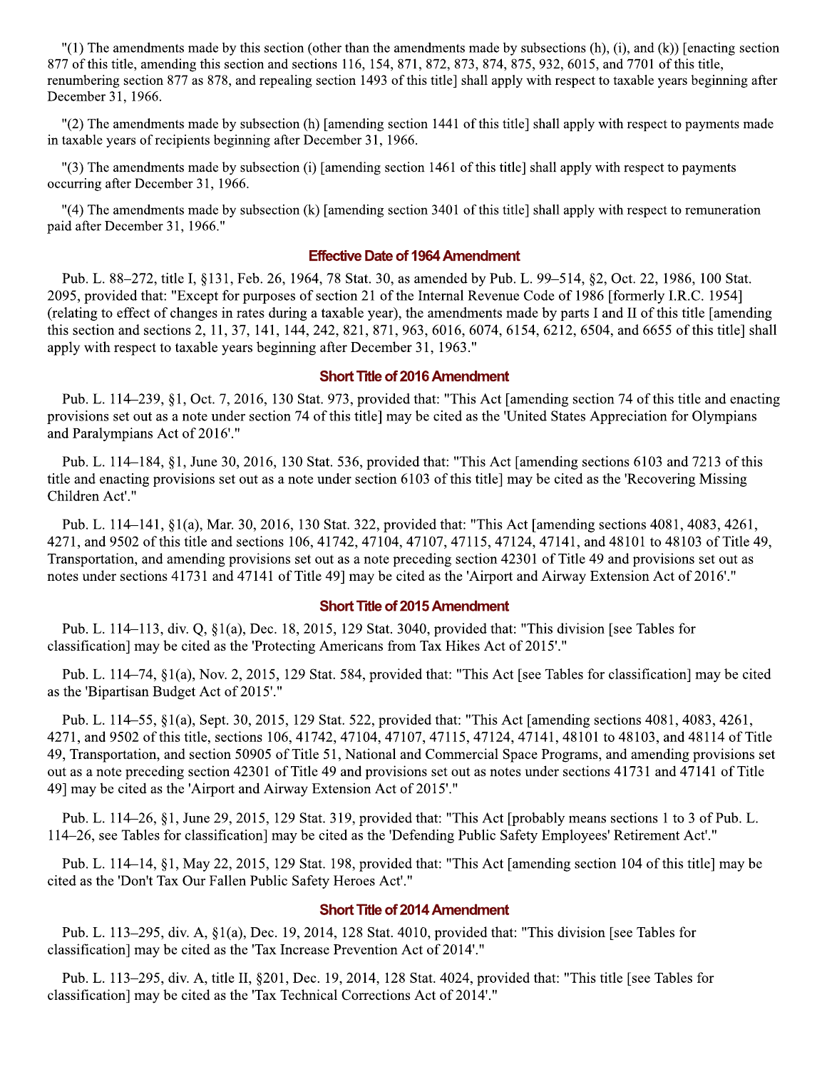"(1) The amendments made by this section (other than the amendments made by subsections (h), (i), and (k)) [enacting section 877 of this title, amending this section and sections 116, 154, 871, 872, 873, 874, 875, 932, 6015, and 7701 of this title, renumbering section 877 as 878, and repealing section 1493 of this title] shall apply with respect to taxable years beginning after December 31, 1966.

"(2) The amendments made by subsection (h) [amending section 1441 of this title] shall apply with respect to payments made in taxable years of recipients beginning after December 31, 1966.

"(3) The amendments made by subsection (i) [amending section 1461 of this title] shall apply with respect to payments occurring after December 31, 1966.

"(4) The amendments made by subsection (k) [amending section 3401 of this title] shall apply with respect to remuneration paid after December 31, 1966."

### Effective Date of 1964 Amendment

Pub. L. 88–272, title I, §131, Feb. 26, 1964, 78 Stat. 30, as amended by Pub. L. 99–514, §2, Oct. 22, 1986, 100 Stat. 2095, provided that: "Except for purposes of section 21 of the Internal Revenue Code of 1986 [formerly I.R.C. 1954] (relating to effect of changes in rates during a taxable year), the amendments made by parts I and II of this title [amending this section and sections 2, 11, 37, 141, 144, 242, 821, 871, 963, 6016, 6074, 6154, 6212, 6504, and 6655 of this title] shall apply with respect to taxable years beginning after December 31, 1963."

### Short Title of 2016 Amendment

Pub. L. 114–239, §1, Oct. 7, 2016, 130 Stat. 973, provided that: "This Act [amending section 74 of this title and enacting provisions set out as a note under section 74 of this title] may be cited as the 'United States Appreciation for Olympians and Paralympians Act of 2016'."

Pub. L. 114–184, §1, June 30, 2016, 130 Stat. 536, provided that: "This Act [amending sections 6103 and 7213 of this title and enacting provisions set out as a note under section 6103 of this title] may be cited as the 'Recovering Missing Children Act'."

Pub. L. 114–141, §1(a), Mar. 30, 2016, 130 Stat. 322, provided that: "This Act [amending sections 4081, 4083, 4261, 4271, and 9502 of this title and sections 106, 41742, 47104, 47107, 47115, 47124, 47141, and 48101 to 48103 of Title 49, Transportation, and amending provisions set out as a note preceding section 42301 of Title 49 and provisions set out as notes under sections 41731 and 47141 of Title 49] may be cited as the 'Airport and Airway Extension Act of 2016'."

### Short Title of 2015 Amendment

Pub. L. 114–113, div. Q, §1(a), Dec. 18, 2015, 129 Stat. 3040, provided that: "This division [see Tables for classification] may be cited as the 'Protecting Americans from Tax Hikes Act of 2015'."

Pub. L. 114–74, §1(a), Nov. 2, 2015, 129 Stat. 584, provided that: "This Act [see Tables for classification] may be cited as the 'Bipartisan Budget Act of 2015'."

Pub. L. 114–55, §1(a), Sept. 30, 2015, 129 Stat. 522, provided that: "This Act [amending sections 4081, 4083, 4261, 4271, and 9502 of this title, sections 106, 41742, 47104, 47107, 47115, 47124, 47141, 48101 to 48103, and 48114 of Title 49, Transportation, and section 50905 of Title 51, National and Commercial Space Programs, and amending provisions set out as a note preceding section 42301 of Title 49 and provisions set out as notes under sections 41731 and 47141 of Title 49] may be cited as the 'Airport and Airway Extension Act of 2015'."

Pub. L. 114–26, §1, June 29, 2015, 129 Stat. 319, provided that: "This Act [probably means sections 1 to 3 of Pub. L. 114–26, see Tables for classification] may be cited as the 'Defending Public Safety Employees' Retirement Act'."

Pub. L. 114–14, §1, May 22, 2015, 129 Stat. 198, provided that: "This Act [amending section 104 of this title] may be cited as the 'Don't Tax Our Fallen Public Safety Heroes Act'."

### Short Title of 2014 Amendment

Pub. L. 113–295, div. A, §1(a), Dec. 19, 2014, 128 Stat. 4010, provided that: "This division [see Tables for classification] may be cited as the 'Tax Increase Prevention Act of 2014'."

Pub. L. 113–295, div. A, title II, §201, Dec. 19, 2014, 128 Stat. 4024, provided that: "This title [see Tables for classification] may be cited as the 'Tax Technical Corrections Act of 2014'."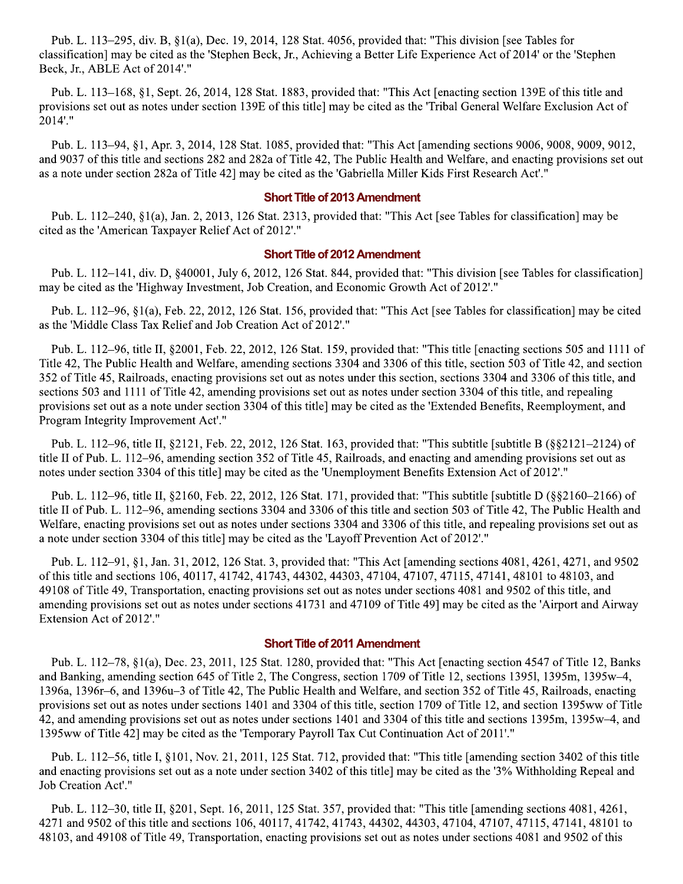Pub. L. 113–295, div. B, §1(a), Dec. 19, 2014, 128 Stat. 4056, provided that: "This division [see Tables for classification] may be cited as the 'Stephen Beck, Jr., Achieving a Better Life Experience Act of 2014' or the 'Stephen Beck, Jr., ABLE Act of 2014'."

Pub. L. 113–168, §1, Sept. 26, 2014, 128 Stat. 1883, provided that: "This Act [enacting section 139E of this title and provisions set out as notes under section 139E of this title] may be cited as the 'Tribal General Welfare Exclusion Act of 2014'."

Pub. L. 113–94, §1, Apr. 3, 2014, 128 Stat. 1085, provided that: "This Act [amending sections 9006, 9008, 9009, 9012, and 9037 of this title and sections 282 and 282a of Title 42, The Public Health and Welfare, and enacting provisions set out as a note under section 282a of Title 42] may be cited as the 'Gabriella Miller Kids First Research Act'."

### Short Title of 2013 Amendment

Pub. L. 112–240, §1(a), Jan. 2, 2013, 126 Stat. 2313, provided that: "This Act [see Tables for classification] may be cited as the 'American Taxpayer Relief Act of 2012'."

### Short Title of 2012 Amendment

Pub. L. 112–141, div. D, §40001, July 6, 2012, 126 Stat. 844, provided that: "This division [see Tables for classification] may be cited as the 'Highway Investment, Job Creation, and Economic Growth Act of 2012'."

Pub. L. 112–96, §1(a), Feb. 22, 2012, 126 Stat. 156, provided that: "This Act [see Tables for classification] may be cited as the 'Middle Class Tax Relief and Job Creation Act of 2012'."

Pub. L. 112–96, title II, §2001, Feb. 22, 2012, 126 Stat. 159, provided that: "This title [enacting sections 505 and 1111 of Title 42, The Public Health and Welfare, amending sections 3304 and 3306 of this title, section 503 of Title 42, and section 352 of Title 45, Railroads, enacting provisions set out as notes under this section, sections 3304 and 3306 of this title, and sections 503 and 1111 of Title 42, amending provisions set out as notes under section 3304 of this title, and repealing provisions set out as a note under section 3304 of this title] may be cited as the 'Extended Benefits, Reemployment, and Program Integrity Improvement Act'."

Pub. L. 112–96, title II, §2121, Feb. 22, 2012, 126 Stat. 163, provided that: "This subtitle [subtitle B (§§2121–2124) of title II of Pub. L. 112–96, amending section 352 of Title 45, Railroads, and enacting and amending provisions set out as notes under section 3304 of this title] may be cited as the 'Unemployment Benefits Extension Act of 2012'."

Pub. L. 112–96, title II, §2160, Feb. 22, 2012, 126 Stat. 171, provided that: "This subtitle [subtitle D (§§2160–2166) of title II of Pub. L. 112–96, amending sections 3304 and 3306 of this title and section 503 of Title 42, The Public Health and Welfare, enacting provisions set out as notes under sections 3304 and 3306 of this title, and repealing provisions set out as a note under section 3304 of this title] may be cited as the 'Layoff Prevention Act of 2012'."

Pub. L. 112–91, §1, Jan. 31, 2012, 126 Stat. 3, provided that: "This Act [amending sections 4081, 4261, 4271, and 9502 of this title and sections 106, 40117, 41742, 41743, 44302, 44303, 47104, 47107, 47115, 47141, 48101 to 48103, and 49108 of Title 49, Transportation, enacting provisions set out as notes under sections 4081 and 9502 of this title, and amending provisions set out as notes under sections 41731 and 47109 of Title 49] may be cited as the 'Airport and Airway Extension Act of 2012'."

### Short Title of 2011 Amendment

Pub. L. 112–78, §1(a), Dec. 23, 2011, 125 Stat. 1280, provided that: "This Act [enacting section 4547 of Title 12, Banks and Banking, amending section 645 of Title 2, The Congress, section 1709 of Title 12, sections 1395l, 1395m, 1395w–4, 1396a, 1396r–6, and 1396u–3 of Title 42, The Public Health and Welfare, and section 352 of Title 45, Railroads, enacting provisions set out as notes under sections 1401 and 3304 of this title, section 1709 of Title 12, and section 1395ww of Title 42, and amending provisions set out as notes under sections 1401 and 3304 of this title and sections 1395m, 1395w–4, and 1395ww of Title 42] may be cited as the 'Temporary Payroll Tax Cut Continuation Act of 2011'."

Pub. L. 112–56, title I, §101, Nov. 21, 2011, 125 Stat. 712, provided that: "This title [amending section 3402 of this title and enacting provisions set out as a note under section 3402 of this title] may be cited as the '3% Withholding Repeal and Job Creation Act'."

Pub. L. 112–30, title II, §201, Sept. 16, 2011, 125 Stat. 357, provided that: "This title [amending sections 4081, 4261, 4271 and 9502 of this title and sections 106, 40117, 41742, 41743, 44302, 44303, 47104, 47107, 47115, 47141, 48101 to 48103, and 49108 of Title 49, Transportation, enacting provisions set out as notes under sections 4081 and 9502 of this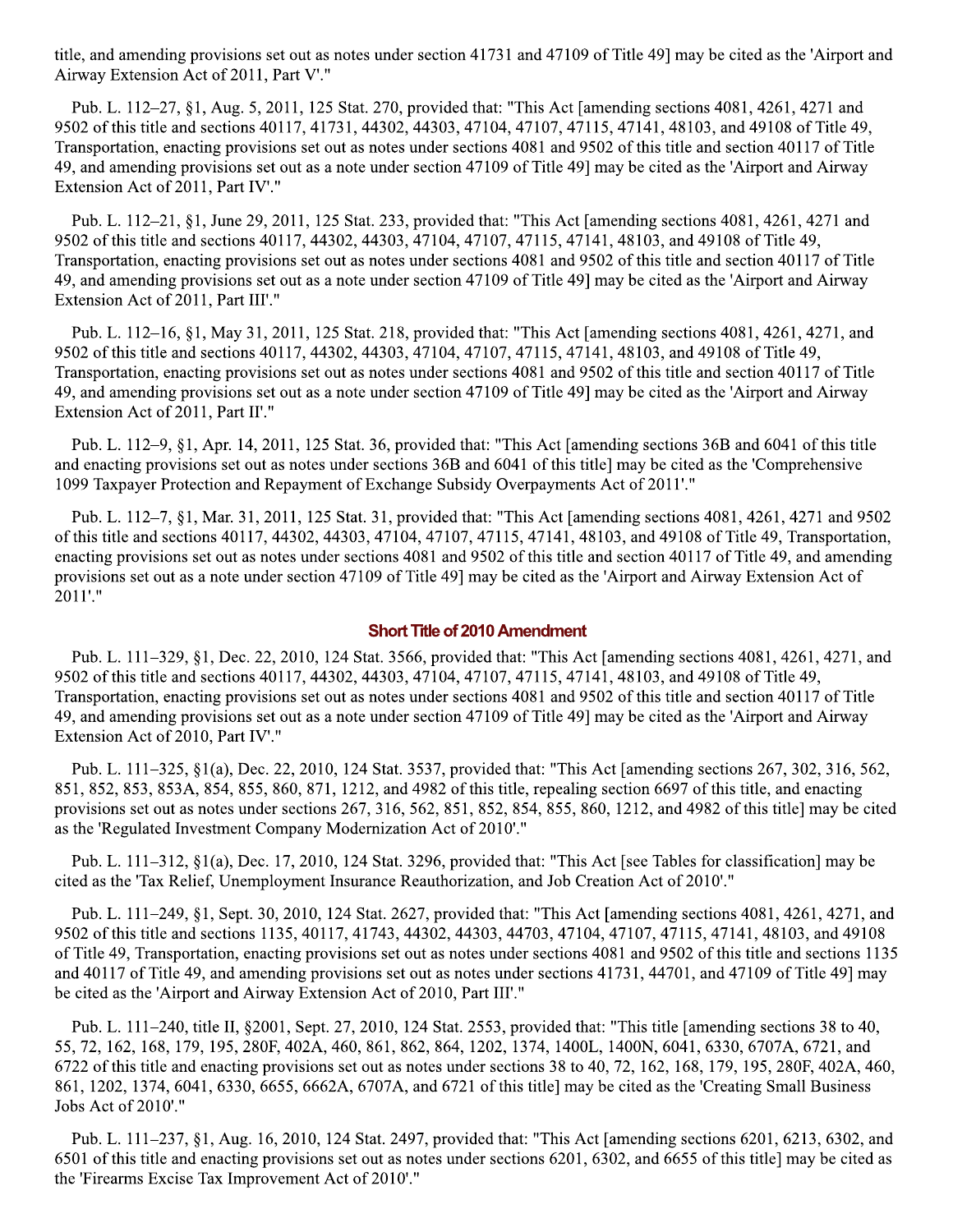title, and amending provisions set out as notes under section 41731 and 47109 of Title 49] may be cited as the 'Airport and Airway Extension Act of 2011, Part V'."

Pub. L. 112–27, §1, Aug. 5, 2011, 125 Stat. 270, provided that: "This Act [amending sections 4081, 4261, 4271 and 9502 of this title and sections 40117, 41731, 44302, 44303, 47104, 47107, 47115, 47141, 48103, and 49108 of Title 49, Transportation, enacting provisions set out as notes under sections 4081 and 9502 of this title and section 40117 of Title 49, and amending provisions set out as a note under section 47109 of Title 49] may be cited as the 'Airport and Airway Extension Act of 2011, Part IV'."

Pub. L. 112–21, §1, June 29, 2011, 125 Stat. 233, provided that: "This Act [amending sections 4081, 4261, 4271 and 9502 of this title and sections 40117, 44302, 44303, 47104, 47107, 47115, 47141, 48103, and 49108 of Title 49, Transportation, enacting provisions set out as notes under sections 4081 and 9502 of this title and section 40117 of Title 49, and amending provisions set out as a note under section 47109 of Title 49] may be cited as the 'Airport and Airway Extension Act of 2011, Part III'."

Pub. L. 112–16, §1, May 31, 2011, 125 Stat. 218, provided that: "This Act [amending sections 4081, 4261, 4271, and 9502 of this title and sections 40117, 44302, 44303, 47104, 47107, 47115, 47141, 48103, and 49108 of Title 49, Transportation, enacting provisions set out as notes under sections 4081 and 9502 of this title and section 40117 of Title 49, and amending provisions set out as a note under section 47109 of Title 49] may be cited as the 'Airport and Airway Extension Act of 2011, Part II'."

Pub. L. 112–9, §1, Apr. 14, 2011, 125 Stat. 36, provided that: "This Act [amending sections 36B and 6041 of this title and enacting provisions set out as notes under sections 36B and 6041 of this title] may be cited as the 'Comprehensive 1099 Taxpayer Protection and Repayment of Exchange Subsidy Overpayments Act of 2011'."

Pub. L. 112–7, §1, Mar. 31, 2011, 125 Stat. 31, provided that: "This Act [amending sections 4081, 4261, 4271 and 9502 of this title and sections 40117, 44302, 44303, 47104, 47107, 47115, 47141, 48103, and 49108 of Title 49, Transportation, enacting provisions set out as notes under sections 4081 and 9502 of this title and section 40117 of Title 49, and amending provisions set out as a note under section 47109 of Title 49] may be cited as the 'Airport and Airway Extension Act of 2011'."

## Short Title of 2010 Amendment

Pub. L. 111–329, §1, Dec. 22, 2010, 124 Stat. 3566, provided that: "This Act [amending sections 4081, 4261, 4271, and 9502 of this title and sections 40117, 44302, 44303, 47104, 47107, 47115, 47141, 48103, and 49108 of Title 49, Transportation, enacting provisions set out as notes under sections 4081 and 9502 of this title and section 40117 of Title 49, and amending provisions set out as a note under section 47109 of Title 49] may be cited as the 'Airport and Airway Extension Act of 2010, Part IV'."

Pub. L. 111–325, §1(a), Dec. 22, 2010, 124 Stat. 3537, provided that: "This Act [amending sections 267, 302, 316, 562, 851, 852, 853, 853A, 854, 855, 860, 871, 1212, and 4982 of this title, repealing section 6697 of this title, and enacting provisions set out as notes under sections 267, 316, 562, 851, 852, 854, 855, 860, 1212, and 4982 of this title] may be cited as the 'Regulated Investment Company Modernization Act of 2010'."

Pub. L. 111–312, §1(a), Dec. 17, 2010, 124 Stat. 3296, provided that: "This Act [see Tables for classification] may be cited as the 'Tax Relief, Unemployment Insurance Reauthorization, and Job Creation Act of 2010'."

Pub. L. 111–249, §1, Sept. 30, 2010, 124 Stat. 2627, provided that: "This Act [amending sections 4081, 4261, 4271, and 9502 of this title and sections 1135, 40117, 41743, 44302, 44303, 44703, 47104, 47107, 47115, 47141, 48103, and 49108 of Title 49, Transportation, enacting provisions set out as notes under sections 4081 and 9502 of this title and sections 1135 and 40117 of Title 49, and amending provisions set out as notes under sections 41731, 44701, and 47109 of Title 49] may be cited as the 'Airport and Airway Extension Act of 2010, Part III'."

Pub. L. 111–240, title II, §2001, Sept. 27, 2010, 124 Stat. 2553, provided that: "This title [amending sections 38 to 40, 55, 72, 162, 168, 179, 195, 280F, 402A, 460, 861, 862, 864, 1202, 1374, 1400L, 1400N, 6041, 6330, 6707A, 6721, and 6722 of this title and enacting provisions set out as notes under sections 38 to 40, 72, 162, 168, 179, 195, 280F, 402A, 460, 861, 1202, 1374, 6041, 6330, 6655, 6662A, 6707A, and 6721 of this title] may be cited as the 'Creating Small Business Jobs Act of 2010'."

Pub. L. 111–237, §1, Aug. 16, 2010, 124 Stat. 2497, provided that: "This Act [amending sections 6201, 6213, 6302, and 6501 of this title and enacting provisions set out as notes under sections 6201, 6302, and 6655 of this title] may be cited as the 'Firearms Excise Tax Improvement Act of 2010'."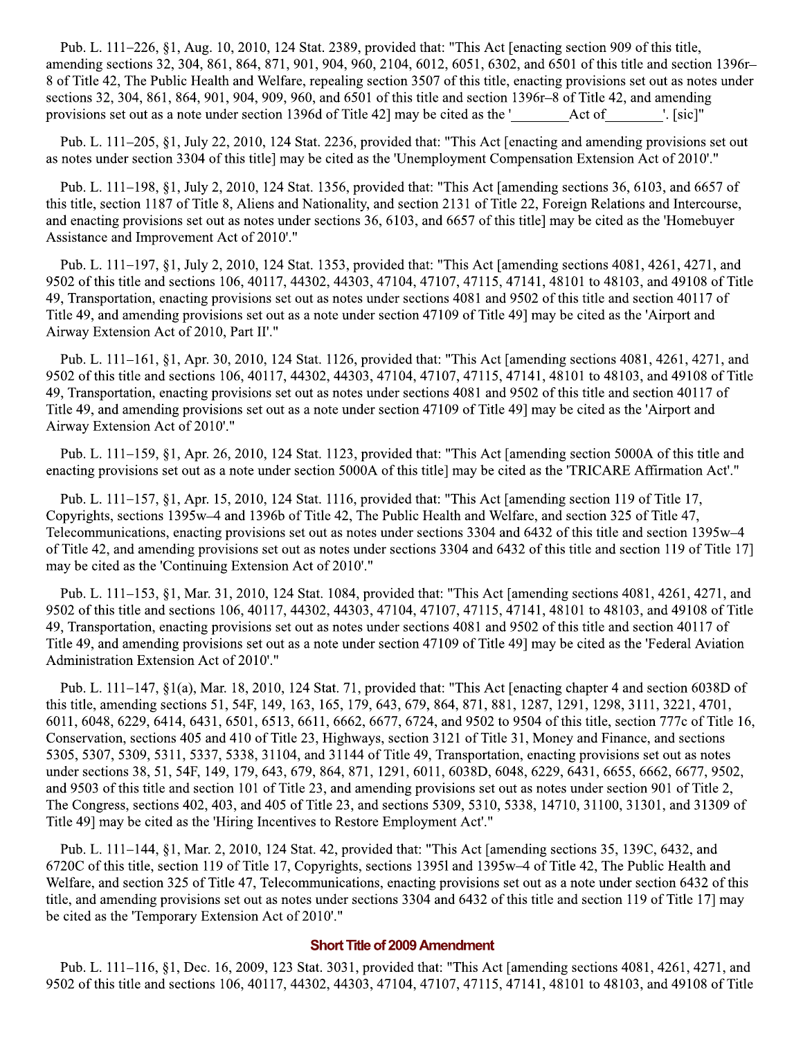Pub. L. 111–226, §1, Aug. 10, 2010, 124 Stat. 2389, provided that: "This Act [enacting section 909 of this title, amending sections 32, 304, 861, 864, 871, 901, 904, 960, 2104, 6012, 6051, 6302, and 6501 of this title and section 1396r–8 of Title 42, The Public Health and Welfare, repealing section 3507 of this title, enacting provisions set out as notes under sections 32, 304, 861, 864, 901, 904, 909, 960, and 6501 of this title and section 1396r–8 of Title 42, and amending provisions set out as a note under section 1396d of Title 42] may be cited as the '________Act of________'. [sic]"

Pub. L. 111–205, §1, July 22, 2010, 124 Stat. 2236, provided that: "This Act [enacting and amending provisions set out as notes under section 3304 of this title] may be cited as the 'Unemployment Compensation Extension Act of 2010'."

Pub. L. 111–198, §1, July 2, 2010, 124 Stat. 1356, provided that: "This Act [amending sections 36, 6103, and 6657 of this title, section 1187 of Title 8, Aliens and Nationality, and section 2131 of Title 22, Foreign Relations and Intercourse, and enacting provisions set out as notes under sections 36, 6103, and 6657 of this title] may be cited as the 'Homebuyer Assistance and Improvement Act of 2010'."

Pub. L. 111–197, §1, July 2, 2010, 124 Stat. 1353, provided that: "This Act [amending sections 4081, 4261, 4271, and 9502 of this title and sections 106, 40117, 44302, 44303, 47104, 47107, 47115, 47141, 48101 to 48103, and 49108 of Title 49, Transportation, enacting provisions set out as notes under sections 4081 and 9502 of this title and section 40117 of Title 49, and amending provisions set out as a note under section 47109 of Title 49] may be cited as the 'Airport and Airway Extension Act of 2010, Part II'."

Pub. L. 111–161, §1, Apr. 30, 2010, 124 Stat. 1126, provided that: "This Act [amending sections 4081, 4261, 4271, and 9502 of this title and sections 106, 40117, 44302, 44303, 47104, 47107, 47115, 47141, 48101 to 48103, and 49108 of Title 49, Transportation, enacting provisions set out as notes under sections 4081 and 9502 of this title and section 40117 of Title 49, and amending provisions set out as a note under section 47109 of Title 49] may be cited as the 'Airport and Airway Extension Act of 2010'."

Pub. L. 111–159, §1, Apr. 26, 2010, 124 Stat. 1123, provided that: "This Act [amending section 5000A of this title and enacting provisions set out as a note under section 5000A of this title] may be cited as the 'TRICARE Affirmation Act'."

Pub. L. 111–157, §1, Apr. 15, 2010, 124 Stat. 1116, provided that: "This Act [amending section 119 of Title 17, Copyrights, sections 1395w–4 and 1396b of Title 42, The Public Health and Welfare, and section 325 of Title 47, Telecommunications, enacting provisions set out as notes under sections 3304 and 6432 of this title and section 1395w–4 of Title 42, and amending provisions set out as notes under sections 3304 and 6432 of this title and section 119 of Title 17] may be cited as the 'Continuing Extension Act of 2010'."

Pub. L. 111–153, §1, Mar. 31, 2010, 124 Stat. 1084, provided that: "This Act [amending sections 4081, 4261, 4271, and 9502 of this title and sections 106, 40117, 44302, 44303, 47104, 47107, 47115, 47141, 48101 to 48103, and 49108 of Title 49, Transportation, enacting provisions set out as notes under sections 4081 and 9502 of this title and section 40117 of Title 49, and amending provisions set out as a note under section 47109 of Title 49] may be cited as the 'Federal Aviation Administration Extension Act of 2010'."

Pub. L. 111–147, §1(a), Mar. 18, 2010, 124 Stat. 71, provided that: "This Act [enacting chapter 4 and section 6038D of this title, amending sections 51, 54F, 149, 163, 165, 179, 643, 679, 864, 871, 881, 1287, 1291, 1298, 3111, 3221, 4701, 6011, 6048, 6229, 6414, 6431, 6501, 6513, 6611, 6662, 6677, 6724, and 9502 to 9504 of this title, section 777c of Title 16, Conservation, sections 405 and 410 of Title 23, Highways, section 3121 of Title 31, Money and Finance, and sections 5305, 5307, 5309, 5311, 5337, 5338, 31104, and 31144 of Title 49, Transportation, enacting provisions set out as notes under sections 38, 51, 54F, 149, 179, 643, 679, 864, 871, 1291, 6011, 6038D, 6048, 6229, 6431, 6655, 6662, 6677, 9502, and 9503 of this title and section 101 of Title 23, and amending provisions set out as notes under section 901 of Title 2, The Congress, sections 402, 403, and 405 of Title 23, and sections 5309, 5310, 5338, 14710, 31100, 31301, and 31309 of Title 49] may be cited as the 'Hiring Incentives to Restore Employment Act'."

Pub. L. 111–144, §1, Mar. 2, 2010, 124 Stat. 42, provided that: "This Act [amending sections 35, 139C, 6432, and 6720C of this title, section 119 of Title 17, Copyrights, sections 1395l and 1395w–4 of Title 42, The Public Health and Welfare, and section 325 of Title 47, Telecommunications, enacting provisions set out as a note under section 6432 of this title, and amending provisions set out as notes under sections 3304 and 6432 of this title and section 119 of Title 17] may be cited as the 'Temporary Extension Act of 2010'."

## Short Title of 2009 Amendment

Pub. L. 111–116, §1, Dec. 16, 2009, 123 Stat. 3031, provided that: "This Act [amending sections 4081, 4261, 4271, and 9502 of this title and sections 106, 40117, 44302, 44303, 47104, 47107, 47115, 47141, 48101 to 48103, and 49108 of Title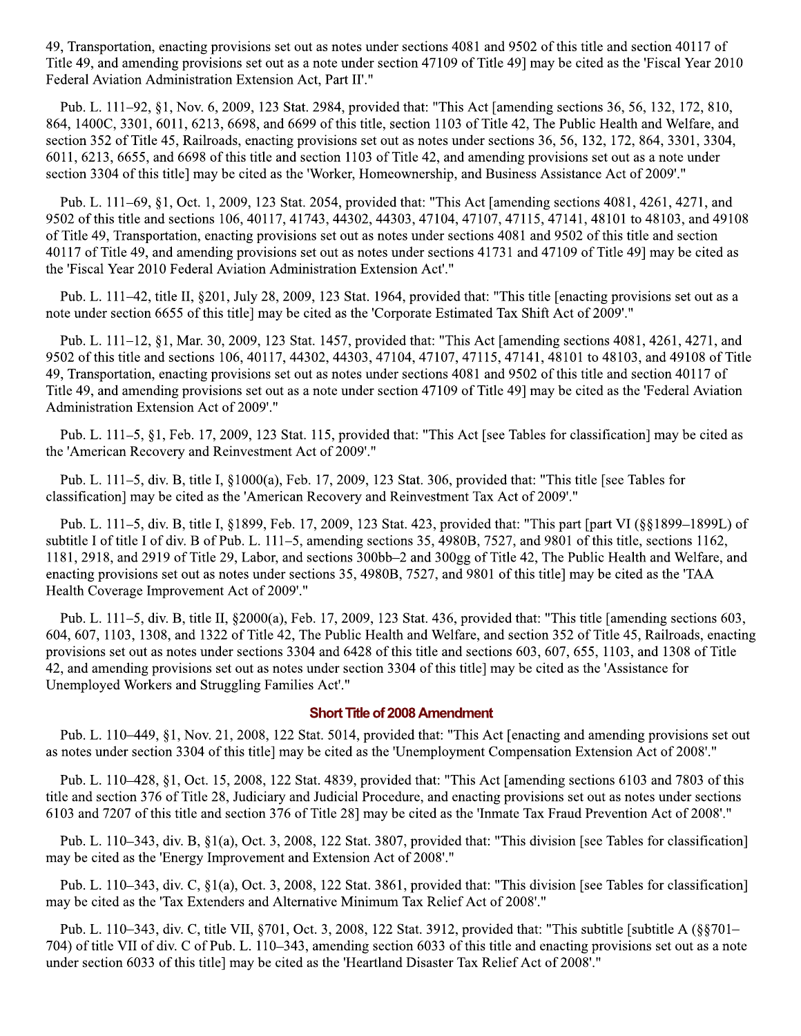49, Transportation, enacting provisions set out as notes under sections 4081 and 9502 of this title and section 40117 of Title 49, and amending provisions set out as a note under section 47109 of Title 49] may be cited as the 'Fiscal Year 2010 Federal Aviation Administration Extension Act, Part II'."

Pub. L. 111–92, §1, Nov. 6, 2009, 123 Stat. 2984, provided that: "This Act [amending sections 36, 56, 132, 172, 810, 864, 1400C, 3301, 6011, 6213, 6698, and 6699 of this title, section 1103 of Title 42, The Public Health and Welfare, and section 352 of Title 45, Railroads, enacting provisions set out as notes under sections 36, 56, 132, 172, 864, 3301, 3304, 6011, 6213, 6655, and 6698 of this title and section 1103 of Title 42, and amending provisions set out as a note under section 3304 of this title] may be cited as the 'Worker, Homeownership, and Business Assistance Act of 2009'."

Pub. L. 111–69, §1, Oct. 1, 2009, 123 Stat. 2054, provided that: "This Act [amending sections 4081, 4261, 4271, and 9502 of this title and sections 106, 40117, 41743, 44302, 44303, 47104, 47107, 47115, 47141, 48101 to 48103, and 49108 of Title 49, Transportation, enacting provisions set out as notes under sections 4081 and 9502 of this title and section 40117 of Title 49, and amending provisions set out as notes under sections 41731 and 47109 of Title 49] may be cited as the 'Fiscal Year 2010 Federal Aviation Administration Extension Act'."

Pub. L. 111–42, title II, §201, July 28, 2009, 123 Stat. 1964, provided that: "This title [enacting provisions set out as a note under section 6655 of this title] may be cited as the 'Corporate Estimated Tax Shift Act of 2009'."

Pub. L. 111–12, §1, Mar. 30, 2009, 123 Stat. 1457, provided that: "This Act [amending sections 4081, 4261, 4271, and 9502 of this title and sections 106, 40117, 44302, 44303, 47104, 47107, 47115, 47141, 48101 to 48103, and 49108 of Title 49, Transportation, enacting provisions set out as notes under sections 4081 and 9502 of this title and section 40117 of Title 49, and amending provisions set out as a note under section 47109 of Title 49] may be cited as the 'Federal Aviation Administration Extension Act of 2009'."

Pub. L. 111–5, §1, Feb. 17, 2009, 123 Stat. 115, provided that: "This Act [see Tables for classification] may be cited as the 'American Recovery and Reinvestment Act of 2009'."

Pub. L. 111–5, div. B, title I, §1000(a), Feb. 17, 2009, 123 Stat. 306, provided that: "This title [see Tables for classification] may be cited as the 'American Recovery and Reinvestment Tax Act of 2009'."

Pub. L. 111–5, div. B, title I, §1899, Feb. 17, 2009, 123 Stat. 423, provided that: "This part [part VI (§§1899–1899L) of subtitle I of title I of div. B of Pub. L. 111–5, amending sections 35, 4980B, 7527, and 9801 of this title, sections 1162, 1181, 2918, and 2919 of Title 29, Labor, and sections 300bb–2 and 300gg of Title 42, The Public Health and Welfare, and enacting provisions set out as notes under sections 35, 4980B, 7527, and 9801 of this title] may be cited as the 'TAA Health Coverage Improvement Act of 2009'."

Pub. L. 111–5, div. B, title II, §2000(a), Feb. 17, 2009, 123 Stat. 436, provided that: "This title [amending sections 603, 604, 607, 1103, 1308, and 1322 of Title 42, The Public Health and Welfare, and section 352 of Title 45, Railroads, enacting provisions set out as notes under sections 3304 and 6428 of this title and sections 603, 607, 655, 1103, and 1308 of Title 42, and amending provisions set out as notes under section 3304 of this title] may be cited as the 'Assistance for Unemployed Workers and Struggling Families Act'."

## Short Title of 2008 Amendment

Pub. L. 110–449, §1, Nov. 21, 2008, 122 Stat. 5014, provided that: "This Act [enacting and amending provisions set out as notes under section 3304 of this title] may be cited as the 'Unemployment Compensation Extension Act of 2008'."

Pub. L. 110–428, §1, Oct. 15, 2008, 122 Stat. 4839, provided that: "This Act [amending sections 6103 and 7803 of this title and section 376 of Title 28, Judiciary and Judicial Procedure, and enacting provisions set out as notes under sections 6103 and 7207 of this title and section 376 of Title 28] may be cited as the 'Inmate Tax Fraud Prevention Act of 2008'."

Pub. L. 110–343, div. B, §1(a), Oct. 3, 2008, 122 Stat. 3807, provided that: "This division [see Tables for classification] may be cited as the 'Energy Improvement and Extension Act of 2008'."

Pub. L. 110–343, div. C, §1(a), Oct. 3, 2008, 122 Stat. 3861, provided that: "This division [see Tables for classification] may be cited as the 'Tax Extenders and Alternative Minimum Tax Relief Act of 2008'."

Pub. L. 110–343, div. C, title VII, §701, Oct. 3, 2008, 122 Stat. 3912, provided that: "This subtitle [subtitle A (§§701–704) of title VII of div. C of Pub. L. 110–343, amending section 6033 of this title and enacting provisions set out as a note under section 6033 of this title] may be cited as the 'Heartland Disaster Tax Relief Act of 2008'."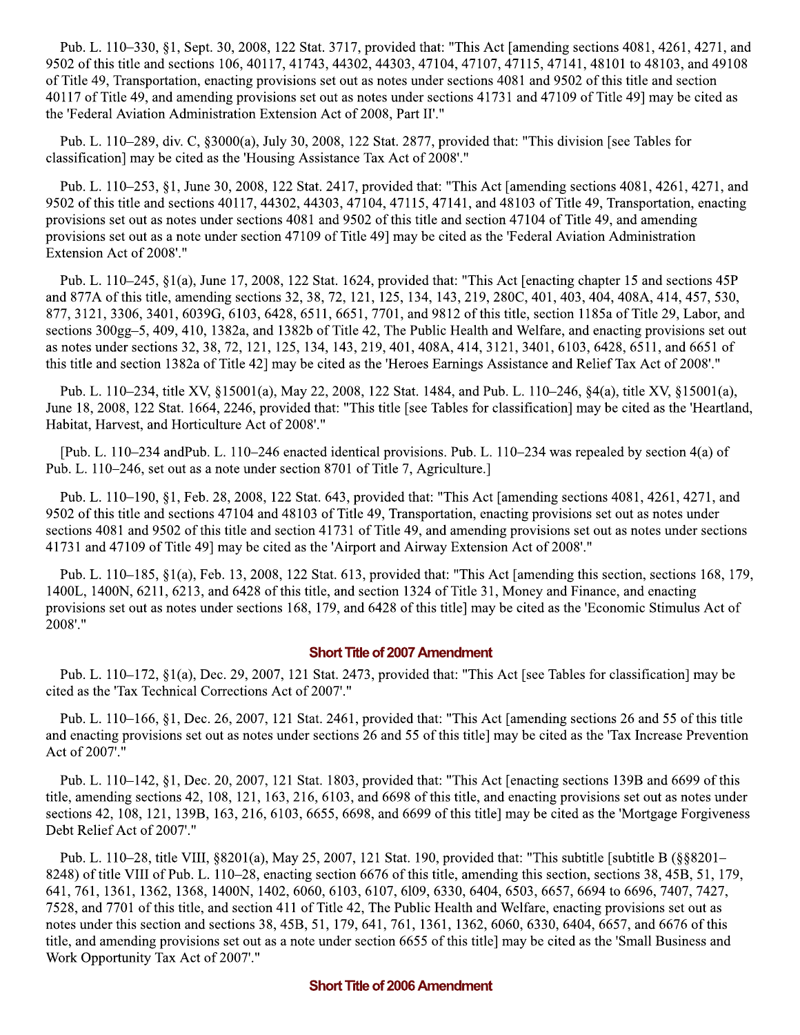Pub. L. 110–330, §1, Sept. 30, 2008, 122 Stat. 3717, provided that: "This Act [amending sections 4081, 4261, 4271, and 9502 of this title and sections 106, 40117, 41743, 44302, 44303, 47104, 47107, 47115, 47141, 48101 to 48103, and 49108 of Title 49, Transportation, enacting provisions set out as notes under sections 4081 and 9502 of this title and section 40117 of Title 49, and amending provisions set out as notes under sections 41731 and 47109 of Title 49] may be cited as the 'Federal Aviation Administration Extension Act of 2008, Part II'."

Pub. L. 110–289, div. C, §3000(a), July 30, 2008, 122 Stat. 2877, provided that: "This division [see Tables for classification] may be cited as the 'Housing Assistance Tax Act of 2008'."

Pub. L. 110–253, §1, June 30, 2008, 122 Stat. 2417, provided that: "This Act [amending sections 4081, 4261, 4271, and 9502 of this title and sections 40117, 44302, 44303, 47104, 47115, 47141, and 48103 of Title 49, Transportation, enacting provisions set out as notes under sections 4081 and 9502 of this title and section 47104 of Title 49, and amending provisions set out as a note under section 47109 of Title 49] may be cited as the 'Federal Aviation Administration Extension Act of 2008'."

Pub. L. 110–245, §1(a), June 17, 2008, 122 Stat. 1624, provided that: "This Act [enacting chapter 15 and sections 45P and 877A of this title, amending sections 32, 38, 72, 121, 125, 134, 143, 219, 280C, 401, 403, 404, 408A, 414, 457, 530, 877, 3121, 3306, 3401, 6039G, 6103, 6428, 6511, 6651, 7701, and 9812 of this title, section 1185a of Title 29, Labor, and sections 300gg–5, 409, 410, 1382a, and 1382b of Title 42, The Public Health and Welfare, and enacting provisions set out as notes under sections 32, 38, 72, 121, 125, 134, 143, 219, 401, 408A, 414, 3121, 3401, 6103, 6428, 6511, and 6651 of this title and section 1382a of Title 42] may be cited as the 'Heroes Earnings Assistance and Relief Tax Act of 2008'."

Pub. L. 110–234, title XV, §15001(a), May 22, 2008, 122 Stat. 1484, and Pub. L. 110–246, §4(a), title XV, §15001(a), June 18, 2008, 122 Stat. 1664, 2246, provided that: "This title [see Tables for classification] may be cited as the 'Heartland, Habitat, Harvest, and Horticulture Act of 2008'."

[Pub. L. 110–234 andPub. L. 110–246 enacted identical provisions. Pub. L. 110–234 was repealed by section 4(a) of Pub. L. 110–246, set out as a note under section 8701 of Title 7, Agriculture.]

Pub. L. 110–190, §1, Feb. 28, 2008, 122 Stat. 643, provided that: "This Act [amending sections 4081, 4261, 4271, and 9502 of this title and sections 47104 and 48103 of Title 49, Transportation, enacting provisions set out as notes under sections 4081 and 9502 of this title and section 41731 of Title 49, and amending provisions set out as notes under sections 41731 and 47109 of Title 49] may be cited as the 'Airport and Airway Extension Act of 2008'."

Pub. L. 110–185, §1(a), Feb. 13, 2008, 122 Stat. 613, provided that: "This Act [amending this section, sections 168, 179, 1400L, 1400N, 6211, 6213, and 6428 of this title, and section 1324 of Title 31, Money and Finance, and enacting provisions set out as notes under sections 168, 179, and 6428 of this title] may be cited as the 'Economic Stimulus Act of 2008'."

## Short Title of 2007 Amendment

Pub. L. 110–172, §1(a), Dec. 29, 2007, 121 Stat. 2473, provided that: "This Act [see Tables for classification] may be cited as the 'Tax Technical Corrections Act of 2007'."

Pub. L. 110–166, §1, Dec. 26, 2007, 121 Stat. 2461, provided that: "This Act [amending sections 26 and 55 of this title and enacting provisions set out as notes under sections 26 and 55 of this title] may be cited as the 'Tax Increase Prevention Act of 2007'."

Pub. L. 110–142, §1, Dec. 20, 2007, 121 Stat. 1803, provided that: "This Act [enacting sections 139B and 6699 of this title, amending sections 42, 108, 121, 163, 216, 6103, and 6698 of this title, and enacting provisions set out as notes under sections 42, 108, 121, 139B, 163, 216, 6103, 6655, 6698, and 6699 of this title] may be cited as the 'Mortgage Forgiveness Debt Relief Act of 2007'."

Pub. L. 110–28, title VIII, §8201(a), May 25, 2007, 121 Stat. 190, provided that: "This subtitle [subtitle B (§§8201–8248) of title VIII of Pub. L. 110–28, enacting section 6676 of this title, amending this section, sections 38, 45B, 51, 179, 641, 761, 1361, 1362, 1368, 1400N, 1402, 6060, 6103, 6107, 6109, 6330, 6404, 6503, 6657, 6694 to 6696, 7407, 7427, 7528, and 7701 of this title, and section 411 of Title 42, The Public Health and Welfare, enacting provisions set out as notes under this section and sections 38, 45B, 51, 179, 641, 761, 1361, 1362, 6060, 6330, 6404, 6657, and 6676 of this title, and amending provisions set out as a note under section 6655 of this title] may be cited as the 'Small Business and Work Opportunity Tax Act of 2007'."

## Short Title of 2006 Amendment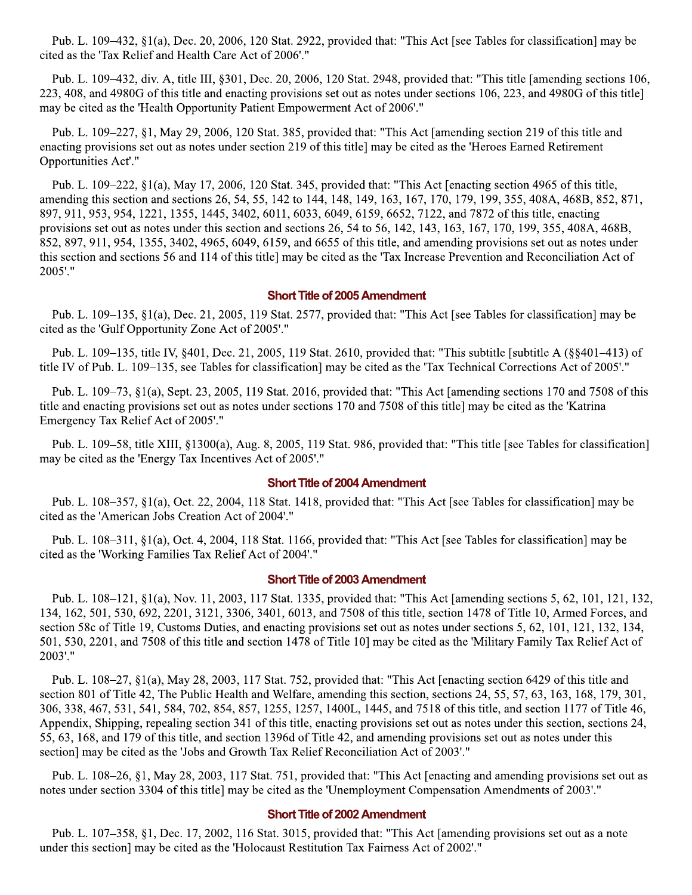Pub. L. 109–432, §1(a), Dec. 20, 2006, 120 Stat. 2922, provided that: "This Act [see Tables for classification] may be cited as the 'Tax Relief and Health Care Act of 2006'."

Pub. L. 109–432, div. A, title III, §301, Dec. 20, 2006, 120 Stat. 2948, provided that: "This title [amending sections 106, 223, 408, and 4980G of this title and enacting provisions set out as notes under sections 106, 223, and 4980G of this title] may be cited as the 'Health Opportunity Patient Empowerment Act of 2006'."

Pub. L. 109–227, §1, May 29, 2006, 120 Stat. 385, provided that: "This Act [amending section 219 of this title and enacting provisions set out as notes under section 219 of this title] may be cited as the 'Heroes Earned Retirement Opportunities Act'."

Pub. L. 109–222, §1(a), May 17, 2006, 120 Stat. 345, provided that: "This Act [enacting section 4965 of this title, amending this section and sections 26, 54, 55, 142 to 144, 148, 149, 163, 167, 170, 179, 199, 355, 408A, 468B, 852, 871, 897, 911, 953, 954, 1221, 1355, 1445, 3402, 6011, 6033, 6049, 6159, 6652, 7122, and 7872 of this title, enacting provisions set out as notes under this section and sections 26, 54 to 56, 142, 143, 163, 167, 170, 199, 355, 408A, 468B, 852, 897, 911, 954, 1355, 3402, 4965, 6049, 6159, and 6655 of this title, and amending provisions set out as notes under this section and sections 56 and 114 of this title] may be cited as the 'Tax Increase Prevention and Reconciliation Act of 2005'."

### Short Title of 2005 Amendment

Pub. L. 109–135, §1(a), Dec. 21, 2005, 119 Stat. 2577, provided that: "This Act [see Tables for classification] may be cited as the 'Gulf Opportunity Zone Act of 2005'."

Pub. L. 109–135, title IV, §401, Dec. 21, 2005, 119 Stat. 2610, provided that: "This subtitle [subtitle A (§§401–413) of title IV of Pub. L. 109–135, see Tables for classification] may be cited as the 'Tax Technical Corrections Act of 2005'."

Pub. L. 109–73, §1(a), Sept. 23, 2005, 119 Stat. 2016, provided that: "This Act [amending sections 170 and 7508 of this title and enacting provisions set out as notes under sections 170 and 7508 of this title] may be cited as the 'Katrina Emergency Tax Relief Act of 2005'."

Pub. L. 109–58, title XIII, §1300(a), Aug. 8, 2005, 119 Stat. 986, provided that: "This title [see Tables for classification] may be cited as the 'Energy Tax Incentives Act of 2005'."

### Short Title of 2004 Amendment

Pub. L. 108–357, §1(a), Oct. 22, 2004, 118 Stat. 1418, provided that: "This Act [see Tables for classification] may be cited as the 'American Jobs Creation Act of 2004'."

Pub. L. 108–311, §1(a), Oct. 4, 2004, 118 Stat. 1166, provided that: "This Act [see Tables for classification] may be cited as the 'Working Families Tax Relief Act of 2004'."

### Short Title of 2003 Amendment

Pub. L. 108–121, §1(a), Nov. 11, 2003, 117 Stat. 1335, provided that: "This Act [amending sections 5, 62, 101, 121, 132, 134, 162, 501, 530, 692, 2201, 3121, 3306, 3401, 6013, and 7508 of this title, section 1478 of Title 10, Armed Forces, and section 58c of Title 19, Customs Duties, and enacting provisions set out as notes under sections 5, 62, 101, 121, 132, 134, 501, 530, 2201, and 7508 of this title and section 1478 of Title 10] may be cited as the 'Military Family Tax Relief Act of 2003'."

Pub. L. 108–27, §1(a), May 28, 2003, 117 Stat. 752, provided that: "This Act [enacting section 6429 of this title and section 801 of Title 42, The Public Health and Welfare, amending this section, sections 24, 55, 57, 63, 163, 168, 179, 301, 306, 338, 467, 531, 541, 584, 702, 854, 857, 1255, 1257, 1400L, 1445, and 7518 of this title, and section 1177 of Title 46, Appendix, Shipping, repealing section 341 of this title, enacting provisions set out as notes under this section, sections 24, 55, 63, 168, and 179 of this title, and section 1396d of Title 42, and amending provisions set out as notes under this section] may be cited as the 'Jobs and Growth Tax Relief Reconciliation Act of 2003'."

Pub. L. 108–26, §1, May 28, 2003, 117 Stat. 751, provided that: "This Act [enacting and amending provisions set out as notes under section 3304 of this title] may be cited as the 'Unemployment Compensation Amendments of 2003'."

### Short Title of 2002 Amendment

Pub. L. 107–358, §1, Dec. 17, 2002, 116 Stat. 3015, provided that: "This Act [amending provisions set out as a note under this section] may be cited as the 'Holocaust Restitution Tax Fairness Act of 2002'."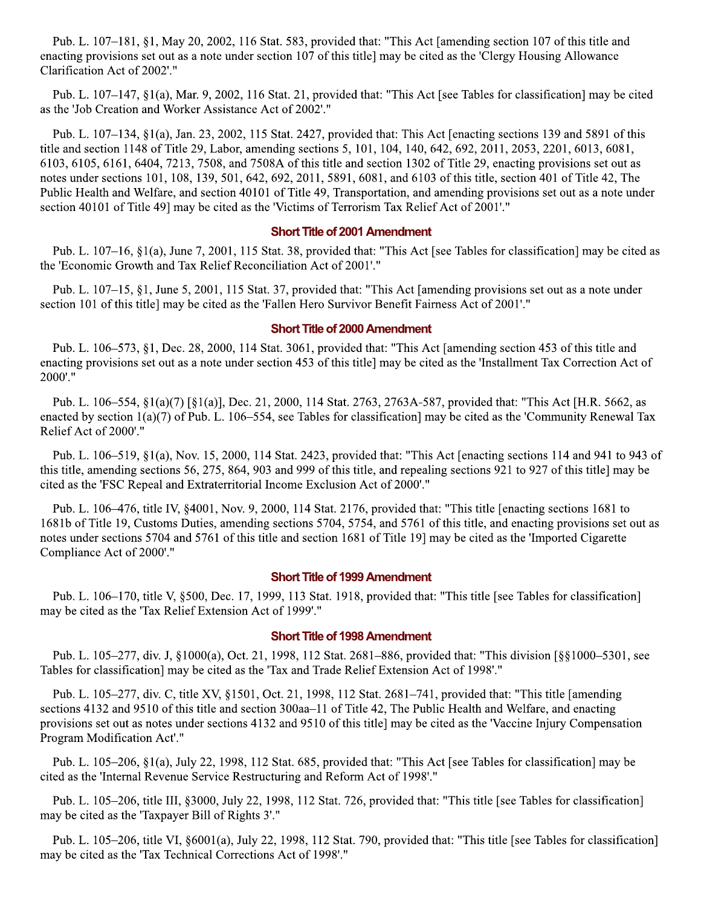Pub. L. 107–181, §1, May 20, 2002, 116 Stat. 583, provided that: "This Act [amending section 107 of this title and enacting provisions set out as a note under section 107 of this title] may be cited as the 'Clergy Housing Allowance Clarification Act of 2002'."

Pub. L. 107–147, §1(a), Mar. 9, 2002, 116 Stat. 21, provided that: "This Act [see Tables for classification] may be cited as the 'Job Creation and Worker Assistance Act of 2002'."

Pub. L. 107–134, §1(a), Jan. 23, 2002, 115 Stat. 2427, provided that: This Act [enacting sections 139 and 5891 of this title and section 1148 of Title 29, Labor, amending sections 5, 101, 104, 140, 642, 692, 2011, 2053, 2201, 6013, 6081, 6103, 6105, 6161, 6404, 7213, 7508, and 7508A of this title and section 1302 of Title 29, enacting provisions set out as notes under sections 101, 108, 139, 501, 642, 692, 2011, 5891, 6081, and 6103 of this title, section 401 of Title 42, The Public Health and Welfare, and section 40101 of Title 49, Transportation, and amending provisions set out as a note under section 40101 of Title 49] may be cited as the 'Victims of Terrorism Tax Relief Act of 2001'."

### Short Title of 2001 Amendment

Pub. L. 107–16, §1(a), June 7, 2001, 115 Stat. 38, provided that: "This Act [see Tables for classification] may be cited as the 'Economic Growth and Tax Relief Reconciliation Act of 2001'."

Pub. L. 107–15, §1, June 5, 2001, 115 Stat. 37, provided that: "This Act [amending provisions set out as a note under section 101 of this title] may be cited as the 'Fallen Hero Survivor Benefit Fairness Act of 2001'."

### Short Title of 2000 Amendment

Pub. L. 106–573, §1, Dec. 28, 2000, 114 Stat. 3061, provided that: "This Act [amending section 453 of this title and enacting provisions set out as a note under section 453 of this title] may be cited as the 'Installment Tax Correction Act of 2000'."

Pub. L. 106–554, §1(a)(7) [§1(a)], Dec. 21, 2000, 114 Stat. 2763, 2763A-587, provided that: "This Act [H.R. 5662, as enacted by section 1(a)(7) of Pub. L. 106–554, see Tables for classification] may be cited as the 'Community Renewal Tax Relief Act of 2000'."

Pub. L. 106–519, §1(a), Nov. 15, 2000, 114 Stat. 2423, provided that: "This Act [enacting sections 114 and 941 to 943 of this title, amending sections 56, 275, 864, 903 and 999 of this title, and repealing sections 921 to 927 of this title] may be cited as the 'FSC Repeal and Extraterritorial Income Exclusion Act of 2000'."

Pub. L. 106–476, title IV, §4001, Nov. 9, 2000, 114 Stat. 2176, provided that: "This title [enacting sections 1681 to 1681b of Title 19, Customs Duties, amending sections 5704, 5754, and 5761 of this title, and enacting provisions set out as notes under sections 5704 and 5761 of this title and section 1681 of Title 19] may be cited as the 'Imported Cigarette Compliance Act of 2000'."

### Short Title of 1999 Amendment

Pub. L. 106–170, title V, §500, Dec. 17, 1999, 113 Stat. 1918, provided that: "This title [see Tables for classification] may be cited as the 'Tax Relief Extension Act of 1999'."

### Short Title of 1998 Amendment

Pub. L. 105–277, div. J, §1000(a), Oct. 21, 1998, 112 Stat. 2681–886, provided that: "This division [§§1000–5301, see Tables for classification] may be cited as the 'Tax and Trade Relief Extension Act of 1998'."

Pub. L. 105–277, div. C, title XV, §1501, Oct. 21, 1998, 112 Stat. 2681–741, provided that: "This title [amending sections 4132 and 9510 of this title and section 300aa–11 of Title 42, The Public Health and Welfare, and enacting provisions set out as notes under sections 4132 and 9510 of this title] may be cited as the 'Vaccine Injury Compensation Program Modification Act'."

Pub. L. 105–206, §1(a), July 22, 1998, 112 Stat. 685, provided that: "This Act [see Tables for classification] may be cited as the 'Internal Revenue Service Restructuring and Reform Act of 1998'."

Pub. L. 105–206, title III, §3000, July 22, 1998, 112 Stat. 726, provided that: "This title [see Tables for classification] may be cited as the 'Taxpayer Bill of Rights 3'."

Pub. L. 105–206, title VI, §6001(a), July 22, 1998, 112 Stat. 790, provided that: "This title [see Tables for classification] may be cited as the 'Tax Technical Corrections Act of 1998'."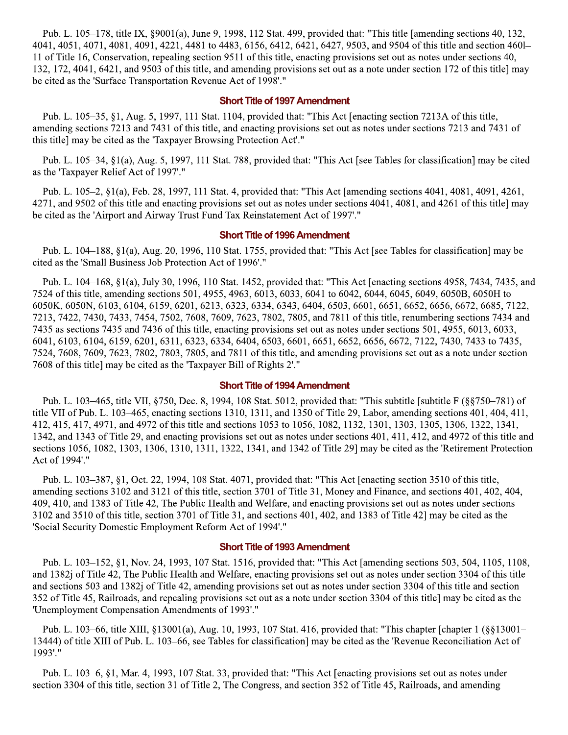Pub. L. 105–178, title IX, §9001(a), June 9, 1998, 112 Stat. 499, provided that: "This title [amending sections 40, 132, 4041, 4051, 4071, 4081, 4091, 4221, 4481 to 4483, 6156, 6412, 6421, 6427, 9503, and 9504 of this title and section 460l–11 of Title 16, Conservation, repealing section 9511 of this title, enacting provisions set out as notes under sections 40, 132, 172, 4041, 6421, and 9503 of this title, and amending provisions set out as a note under section 172 of this title] may be cited as the 'Surface Transportation Revenue Act of 1998'."

### Short Title of 1997 Amendment

Pub. L. 105–35, §1, Aug. 5, 1997, 111 Stat. 1104, provided that: "This Act [enacting section 7213A of this title, amending sections 7213 and 7431 of this title, and enacting provisions set out as notes under sections 7213 and 7431 of this title] may be cited as the 'Taxpayer Browsing Protection Act'."

Pub. L. 105–34, §1(a), Aug. 5, 1997, 111 Stat. 788, provided that: "This Act [see Tables for classification] may be cited as the 'Taxpayer Relief Act of 1997'."

Pub. L. 105–2, §1(a), Feb. 28, 1997, 111 Stat. 4, provided that: "This Act [amending sections 4041, 4081, 4091, 4261, 4271, and 9502 of this title and enacting provisions set out as notes under sections 4041, 4081, and 4261 of this title] may be cited as the 'Airport and Airway Trust Fund Tax Reinstatement Act of 1997'."

### Short Title of 1996 Amendment

Pub. L. 104–188, §1(a), Aug. 20, 1996, 110 Stat. 1755, provided that: "This Act [see Tables for classification] may be cited as the 'Small Business Job Protection Act of 1996'."

Pub. L. 104–168, §1(a), July 30, 1996, 110 Stat. 1452, provided that: "This Act [enacting sections 4958, 7434, 7435, and 7524 of this title, amending sections 501, 4955, 4963, 6013, 6033, 6041 to 6042, 6044, 6045, 6049, 6050B, 6050H to 6050K, 6050N, 6103, 6104, 6159, 6201, 6213, 6323, 6334, 6343, 6404, 6503, 6601, 6651, 6652, 6656, 6672, 6685, 7122, 7213, 7422, 7430, 7433, 7454, 7502, 7608, 7609, 7623, 7802, 7805, and 7811 of this title, renumbering sections 7434 and 7435 as sections 7435 and 7436 of this title, enacting provisions set out as notes under sections 501, 4955, 6013, 6033, 6041, 6103, 6104, 6159, 6201, 6311, 6323, 6334, 6404, 6503, 6601, 6651, 6652, 6656, 6672, 7122, 7430, 7433 to 7435, 7524, 7608, 7609, 7623, 7802, 7803, 7805, and 7811 of this title, and amending provisions set out as a note under section 7608 of this title] may be cited as the 'Taxpayer Bill of Rights 2'."

### Short Title of 1994 Amendment

Pub. L. 103–465, title VII, §750, Dec. 8, 1994, 108 Stat. 5012, provided that: "This subtitle [subtitle F (§§750–781) of title VII of Pub. L. 103–465, enacting sections 1310, 1311, and 1350 of Title 29, Labor, amending sections 401, 404, 411, 412, 415, 417, 4971, and 4972 of this title and sections 1053 to 1056, 1082, 1132, 1301, 1303, 1305, 1306, 1322, 1341, 1342, and 1343 of Title 29, and enacting provisions set out as notes under sections 401, 411, 412, and 4972 of this title and sections 1056, 1082, 1303, 1306, 1310, 1311, 1322, 1341, and 1342 of Title 29] may be cited as the 'Retirement Protection Act of 1994'."

Pub. L. 103–387, §1, Oct. 22, 1994, 108 Stat. 4071, provided that: "This Act [enacting section 3510 of this title, amending sections 3102 and 3121 of this title, section 3701 of Title 31, Money and Finance, and sections 401, 402, 404, 409, 410, and 1383 of Title 42, The Public Health and Welfare, and enacting provisions set out as notes under sections 3102 and 3510 of this title, section 3701 of Title 31, and sections 401, 402, and 1383 of Title 42] may be cited as the 'Social Security Domestic Employment Reform Act of 1994'."

### Short Title of 1993 Amendment

Pub. L. 103–152, §1, Nov. 24, 1993, 107 Stat. 1516, provided that: "This Act [amending sections 503, 504, 1105, 1108, and 1382j of Title 42, The Public Health and Welfare, enacting provisions set out as notes under section 3304 of this title and sections 503 and 1382j of Title 42, amending provisions set out as notes under section 3304 of this title and section 352 of Title 45, Railroads, and repealing provisions set out as a note under section 3304 of this title] may be cited as the 'Unemployment Compensation Amendments of 1993'."

Pub. L. 103–66, title XIII, §13001(a), Aug. 10, 1993, 107 Stat. 416, provided that: "This chapter [chapter 1 (§§13001–13444) of title XIII of Pub. L. 103–66, see Tables for classification] may be cited as the 'Revenue Reconciliation Act of 1993'."

Pub. L. 103–6, §1, Mar. 4, 1993, 107 Stat. 33, provided that: "This Act [enacting provisions set out as notes under section 3304 of this title, section 31 of Title 2, The Congress, and section 352 of Title 45, Railroads, and amending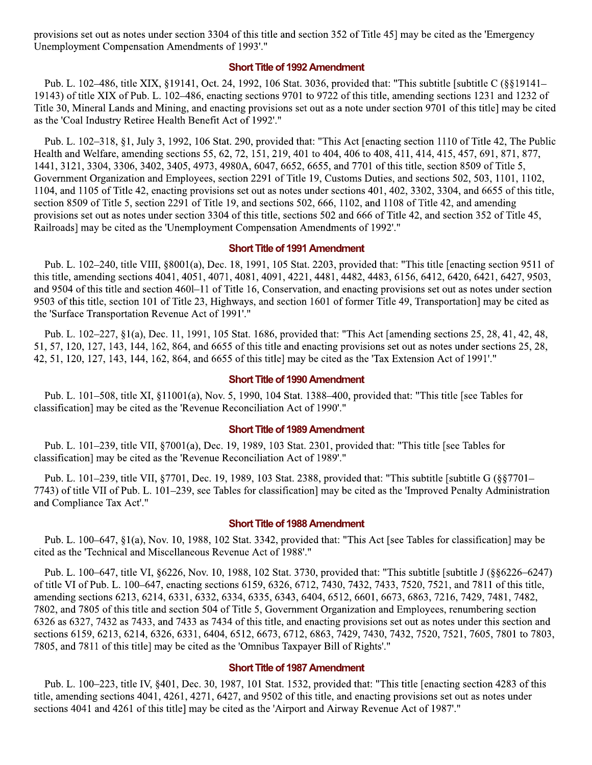provisions set out as notes under section 3304 of this title and section 352 of Title 45] may be cited as the 'Emergency Unemployment Compensation Amendments of 1993'."

### Short Title of 1992 Amendment

Pub. L. 102–486, title XIX, §19141, Oct. 24, 1992, 106 Stat. 3036, provided that: "This subtitle [subtitle C (§§19141–19143) of title XIX of Pub. L. 102–486, enacting sections 9701 to 9722 of this title, amending sections 1231 and 1232 of Title 30, Mineral Lands and Mining, and enacting provisions set out as a note under section 9701 of this title] may be cited as the 'Coal Industry Retiree Health Benefit Act of 1992'."

Pub. L. 102–318, §1, July 3, 1992, 106 Stat. 290, provided that: "This Act [enacting section 1110 of Title 42, The Public Health and Welfare, amending sections 55, 62, 72, 151, 219, 401 to 404, 406 to 408, 411, 414, 415, 457, 691, 871, 877, 1441, 3121, 3304, 3306, 3402, 3405, 4973, 4980A, 6047, 6652, 6655, and 7701 of this title, section 8509 of Title 5, Government Organization and Employees, section 2291 of Title 19, Customs Duties, and sections 502, 503, 1101, 1102, 1104, and 1105 of Title 42, enacting provisions set out as notes under sections 401, 402, 3302, 3304, and 6655 of this title, section 8509 of Title 5, section 2291 of Title 19, and sections 502, 666, 1102, and 1108 of Title 42, and amending provisions set out as notes under section 3304 of this title, sections 502 and 666 of Title 42, and section 352 of Title 45, Railroads] may be cited as the 'Unemployment Compensation Amendments of 1992'."

### Short Title of 1991 Amendment

Pub. L. 102–240, title VIII, §8001(a), Dec. 18, 1991, 105 Stat. 2203, provided that: "This title [enacting section 9511 of this title, amending sections 4041, 4051, 4071, 4081, 4091, 4221, 4481, 4482, 4483, 6156, 6412, 6420, 6421, 6427, 9503, and 9504 of this title and section 460l–11 of Title 16, Conservation, and enacting provisions set out as notes under section 9503 of this title, section 101 of Title 23, Highways, and section 1601 of former Title 49, Transportation] may be cited as the 'Surface Transportation Revenue Act of 1991'."

Pub. L. 102–227, §1(a), Dec. 11, 1991, 105 Stat. 1686, provided that: "This Act [amending sections 25, 28, 41, 42, 48, 51, 57, 120, 127, 143, 144, 162, 864, and 6655 of this title and enacting provisions set out as notes under sections 25, 28, 42, 51, 120, 127, 143, 144, 162, 864, and 6655 of this title] may be cited as the 'Tax Extension Act of 1991'."

### Short Title of 1990 Amendment

Pub. L. 101–508, title XI, §11001(a), Nov. 5, 1990, 104 Stat. 1388–400, provided that: "This title [see Tables for classification] may be cited as the 'Revenue Reconciliation Act of 1990'."

### Short Title of 1989 Amendment

Pub. L. 101–239, title VII, §7001(a), Dec. 19, 1989, 103 Stat. 2301, provided that: "This title [see Tables for classification] may be cited as the 'Revenue Reconciliation Act of 1989'."

Pub. L. 101–239, title VII, §7701, Dec. 19, 1989, 103 Stat. 2388, provided that: "This subtitle [subtitle G (§§7701–7743) of title VII of Pub. L. 101–239, see Tables for classification] may be cited as the 'Improved Penalty Administration and Compliance Tax Act'."

### Short Title of 1988 Amendment

Pub. L. 100–647, §1(a), Nov. 10, 1988, 102 Stat. 3342, provided that: "This Act [see Tables for classification] may be cited as the 'Technical and Miscellaneous Revenue Act of 1988'."

Pub. L. 100–647, title VI, §6226, Nov. 10, 1988, 102 Stat. 3730, provided that: "This subtitle [subtitle J (§§6226–6247) of title VI of Pub. L. 100–647, enacting sections 6159, 6326, 6712, 7430, 7432, 7433, 7520, 7521, and 7811 of this title, amending sections 6213, 6214, 6331, 6332, 6334, 6335, 6343, 6404, 6512, 6601, 6673, 6863, 7216, 7429, 7481, 7482, 7802, and 7805 of this title and section 504 of Title 5, Government Organization and Employees, renumbering section 6326 as 6327, 7432 as 7433, and 7433 as 7434 of this title, and enacting provisions set out as notes under this section and sections 6159, 6213, 6214, 6326, 6331, 6404, 6512, 6673, 6712, 6863, 7429, 7430, 7432, 7520, 7521, 7605, 7801 to 7803, 7805, and 7811 of this title] may be cited as the 'Omnibus Taxpayer Bill of Rights'."

### Short Title of 1987 Amendment

Pub. L. 100–223, title IV, §401, Dec. 30, 1987, 101 Stat. 1532, provided that: "This title [enacting section 4283 of this title, amending sections 4041, 4261, 4271, 6427, and 9502 of this title, and enacting provisions set out as notes under sections 4041 and 4261 of this title] may be cited as the 'Airport and Airway Revenue Act of 1987'."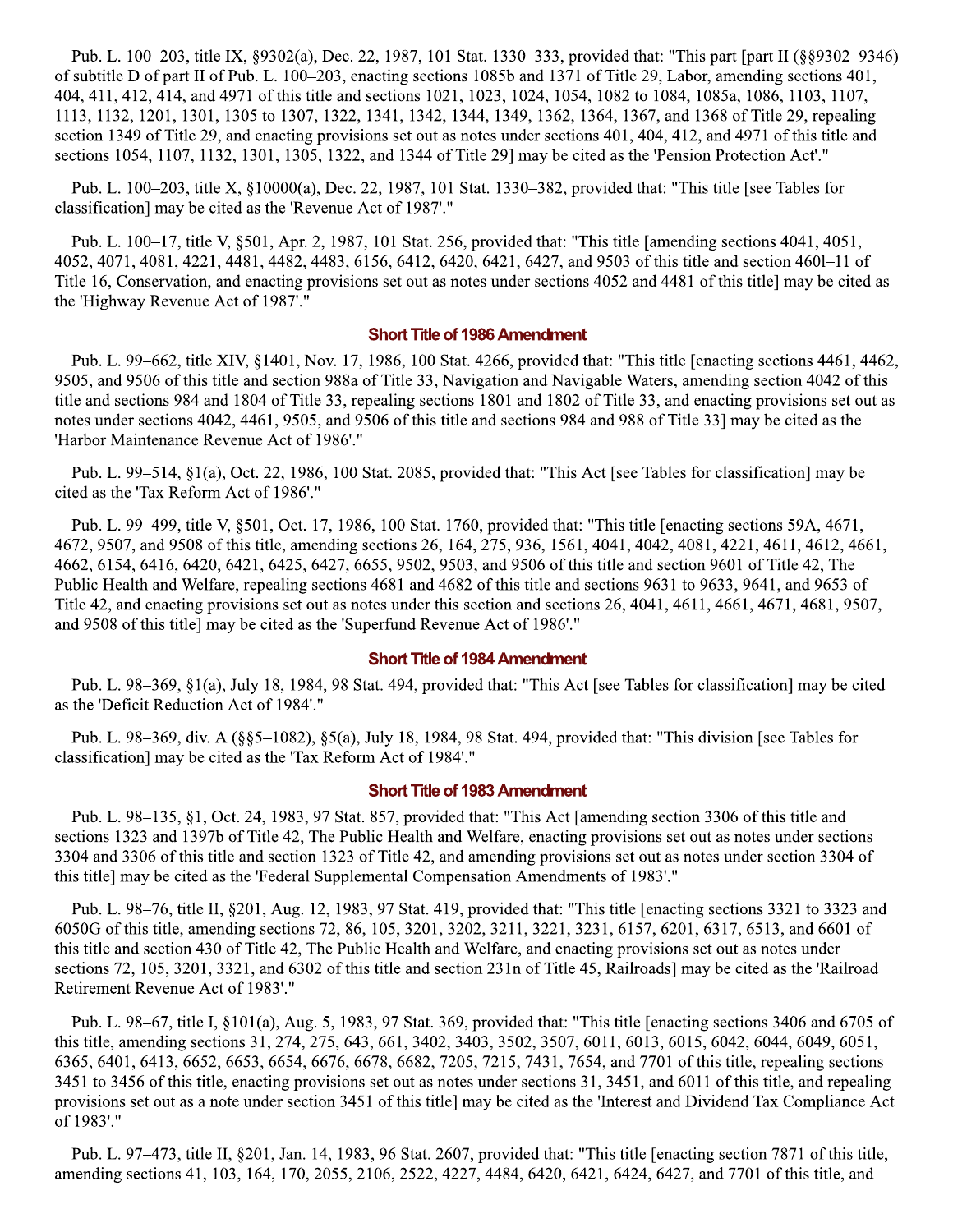Pub. L. 100–203, title IX, §9302(a), Dec. 22, 1987, 101 Stat. 1330–333, provided that: "This part [part II (§§9302–9346) of subtitle D of part II of Pub. L. 100–203, enacting sections 1085b and 1371 of Title 29, Labor, amending sections 401, 404, 411, 412, 414, and 4971 of this title and sections 1021, 1023, 1024, 1054, 1082 to 1084, 1085a, 1086, 1103, 1107, 1113, 1132, 1201, 1301, 1305 to 1307, 1322, 1341, 1342, 1344, 1349, 1362, 1364, 1367, and 1368 of Title 29, repealing section 1349 of Title 29, and enacting provisions set out as notes under sections 401, 404, 412, and 4971 of this title and sections 1054, 1107, 1132, 1301, 1305, 1322, and 1344 of Title 29] may be cited as the 'Pension Protection Act'."

Pub. L. 100–203, title X, §10000(a), Dec. 22, 1987, 101 Stat. 1330–382, provided that: "This title [see Tables for classification] may be cited as the 'Revenue Act of 1987'."

Pub. L. 100–17, title V, §501, Apr. 2, 1987, 101 Stat. 256, provided that: "This title [amending sections 4041, 4051, 4052, 4071, 4081, 4221, 4481, 4482, 4483, 6156, 6412, 6420, 6421, 6427, and 9503 of this title and section 460l–11 of Title 16, Conservation, and enacting provisions set out as notes under sections 4052 and 4481 of this title] may be cited as the 'Highway Revenue Act of 1987'."

### Short Title of 1986 Amendment

Pub. L. 99–662, title XIV, §1401, Nov. 17, 1986, 100 Stat. 4266, provided that: "This title [enacting sections 4461, 4462, 9505, and 9506 of this title and section 988a of Title 33, Navigation and Navigable Waters, amending section 4042 of this title and sections 984 and 1804 of Title 33, repealing sections 1801 and 1802 of Title 33, and enacting provisions set out as notes under sections 4042, 4461, 9505, and 9506 of this title and sections 984 and 988 of Title 33] may be cited as the 'Harbor Maintenance Revenue Act of 1986'."

Pub. L. 99–514, §1(a), Oct. 22, 1986, 100 Stat. 2085, provided that: "This Act [see Tables for classification] may be cited as the 'Tax Reform Act of 1986'."

Pub. L. 99–499, title V, §501, Oct. 17, 1986, 100 Stat. 1760, provided that: "This title [enacting sections 59A, 4671, 4672, 9507, and 9508 of this title, amending sections 26, 164, 275, 936, 1561, 4041, 4042, 4081, 4221, 4611, 4612, 4661, 4662, 6154, 6416, 6420, 6421, 6425, 6427, 6655, 9502, 9503, and 9506 of this title and section 9601 of Title 42, The Public Health and Welfare, repealing sections 4681 and 4682 of this title and sections 9631 to 9633, 9641, and 9653 of Title 42, and enacting provisions set out as notes under this section and sections 26, 4041, 4611, 4661, 4671, 4681, 9507, and 9508 of this title] may be cited as the 'Superfund Revenue Act of 1986'."

### Short Title of 1984 Amendment

Pub. L. 98–369, §1(a), July 18, 1984, 98 Stat. 494, provided that: "This Act [see Tables for classification] may be cited as the 'Deficit Reduction Act of 1984'."

Pub. L. 98–369, div. A (§§5–1082), §5(a), July 18, 1984, 98 Stat. 494, provided that: "This division [see Tables for classification] may be cited as the 'Tax Reform Act of 1984'."

### Short Title of 1983 Amendment

Pub. L. 98–135, §1, Oct. 24, 1983, 97 Stat. 857, provided that: "This Act [amending section 3306 of this title and sections 1323 and 1397b of Title 42, The Public Health and Welfare, enacting provisions set out as notes under sections 3304 and 3306 of this title and section 1323 of Title 42, and amending provisions set out as notes under section 3304 of this title] may be cited as the 'Federal Supplemental Compensation Amendments of 1983'."

Pub. L. 98–76, title II, §201, Aug. 12, 1983, 97 Stat. 419, provided that: "This title [enacting sections 3321 to 3323 and 6050G of this title, amending sections 72, 86, 105, 3201, 3202, 3211, 3221, 3231, 6157, 6201, 6317, 6513, and 6601 of this title and section 430 of Title 42, The Public Health and Welfare, and enacting provisions set out as notes under sections 72, 105, 3201, 3321, and 6302 of this title and section 231n of Title 45, Railroads] may be cited as the 'Railroad Retirement Revenue Act of 1983'."

Pub. L. 98–67, title I, §101(a), Aug. 5, 1983, 97 Stat. 369, provided that: "This title [enacting sections 3406 and 6705 of this title, amending sections 31, 274, 275, 643, 661, 3402, 3403, 3502, 3507, 6011, 6013, 6015, 6042, 6044, 6049, 6051, 6365, 6401, 6413, 6652, 6653, 6654, 6676, 6678, 6682, 7205, 7215, 7431, 7654, and 7701 of this title, repealing sections 3451 to 3456 of this title, enacting provisions set out as notes under sections 31, 3451, and 6011 of this title, and repealing provisions set out as a note under section 3451 of this title] may be cited as the 'Interest and Dividend Tax Compliance Act of 1983'."

Pub. L. 97–473, title II, §201, Jan. 14, 1983, 96 Stat. 2607, provided that: "This title [enacting section 7871 of this title, amending sections 41, 103, 164, 170, 2055, 2106, 2522, 4227, 4484, 6420, 6421, 6424, 6427, and 7701 of this title, and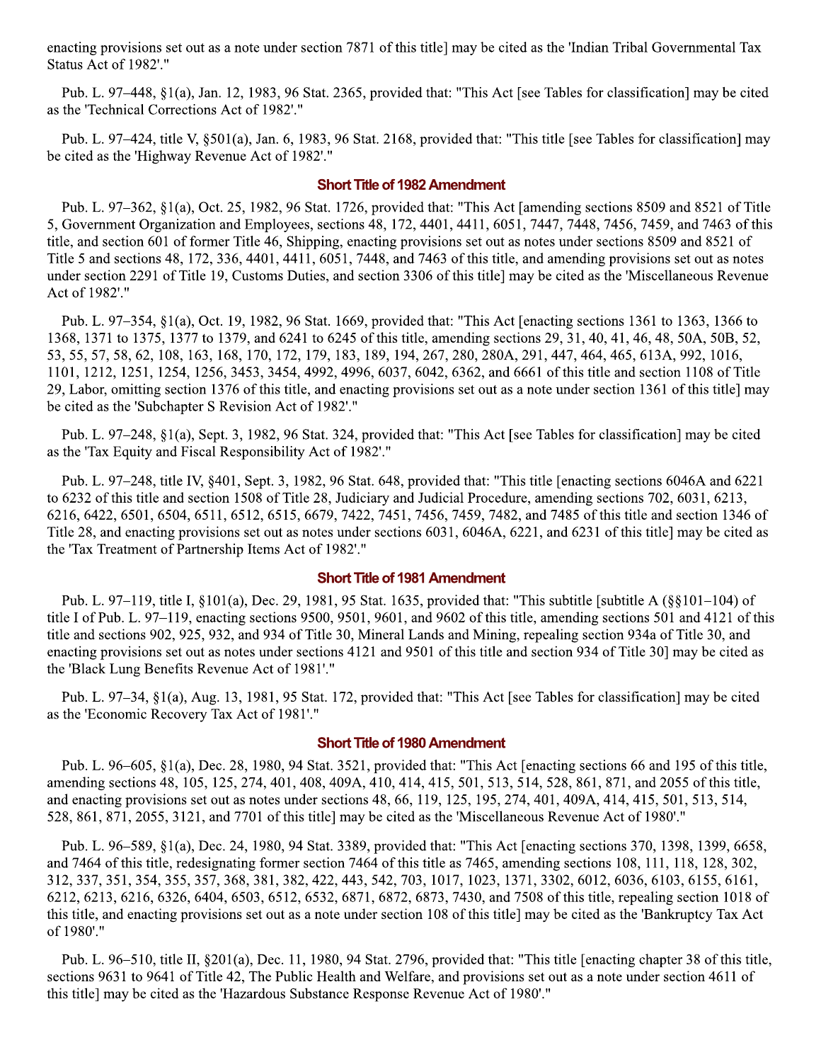enacting provisions set out as a note under section 7871 of this title] may be cited as the 'Indian Tribal Governmental Tax Status Act of 1982'."

Pub. L. 97–448, §1(a), Jan. 12, 1983, 96 Stat. 2365, provided that: "This Act [see Tables for classification] may be cited as the 'Technical Corrections Act of 1982'."

Pub. L. 97–424, title V, §501(a), Jan. 6, 1983, 96 Stat. 2168, provided that: "This title [see Tables for classification] may be cited as the 'Highway Revenue Act of 1982'."

### Short Title of 1982 Amendment

Pub. L. 97–362, §1(a), Oct. 25, 1982, 96 Stat. 1726, provided that: "This Act [amending sections 8509 and 8521 of Title 5, Government Organization and Employees, sections 48, 172, 4401, 4411, 6051, 7447, 7448, 7456, 7459, and 7463 of this title, and section 601 of former Title 46, Shipping, enacting provisions set out as notes under sections 8509 and 8521 of Title 5 and sections 48, 172, 336, 4401, 4411, 6051, 7448, and 7463 of this title, and amending provisions set out as notes under section 2291 of Title 19, Customs Duties, and section 3306 of this title] may be cited as the 'Miscellaneous Revenue Act of 1982'."

Pub. L. 97–354, §1(a), Oct. 19, 1982, 96 Stat. 1669, provided that: "This Act [enacting sections 1361 to 1363, 1366 to 1368, 1371 to 1375, 1377 to 1379, and 6241 to 6245 of this title, amending sections 29, 31, 40, 41, 46, 48, 50A, 50B, 52, 53, 55, 57, 58, 62, 108, 163, 168, 170, 172, 179, 183, 189, 194, 267, 280, 280A, 291, 447, 464, 465, 613A, 992, 1016, 1101, 1212, 1251, 1254, 1256, 3453, 3454, 4992, 4996, 6037, 6042, 6362, and 6661 of this title and section 1108 of Title 29, Labor, omitting section 1376 of this title, and enacting provisions set out as a note under section 1361 of this title] may be cited as the 'Subchapter S Revision Act of 1982'."

Pub. L. 97–248, §1(a), Sept. 3, 1982, 96 Stat. 324, provided that: "This Act [see Tables for classification] may be cited as the 'Tax Equity and Fiscal Responsibility Act of 1982'."

Pub. L. 97–248, title IV, §401, Sept. 3, 1982, 96 Stat. 648, provided that: "This title [enacting sections 6046A and 6221 to 6232 of this title and section 1508 of Title 28, Judiciary and Judicial Procedure, amending sections 702, 6031, 6213, 6216, 6422, 6501, 6504, 6511, 6512, 6515, 6679, 7422, 7451, 7456, 7459, 7482, and 7485 of this title and section 1346 of Title 28, and enacting provisions set out as notes under sections 6031, 6046A, 6221, and 6231 of this title] may be cited as the 'Tax Treatment of Partnership Items Act of 1982'."

### Short Title of 1981 Amendment

Pub. L. 97–119, title I, §101(a), Dec. 29, 1981, 95 Stat. 1635, provided that: "This subtitle [subtitle A (§§101–104) of title I of Pub. L. 97–119, enacting sections 9500, 9501, 9601, and 9602 of this title, amending sections 501 and 4121 of this title and sections 902, 925, 932, and 934 of Title 30, Mineral Lands and Mining, repealing section 934a of Title 30, and enacting provisions set out as notes under sections 4121 and 9501 of this title and section 934 of Title 30] may be cited as the 'Black Lung Benefits Revenue Act of 1981'."

Pub. L. 97–34, §1(a), Aug. 13, 1981, 95 Stat. 172, provided that: "This Act [see Tables for classification] may be cited as the 'Economic Recovery Tax Act of 1981'."

### Short Title of 1980 Amendment

Pub. L. 96–605, §1(a), Dec. 28, 1980, 94 Stat. 3521, provided that: "This Act [enacting sections 66 and 195 of this title, amending sections 48, 105, 125, 274, 401, 408, 409A, 410, 414, 415, 501, 513, 514, 528, 861, 871, and 2055 of this title, and enacting provisions set out as notes under sections 48, 66, 119, 125, 195, 274, 401, 409A, 414, 415, 501, 513, 514, 528, 861, 871, 2055, 3121, and 7701 of this title] may be cited as the 'Miscellaneous Revenue Act of 1980'."

Pub. L. 96–589, §1(a), Dec. 24, 1980, 94 Stat. 3389, provided that: "This Act [enacting sections 370, 1398, 1399, 6658, and 7464 of this title, redesignating former section 7464 of this title as 7465, amending sections 108, 111, 118, 128, 302, 312, 337, 351, 354, 355, 357, 368, 381, 382, 422, 443, 542, 703, 1017, 1023, 1371, 3302, 6012, 6036, 6103, 6155, 6161, 6212, 6213, 6216, 6326, 6404, 6503, 6512, 6532, 6871, 6872, 6873, 7430, and 7508 of this title, repealing section 1018 of this title, and enacting provisions set out as a note under section 108 of this title] may be cited as the 'Bankruptcy Tax Act of 1980'."

Pub. L. 96–510, title II, §201(a), Dec. 11, 1980, 94 Stat. 2796, provided that: "This title [enacting chapter 38 of this title, sections 9631 to 9641 of Title 42, The Public Health and Welfare, and provisions set out as a note under section 4611 of this title] may be cited as the 'Hazardous Substance Response Revenue Act of 1980'."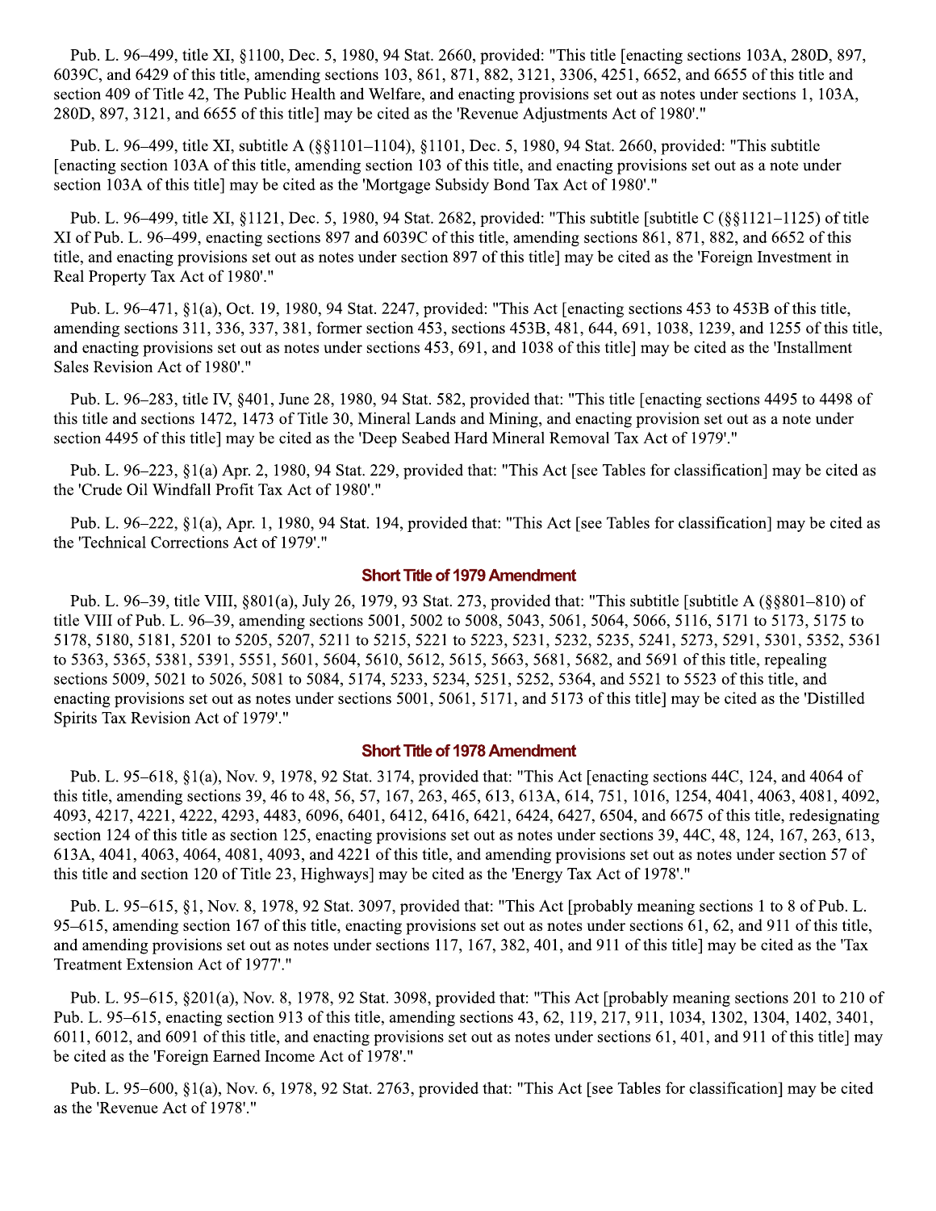Pub. L. 96–499, title XI, §1100, Dec. 5, 1980, 94 Stat. 2660, provided: "This title [enacting sections 103A, 280D, 897, 6039C, and 6429 of this title, amending sections 103, 861, 871, 882, 3121, 3306, 4251, 6652, and 6655 of this title and section 409 of Title 42, The Public Health and Welfare, and enacting provisions set out as notes under sections 1, 103A, 280D, 897, 3121, and 6655 of this title] may be cited as the 'Revenue Adjustments Act of 1980'."

Pub. L. 96–499, title XI, subtitle A (§§1101–1104), §1101, Dec. 5, 1980, 94 Stat. 2660, provided: "This subtitle [enacting section 103A of this title, amending section 103 of this title, and enacting provisions set out as a note under section 103A of this title] may be cited as the 'Mortgage Subsidy Bond Tax Act of 1980'."

Pub. L. 96–499, title XI, §1121, Dec. 5, 1980, 94 Stat. 2682, provided: "This subtitle [subtitle C (§§1121–1125) of title XI of Pub. L. 96–499, enacting sections 897 and 6039C of this title, amending sections 861, 871, 882, and 6652 of this title, and enacting provisions set out as notes under section 897 of this title] may be cited as the 'Foreign Investment in Real Property Tax Act of 1980'."

Pub. L. 96–471, §1(a), Oct. 19, 1980, 94 Stat. 2247, provided: "This Act [enacting sections 453 to 453B of this title, amending sections 311, 336, 337, 381, former section 453, sections 453B, 481, 644, 691, 1038, 1239, and 1255 of this title, and enacting provisions set out as notes under sections 453, 691, and 1038 of this title] may be cited as the 'Installment Sales Revision Act of 1980'."

Pub. L. 96–283, title IV, §401, June 28, 1980, 94 Stat. 582, provided that: "This title [enacting sections 4495 to 4498 of this title and sections 1472, 1473 of Title 30, Mineral Lands and Mining, and enacting provision set out as a note under section 4495 of this title] may be cited as the 'Deep Seabed Hard Mineral Removal Tax Act of 1979'."

Pub. L. 96–223, §1(a) Apr. 2, 1980, 94 Stat. 229, provided that: "This Act [see Tables for classification] may be cited as the 'Crude Oil Windfall Profit Tax Act of 1980'."

Pub. L. 96–222, §1(a), Apr. 1, 1980, 94 Stat. 194, provided that: "This Act [see Tables for classification] may be cited as the 'Technical Corrections Act of 1979'."

### Short Title of 1979 Amendment

Pub. L. 96–39, title VIII, §801(a), July 26, 1979, 93 Stat. 273, provided that: "This subtitle [subtitle A (§§801–810) of title VIII of Pub. L. 96–39, amending sections 5001, 5002 to 5008, 5043, 5061, 5064, 5066, 5116, 5171 to 5173, 5175 to 5178, 5180, 5181, 5201 to 5205, 5207, 5211 to 5215, 5221 to 5223, 5231, 5232, 5235, 5241, 5273, 5291, 5301, 5352, 5361 to 5363, 5365, 5381, 5391, 5551, 5601, 5604, 5610, 5612, 5615, 5663, 5681, 5682, and 5691 of this title, repealing sections 5009, 5021 to 5026, 5081 to 5084, 5174, 5233, 5234, 5251, 5252, 5364, and 5521 to 5523 of this title, and enacting provisions set out as notes under sections 5001, 5061, 5171, and 5173 of this title] may be cited as the 'Distilled Spirits Tax Revision Act of 1979'."

### Short Title of 1978 Amendment

Pub. L. 95–618, §1(a), Nov. 9, 1978, 92 Stat. 3174, provided that: "This Act [enacting sections 44C, 124, and 4064 of this title, amending sections 39, 46 to 48, 56, 57, 167, 263, 465, 613, 613A, 614, 751, 1016, 1254, 4041, 4063, 4081, 4092, 4093, 4217, 4221, 4222, 4293, 4483, 6096, 6401, 6412, 6416, 6421, 6424, 6427, 6504, and 6675 of this title, redesignating section 124 of this title as section 125, enacting provisions set out as notes under sections 39, 44C, 48, 124, 167, 263, 613, 613A, 4041, 4063, 4064, 4081, 4093, and 4221 of this title, and amending provisions set out as notes under section 57 of this title and section 120 of Title 23, Highways] may be cited as the 'Energy Tax Act of 1978'."

Pub. L. 95–615, §1, Nov. 8, 1978, 92 Stat. 3097, provided that: "This Act [probably meaning sections 1 to 8 of Pub. L. 95–615, amending section 167 of this title, enacting provisions set out as notes under sections 61, 62, and 911 of this title, and amending provisions set out as notes under sections 117, 167, 382, 401, and 911 of this title] may be cited as the 'Tax Treatment Extension Act of 1977'."

Pub. L. 95–615, §201(a), Nov. 8, 1978, 92 Stat. 3098, provided that: "This Act [probably meaning sections 201 to 210 of Pub. L. 95–615, enacting section 913 of this title, amending sections 43, 62, 119, 217, 911, 1034, 1302, 1304, 1402, 3401, 6011, 6012, and 6091 of this title, and enacting provisions set out as notes under sections 61, 401, and 911 of this title] may be cited as the 'Foreign Earned Income Act of 1978'."

Pub. L. 95–600, §1(a), Nov. 6, 1978, 92 Stat. 2763, provided that: "This Act [see Tables for classification] may be cited as the 'Revenue Act of 1978'."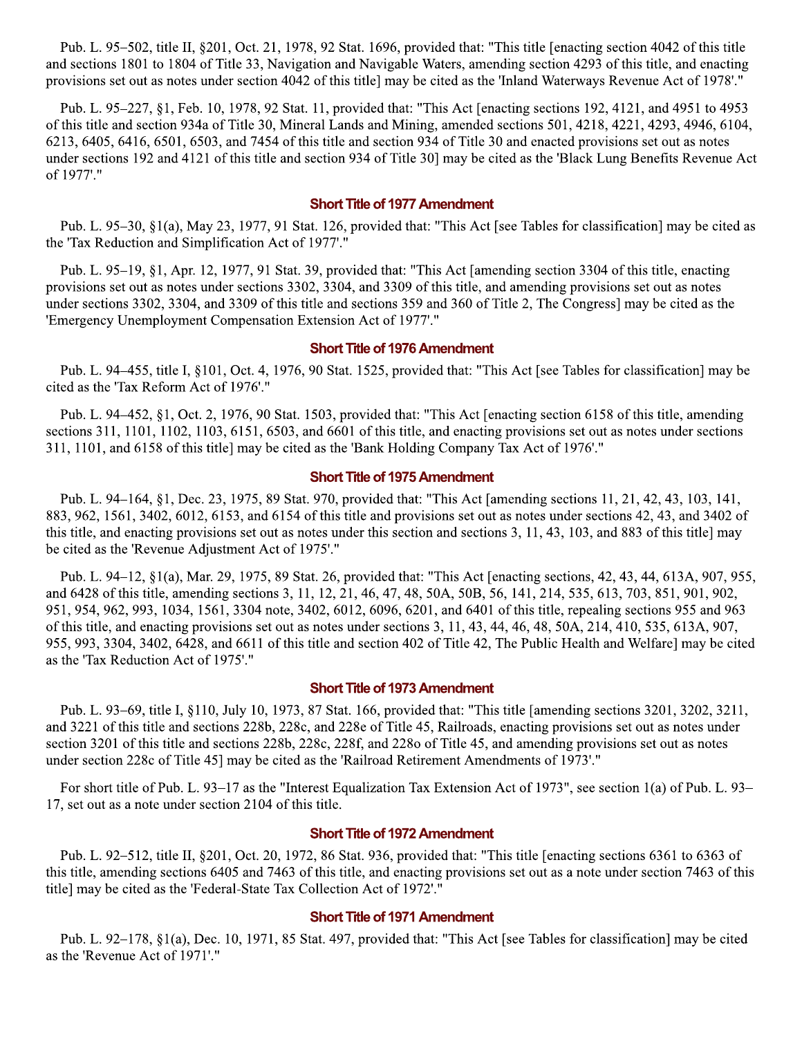Pub. L. 95–502, title II, §201, Oct. 21, 1978, 92 Stat. 1696, provided that: "This title [enacting section 4042 of this title and sections 1801 to 1804 of Title 33, Navigation and Navigable Waters, amending section 4293 of this title, and enacting provisions set out as notes under section 4042 of this title] may be cited as the 'Inland Waterways Revenue Act of 1978'."

Pub. L. 95–227, §1, Feb. 10, 1978, 92 Stat. 11, provided that: "This Act [enacting sections 192, 4121, and 4951 to 4953 of this title and section 934a of Title 30, Mineral Lands and Mining, amended sections 501, 4218, 4221, 4293, 4946, 6104, 6213, 6405, 6416, 6501, 6503, and 7454 of this title and section 934 of Title 30 and enacted provisions set out as notes under sections 192 and 4121 of this title and section 934 of Title 30] may be cited as the 'Black Lung Benefits Revenue Act of 1977'."

### Short Title of 1977 Amendment

Pub. L. 95–30, §1(a), May 23, 1977, 91 Stat. 126, provided that: "This Act [see Tables for classification] may be cited as the 'Tax Reduction and Simplification Act of 1977'."

Pub. L. 95–19, §1, Apr. 12, 1977, 91 Stat. 39, provided that: "This Act [amending section 3304 of this title, enacting provisions set out as notes under sections 3302, 3304, and 3309 of this title, and amending provisions set out as notes under sections 3302, 3304, and 3309 of this title and sections 359 and 360 of Title 2, The Congress] may be cited as the 'Emergency Unemployment Compensation Extension Act of 1977'."

### Short Title of 1976 Amendment

Pub. L. 94–455, title I, §101, Oct. 4, 1976, 90 Stat. 1525, provided that: "This Act [see Tables for classification] may be cited as the 'Tax Reform Act of 1976'."

Pub. L. 94–452, §1, Oct. 2, 1976, 90 Stat. 1503, provided that: "This Act [enacting section 6158 of this title, amending sections 311, 1101, 1102, 1103, 6151, 6503, and 6601 of this title, and enacting provisions set out as notes under sections 311, 1101, and 6158 of this title] may be cited as the 'Bank Holding Company Tax Act of 1976'."

### Short Title of 1975 Amendment

Pub. L. 94–164, §1, Dec. 23, 1975, 89 Stat. 970, provided that: "This Act [amending sections 11, 21, 42, 43, 103, 141, 883, 962, 1561, 3402, 6012, 6153, and 6154 of this title and provisions set out as notes under sections 42, 43, and 3402 of this title, and enacting provisions set out as notes under this section and sections 3, 11, 43, 103, and 883 of this title] may be cited as the 'Revenue Adjustment Act of 1975'."

Pub. L. 94–12, §1(a), Mar. 29, 1975, 89 Stat. 26, provided that: "This Act [enacting sections, 42, 43, 44, 613A, 907, 955, and 6428 of this title, amending sections 3, 11, 12, 21, 46, 47, 48, 50A, 50B, 56, 141, 214, 535, 613, 703, 851, 901, 902, 951, 954, 962, 993, 1034, 1561, 3304 note, 3402, 6012, 6096, 6201, and 6401 of this title, repealing sections 955 and 963 of this title, and enacting provisions set out as notes under sections 3, 11, 43, 44, 46, 48, 50A, 214, 410, 535, 613A, 907, 955, 993, 3304, 3402, 6428, and 6611 of this title and section 402 of Title 42, The Public Health and Welfare] may be cited as the 'Tax Reduction Act of 1975'."

### Short Title of 1973 Amendment

Pub. L. 93–69, title I, §110, July 10, 1973, 87 Stat. 166, provided that: "This title [amending sections 3201, 3202, 3211, and 3221 of this title and sections 228b, 228c, and 228e of Title 45, Railroads, enacting provisions set out as notes under section 3201 of this title and sections 228b, 228c, 228f, and 228o of Title 45, and amending provisions set out as notes under section 228c of Title 45] may be cited as the 'Railroad Retirement Amendments of 1973'."

For short title of Pub. L. 93–17 as the "Interest Equalization Tax Extension Act of 1973", see section 1(a) of Pub. L. 93–17, set out as a note under section 2104 of this title.

### Short Title of 1972 Amendment

Pub. L. 92–512, title II, §201, Oct. 20, 1972, 86 Stat. 936, provided that: "This title [enacting sections 6361 to 6363 of this title, amending sections 6405 and 7463 of this title, and enacting provisions set out as a note under section 7463 of this title] may be cited as the 'Federal-State Tax Collection Act of 1972'."

### Short Title of 1971 Amendment

Pub. L. 92–178, §1(a), Dec. 10, 1971, 85 Stat. 497, provided that: "This Act [see Tables for classification] may be cited as the 'Revenue Act of 1971'."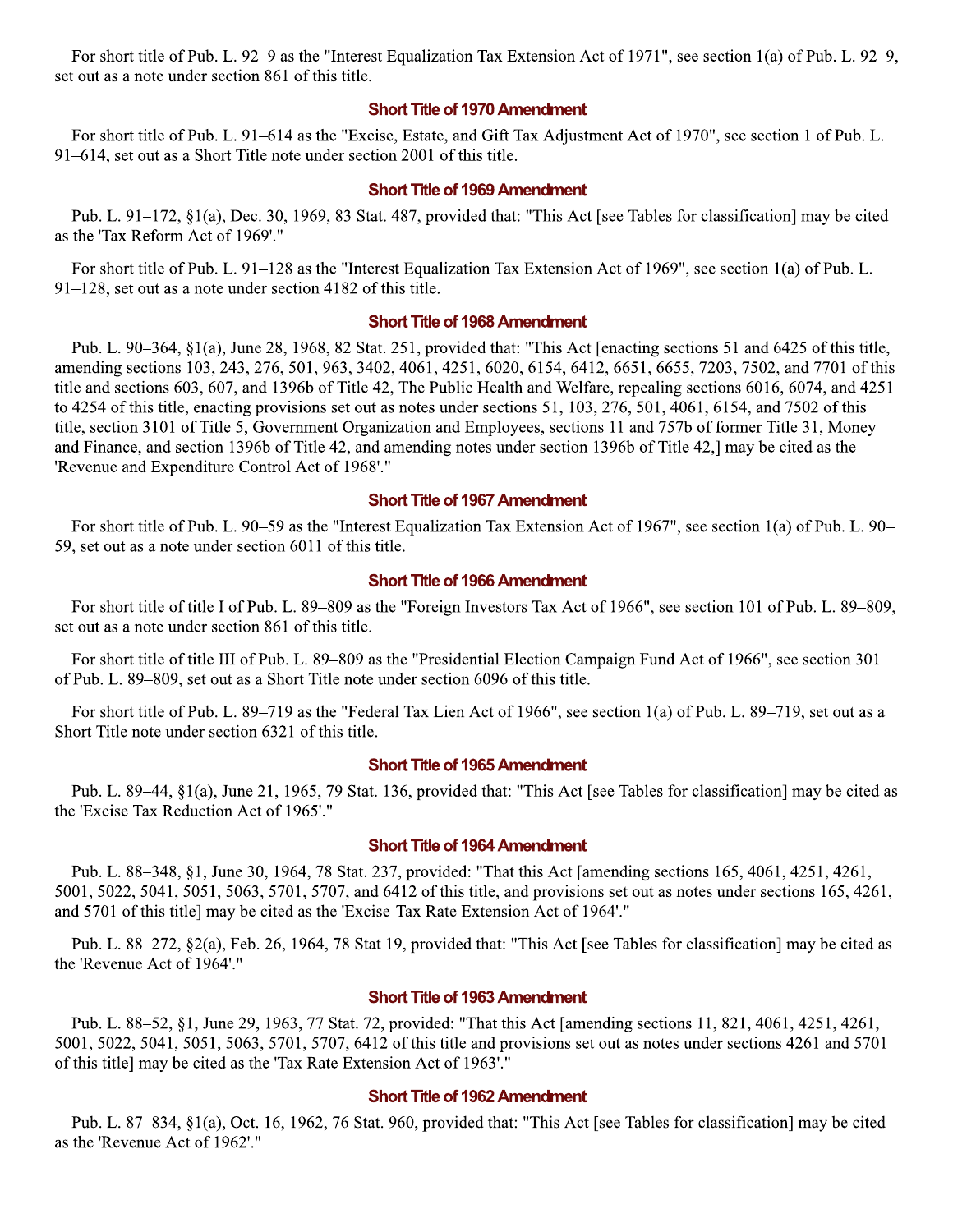For short title of Pub. L. 92–9 as the "Interest Equalization Tax Extension Act of 1971", see section 1(a) of Pub. L. 92–9, set out as a note under section 861 of this title.

### Short Title of 1970 Amendment

For short title of Pub. L. 91–614 as the "Excise, Estate, and Gift Tax Adjustment Act of 1970", see section 1 of Pub. L. 91–614, set out as a Short Title note under section 2001 of this title.

### Short Title of 1969 Amendment

Pub. L. 91–172, §1(a), Dec. 30, 1969, 83 Stat. 487, provided that: "This Act [see Tables for classification] may be cited as the 'Tax Reform Act of 1969'."

For short title of Pub. L. 91–128 as the "Interest Equalization Tax Extension Act of 1969", see section 1(a) of Pub. L. 91–128, set out as a note under section 4182 of this title.

### Short Title of 1968 Amendment

Pub. L. 90–364, §1(a), June 28, 1968, 82 Stat. 251, provided that: "This Act [enacting sections 51 and 6425 of this title, amending sections 103, 243, 276, 501, 963, 3402, 4061, 4251, 6020, 6154, 6412, 6651, 6655, 7203, 7502, and 7701 of this title and sections 603, 607, and 1396b of Title 42, The Public Health and Welfare, repealing sections 6016, 6074, and 4251 to 4254 of this title, enacting provisions set out as notes under sections 51, 103, 276, 501, 4061, 6154, and 7502 of this title, section 3101 of Title 5, Government Organization and Employees, sections 11 and 757b of former Title 31, Money and Finance, and section 1396b of Title 42, and amending notes under section 1396b of Title 42,] may be cited as the 'Revenue and Expenditure Control Act of 1968'."

### Short Title of 1967 Amendment

For short title of Pub. L. 90–59 as the "Interest Equalization Tax Extension Act of 1967", see section 1(a) of Pub. L. 90–59, set out as a note under section 6011 of this title.

### Short Title of 1966 Amendment

For short title of title I of Pub. L. 89–809 as the "Foreign Investors Tax Act of 1966", see section 101 of Pub. L. 89–809, set out as a note under section 861 of this title.

For short title of title III of Pub. L. 89–809 as the "Presidential Election Campaign Fund Act of 1966", see section 301 of Pub. L. 89–809, set out as a Short Title note under section 6096 of this title.

For short title of Pub. L. 89–719 as the "Federal Tax Lien Act of 1966", see section 1(a) of Pub. L. 89–719, set out as a Short Title note under section 6321 of this title.

### Short Title of 1965 Amendment

Pub. L. 89–44, §1(a), June 21, 1965, 79 Stat. 136, provided that: "This Act [see Tables for classification] may be cited as the 'Excise Tax Reduction Act of 1965'."

### Short Title of 1964 Amendment

Pub. L. 88–348, §1, June 30, 1964, 78 Stat. 237, provided: "That this Act [amending sections 165, 4061, 4251, 4261, 5001, 5022, 5041, 5051, 5063, 5701, 5707, and 6412 of this title, and provisions set out as notes under sections 165, 4261, and 5701 of this title] may be cited as the 'Excise-Tax Rate Extension Act of 1964'."

Pub. L. 88–272, §2(a), Feb. 26, 1964, 78 Stat 19, provided that: "This Act [see Tables for classification] may be cited as the 'Revenue Act of 1964'."

### Short Title of 1963 Amendment

Pub. L. 88–52, §1, June 29, 1963, 77 Stat. 72, provided: "That this Act [amending sections 11, 821, 4061, 4251, 4261, 5001, 5022, 5041, 5051, 5063, 5701, 5707, 6412 of this title and provisions set out as notes under sections 4261 and 5701 of this title] may be cited as the 'Tax Rate Extension Act of 1963'."

### Short Title of 1962 Amendment

Pub. L. 87–834, §1(a), Oct. 16, 1962, 76 Stat. 960, provided that: "This Act [see Tables for classification] may be cited as the 'Revenue Act of 1962'."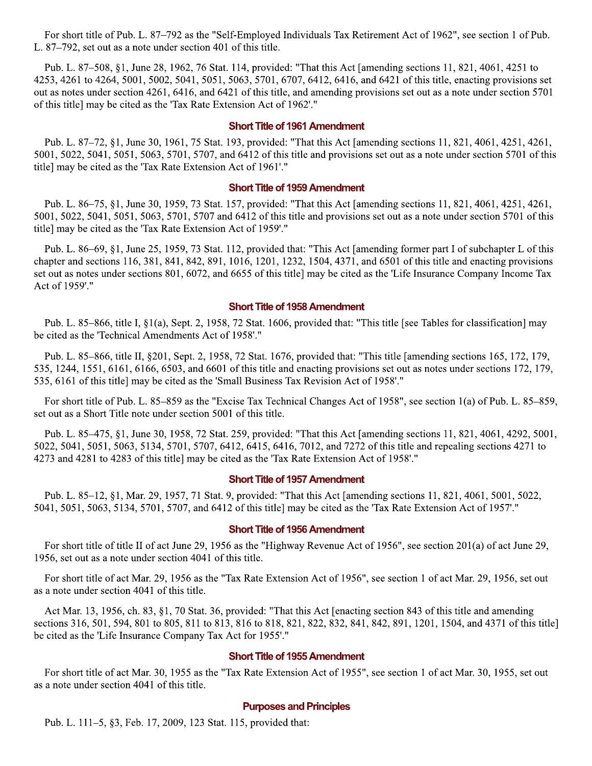For short title of Pub. L. 87–792 as the "Self-Employed Individuals Tax Retirement Act of 1962", see section 1 of Pub. L. 87–792, set out as a note under section 401 of this title.

Pub. L. 87–508, §1, June 28, 1962, 76 Stat. 114, provided: "That this Act [amending sections 11, 821, 4061, 4251 to 4253, 4261 to 4264, 5001, 5002, 5041, 5051, 5063, 5701, 6707, 6412, 6416, and 6421 of this title, enacting provisions set out as notes under section 4261, 6416, and 6421 of this title, and amending provisions set out as a note under section 5701 of this title] may be cited as the 'Tax Rate Extension Act of 1962'."

### Short Title of 1961 Amendment

Pub. L. 87–72, §1, June 30, 1961, 75 Stat. 193, provided: "That this Act [amending sections 11, 821, 4061, 4251, 4261, 5001, 5022, 5041, 5051, 5063, 5701, 5707, and 6412 of this title and provisions set out as a note under section 5701 of this title] may be cited as the 'Tax Rate Extension Act of 1961'."

### Short Title of 1959 Amendment

Pub. L. 86–75, §1, June 30, 1959, 73 Stat. 157, provided: "That this Act [amending sections 11, 821, 4061, 4251, 4261, 5001, 5022, 5041, 5051, 5063, 5701, 5707 and 6412 of this title and provisions set out as a note under section 5701 of this title] may be cited as the 'Tax Rate Extension Act of 1959'."

Pub. L. 86–69, §1, June 25, 1959, 73 Stat. 112, provided that: "This Act [amending former part I of subchapter L of this chapter and sections 116, 381, 841, 842, 891, 1016, 1201, 1232, 1504, 4371, and 6501 of this title and enacting provisions set out as notes under sections 801, 6072, and 6655 of this title] may be cited as the 'Life Insurance Company Income Tax Act of 1959'."

### Short Title of 1958 Amendment

Pub. L. 85–866, title I, §1(a), Sept. 2, 1958, 72 Stat. 1606, provided that: "This title [see Tables for classification] may be cited as the 'Technical Amendments Act of 1958'."

Pub. L. 85–866, title II, §201, Sept. 2, 1958, 72 Stat. 1676, provided that: "This title [amending sections 165, 172, 179, 535, 1244, 1551, 6161, 6166, 6503, and 6601 of this title and enacting provisions set out as notes under sections 172, 179, 535, 6161 of this title] may be cited as the 'Small Business Tax Revision Act of 1958'."

For short title of Pub. L. 85–859 as the "Excise Tax Technical Changes Act of 1958", see section 1(a) of Pub. L. 85–859, set out as a Short Title note under section 5001 of this title.

Pub. L. 85–475, §1, June 30, 1958, 72 Stat. 259, provided: "That this Act [amending sections 11, 821, 4061, 4292, 5001, 5022, 5041, 5051, 5063, 5134, 5701, 5707, 6412, 6415, 6416, 7012, and 7272 of this title and repealing sections 4271 to 4273 and 4281 to 4283 of this title] may be cited as the 'Tax Rate Extension Act of 1958'."

### Short Title of 1957 Amendment

Pub. L. 85–12, §1, Mar. 29, 1957, 71 Stat. 9, provided: "That this Act [amending sections 11, 821, 4061, 5001, 5022, 5041, 5051, 5063, 5134, 5701, 5707, and 6412 of this title] may be cited as the 'Tax Rate Extension Act of 1957'."

### Short Title of 1956 Amendment

For short title of title II of act June 29, 1956 as the "Highway Revenue Act of 1956", see section 201(a) of act June 29, 1956, set out as a note under section 4041 of this title.

For short title of act Mar. 29, 1956 as the "Tax Rate Extension Act of 1956", see section 1 of act Mar. 29, 1956, set out as a note under section 4041 of this title.

Act Mar. 13, 1956, ch. 83, §1, 70 Stat. 36, provided: "That this Act [enacting section 843 of this title and amending sections 316, 501, 594, 801 to 805, 811 to 813, 816 to 818, 821, 822, 832, 841, 842, 891, 1201, 1504, and 4371 of this title] be cited as the 'Life Insurance Company Tax Act for 1955'."

### Short Title of 1955 Amendment

For short title of act Mar. 30, 1955 as the "Tax Rate Extension Act of 1955", see section 1 of act Mar. 30, 1955, set out as a note under section 4041 of this title.

### Purposes and Principles

Pub. L. 111–5, §3, Feb. 17, 2009, 123 Stat. 115, provided that: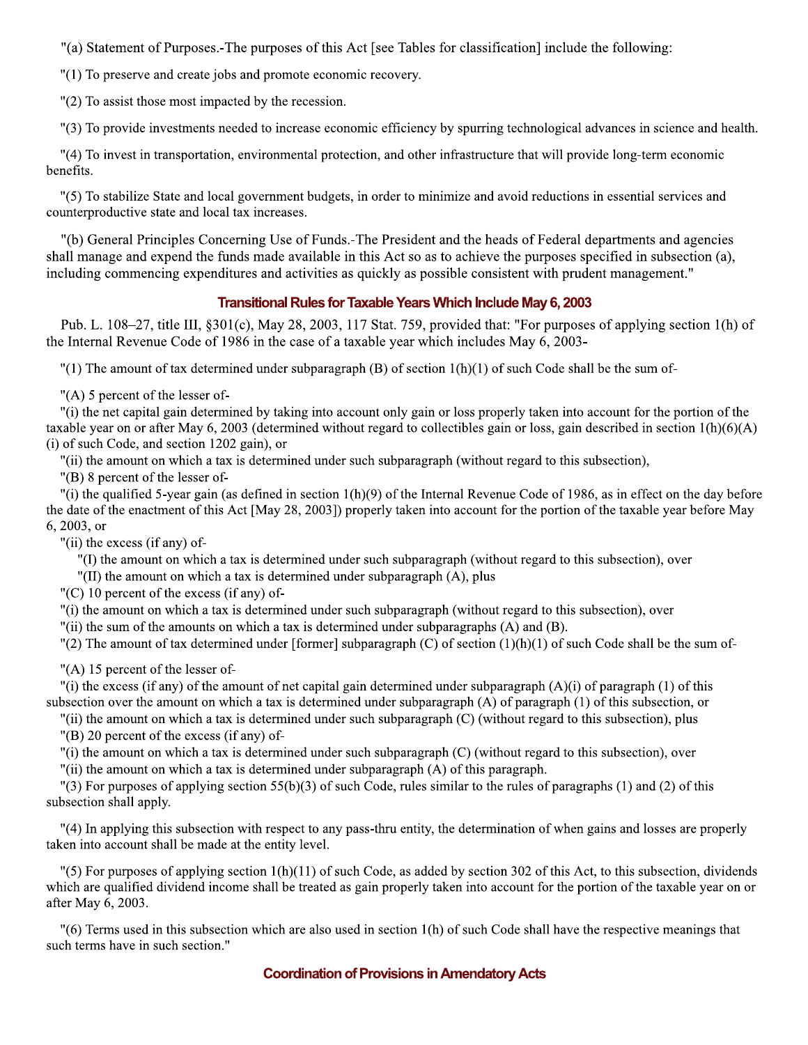"(a) Statement of Purposes.-The purposes of this Act [see Tables for classification] include the following:

"(1) To preserve and create jobs and promote economic recovery.

"(2) To assist those most impacted by the recession.

"(3) To provide investments needed to increase economic efficiency by spurring technological advances in science and health.

"(4) To invest in transportation, environmental protection, and other infrastructure that will provide long-term economic benefits.

"(5) To stabilize State and local government budgets, in order to minimize and avoid reductions in essential services and counterproductive state and local tax increases.

"(b) General Principles Concerning Use of Funds.-The President and the heads of Federal departments and agencies shall manage and expend the funds made available in this Act so as to achieve the purposes specified in subsection (a), including commencing expenditures and activities as quickly as possible consistent with prudent management."

### Transitional Rules for Taxable Years Which Include May 6, 2003

Pub. L. 108–27, title III, §301(c), May 28, 2003, 117 Stat. 759, provided that: "For purposes of applying section 1(h) of the Internal Revenue Code of 1986 in the case of a taxable year which includes May 6, 2003-

"(1) The amount of tax determined under subparagraph (B) of section 1(h)(1) of such Code shall be the sum of-

"(A) 5 percent of the lesser of-

"(i) the net capital gain determined by taking into account only gain or loss properly taken into account for the portion of the taxable year on or after May 6, 2003 (determined without regard to collectibles gain or loss, gain described in section 1(h)(6)(A)(i) of such Code, and section 1202 gain), or

"(ii) the amount on which a tax is determined under such subparagraph (without regard to this subsection),

"(B) 8 percent of the lesser of-

"(i) the qualified 5-year gain (as defined in section 1(h)(9) of the Internal Revenue Code of 1986, as in effect on the day before the date of the enactment of this Act [May 28, 2003]) properly taken into account for the portion of the taxable year before May 6, 2003, or

"(ii) the excess (if any) of-

"(I) the amount on which a tax is determined under such subparagraph (without regard to this subsection), over

"(II) the amount on which a tax is determined under subparagraph (A), plus

"(C) 10 percent of the excess (if any) of-

"(i) the amount on which a tax is determined under such subparagraph (without regard to this subsection), over

"(ii) the sum of the amounts on which a tax is determined under subparagraphs (A) and (B).

"(2) The amount of tax determined under [former] subparagraph (C) of section (1)(h)(1) of such Code shall be the sum of-

"(A) 15 percent of the lesser of-

"(i) the excess (if any) of the amount of net capital gain determined under subparagraph (A)(i) of paragraph (1) of this subsection over the amount on which a tax is determined under subparagraph (A) of paragraph (1) of this subsection, or

"(ii) the amount on which a tax is determined under such subparagraph (C) (without regard to this subsection), plus

"(B) 20 percent of the excess (if any) of-

"(i) the amount on which a tax is determined under such subparagraph (C) (without regard to this subsection), over

"(ii) the amount on which a tax is determined under subparagraph (A) of this paragraph.

"(3) For purposes of applying section 55(b)(3) of such Code, rules similar to the rules of paragraphs (1) and (2) of this subsection shall apply.

"(4) In applying this subsection with respect to any pass-thru entity, the determination of when gains and losses are properly taken into account shall be made at the entity level.

"(5) For purposes of applying section 1(h)(11) of such Code, as added by section 302 of this Act, to this subsection, dividends which are qualified dividend income shall be treated as gain properly taken into account for the portion of the taxable year on or after May 6, 2003.

"(6) Terms used in this subsection which are also used in section 1(h) of such Code shall have the respective meanings that such terms have in such section."

### Coordination of Provisions in Amendatory Acts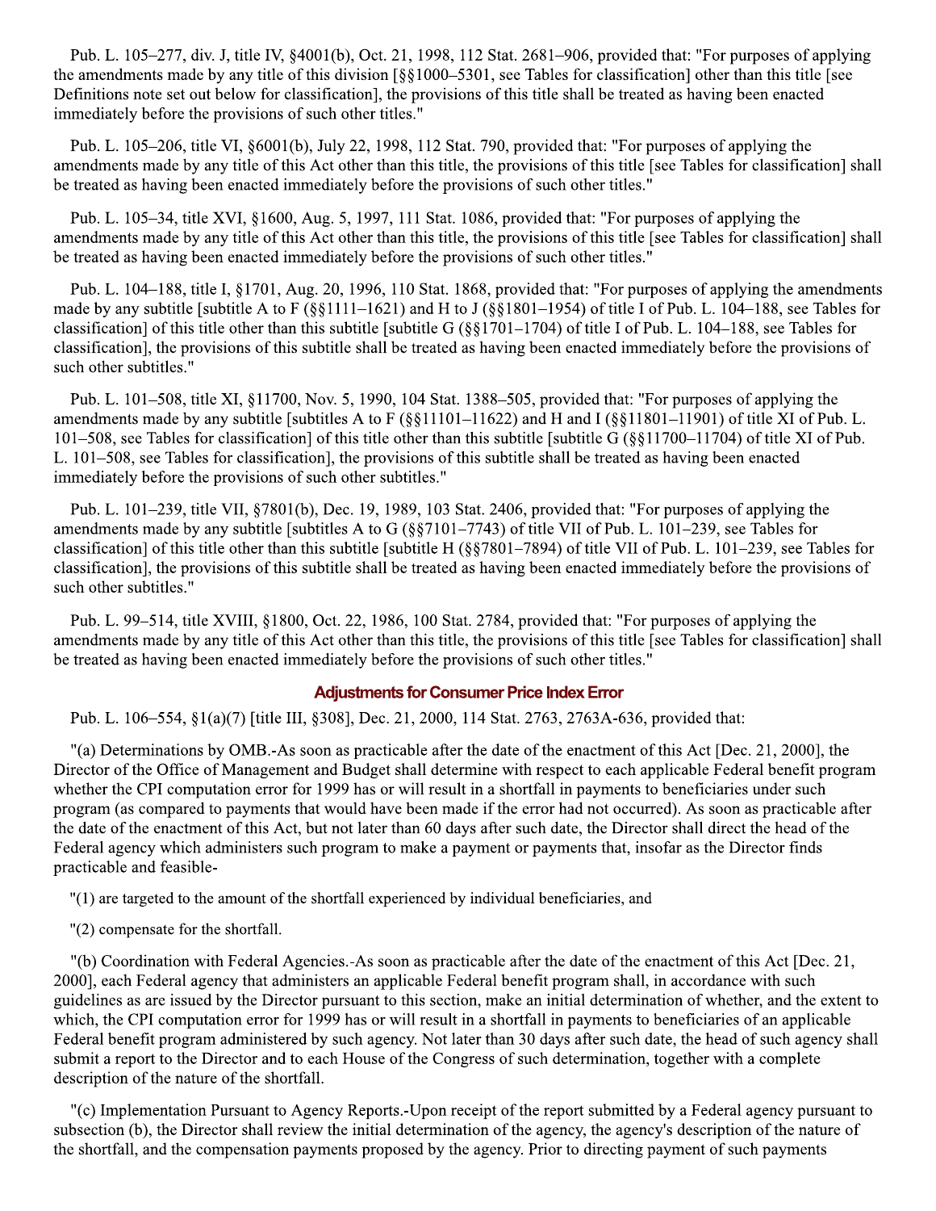Pub. L. 105–277, div. J, title IV, §4001(b), Oct. 21, 1998, 112 Stat. 2681–906, provided that: "For purposes of applying the amendments made by any title of this division [§§1000–5301, see Tables for classification] other than this title [see Definitions note set out below for classification], the provisions of this title shall be treated as having been enacted immediately before the provisions of such other titles."

Pub. L. 105–206, title VI, §6001(b), July 22, 1998, 112 Stat. 790, provided that: "For purposes of applying the amendments made by any title of this Act other than this title, the provisions of this title [see Tables for classification] shall be treated as having been enacted immediately before the provisions of such other titles."

Pub. L. 105–34, title XVI, §1600, Aug. 5, 1997, 111 Stat. 1086, provided that: "For purposes of applying the amendments made by any title of this Act other than this title, the provisions of this title [see Tables for classification] shall be treated as having been enacted immediately before the provisions of such other titles."

Pub. L. 104–188, title I, §1701, Aug. 20, 1996, 110 Stat. 1868, provided that: "For purposes of applying the amendments made by any subtitle [subtitle A to F (§§1111–1621) and H to J (§§1801–1954) of title I of Pub. L. 104–188, see Tables for classification] of this title other than this subtitle [subtitle G (§§1701–1704) of title I of Pub. L. 104–188, see Tables for classification], the provisions of this subtitle shall be treated as having been enacted immediately before the provisions of such other subtitles."

Pub. L. 101–508, title XI, §11700, Nov. 5, 1990, 104 Stat. 1388–505, provided that: "For purposes of applying the amendments made by any subtitle [subtitles A to F (§§11101–11622) and H and I (§§11801–11901) of title XI of Pub. L. 101–508, see Tables for classification] of this title other than this subtitle [subtitle G (§§11700–11704) of title XI of Pub. L. 101–508, see Tables for classification], the provisions of this subtitle shall be treated as having been enacted immediately before the provisions of such other subtitles."

Pub. L. 101–239, title VII, §7801(b), Dec. 19, 1989, 103 Stat. 2406, provided that: "For purposes of applying the amendments made by any subtitle [subtitles A to G (§§7101–7743) of title VII of Pub. L. 101–239, see Tables for classification] of this title other than this subtitle [subtitle H (§§7801–7894) of title VII of Pub. L. 101–239, see Tables for classification], the provisions of this subtitle shall be treated as having been enacted immediately before the provisions of such other subtitles."

Pub. L. 99–514, title XVIII, §1800, Oct. 22, 1986, 100 Stat. 2784, provided that: "For purposes of applying the amendments made by any title of this Act other than this title, the provisions of this title [see Tables for classification] shall be treated as having been enacted immediately before the provisions of such other titles."

## Adjustments for Consumer Price Index Error

Pub. L. 106–554, §1(a)(7) [title III, §308], Dec. 21, 2000, 114 Stat. 2763, 2763A-636, provided that:

"(a) Determinations by OMB.-As soon as practicable after the date of the enactment of this Act [Dec. 21, 2000], the Director of the Office of Management and Budget shall determine with respect to each applicable Federal benefit program whether the CPI computation error for 1999 has or will result in a shortfall in payments to beneficiaries under such program (as compared to payments that would have been made if the error had not occurred). As soon as practicable after the date of the enactment of this Act, but not later than 60 days after such date, the Director shall direct the head of the Federal agency which administers such program to make a payment or payments that, insofar as the Director finds practicable and feasible-

"(1) are targeted to the amount of the shortfall experienced by individual beneficiaries, and

"(2) compensate for the shortfall.

"(b) Coordination with Federal Agencies.-As soon as practicable after the date of the enactment of this Act [Dec. 21, 2000], each Federal agency that administers an applicable Federal benefit program shall, in accordance with such guidelines as are issued by the Director pursuant to this section, make an initial determination of whether, and the extent to which, the CPI computation error for 1999 has or will result in a shortfall in payments to beneficiaries of an applicable Federal benefit program administered by such agency. Not later than 30 days after such date, the head of such agency shall submit a report to the Director and to each House of the Congress of such determination, together with a complete description of the nature of the shortfall.

"(c) Implementation Pursuant to Agency Reports.-Upon receipt of the report submitted by a Federal agency pursuant to subsection (b), the Director shall review the initial determination of the agency, the agency's description of the nature of the shortfall, and the compensation payments proposed by the agency. Prior to directing payment of such payments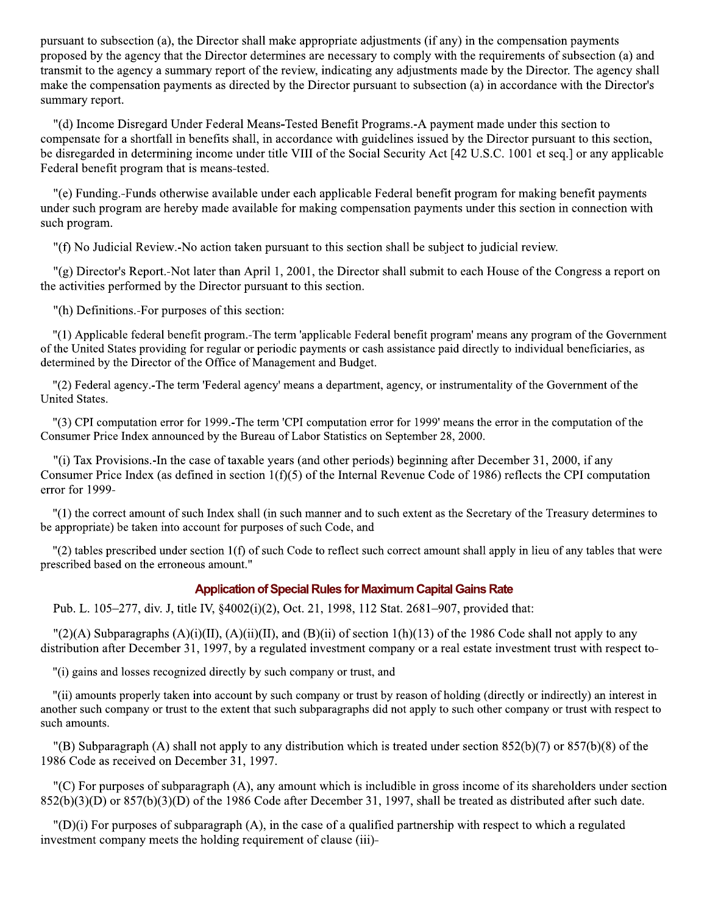pursuant to subsection (a), the Director shall make appropriate adjustments (if any) in the compensation payments proposed by the agency that the Director determines are necessary to comply with the requirements of subsection (a) and transmit to the agency a summary report of the review, indicating any adjustments made by the Director. The agency shall make the compensation payments as directed by the Director pursuant to subsection (a) in accordance with the Director's summary report.

"(d) Income Disregard Under Federal Means-Tested Benefit Programs.-A payment made under this section to compensate for a shortfall in benefits shall, in accordance with guidelines issued by the Director pursuant to this section, be disregarded in determining income under title VIII of the Social Security Act [42 U.S.C. 1001 et seq.] or any applicable Federal benefit program that is means-tested.

"(e) Funding.-Funds otherwise available under each applicable Federal benefit program for making benefit payments under such program are hereby made available for making compensation payments under this section in connection with such program.

"(f) No Judicial Review.-No action taken pursuant to this section shall be subject to judicial review.

"(g) Director's Report.-Not later than April 1, 2001, the Director shall submit to each House of the Congress a report on the activities performed by the Director pursuant to this section.

"(h) Definitions.-For purposes of this section:

"(1) Applicable federal benefit program.-The term 'applicable Federal benefit program' means any program of the Government of the United States providing for regular or periodic payments or cash assistance paid directly to individual beneficiaries, as determined by the Director of the Office of Management and Budget.

"(2) Federal agency.-The term 'Federal agency' means a department, agency, or instrumentality of the Government of the United States.

"(3) CPI computation error for 1999.-The term 'CPI computation error for 1999' means the error in the computation of the Consumer Price Index announced by the Bureau of Labor Statistics on September 28, 2000.

"(i) Tax Provisions.-In the case of taxable years (and other periods) beginning after December 31, 2000, if any Consumer Price Index (as defined in section 1(f)(5) of the Internal Revenue Code of 1986) reflects the CPI computation error for 1999-

"(1) the correct amount of such Index shall (in such manner and to such extent as the Secretary of the Treasury determines to be appropriate) be taken into account for purposes of such Code, and

"(2) tables prescribed under section 1(f) of such Code to reflect such correct amount shall apply in lieu of any tables that were prescribed based on the erroneous amount."

### Application of Special Rules for Maximum Capital Gains Rate

Pub. L. 105–277, div. J, title IV, §4002(i)(2), Oct. 21, 1998, 112 Stat. 2681–907, provided that:

"(2)(A) Subparagraphs (A)(i)(II), (A)(ii)(II), and (B)(ii) of section 1(h)(13) of the 1986 Code shall not apply to any distribution after December 31, 1997, by a regulated investment company or a real estate investment trust with respect to-

"(i) gains and losses recognized directly by such company or trust, and

"(ii) amounts properly taken into account by such company or trust by reason of holding (directly or indirectly) an interest in another such company or trust to the extent that such subparagraphs did not apply to such other company or trust with respect to such amounts.

"(B) Subparagraph (A) shall not apply to any distribution which is treated under section 852(b)(7) or 857(b)(8) of the 1986 Code as received on December 31, 1997.

"(C) For purposes of subparagraph (A), any amount which is includible in gross income of its shareholders under section 852(b)(3)(D) or 857(b)(3)(D) of the 1986 Code after December 31, 1997, shall be treated as distributed after such date.

"(D)(i) For purposes of subparagraph (A), in the case of a qualified partnership with respect to which a regulated investment company meets the holding requirement of clause (iii)-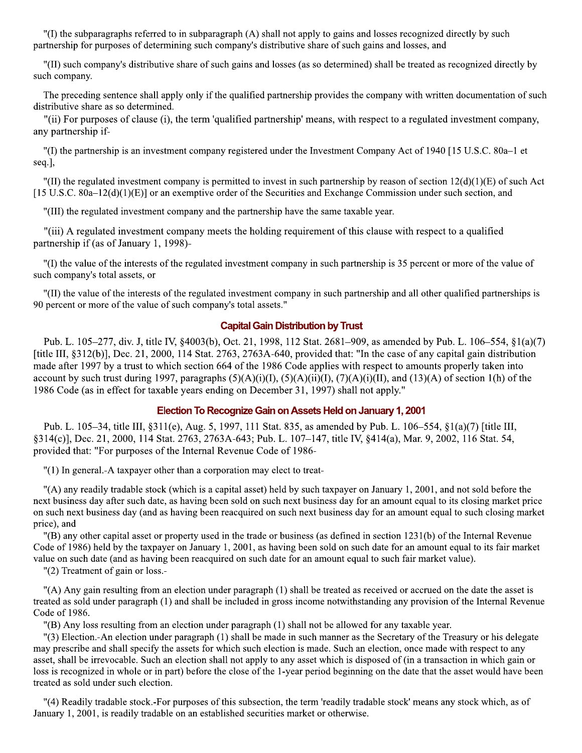"(I) the subparagraphs referred to in subparagraph (A) shall not apply to gains and losses recognized directly by such partnership for purposes of determining such company's distributive share of such gains and losses, and

"(II) such company's distributive share of such gains and losses (as so determined) shall be treated as recognized directly by such company.

The preceding sentence shall apply only if the qualified partnership provides the company with written documentation of such distributive share as so determined.

"(ii) For purposes of clause (i), the term 'qualified partnership' means, with respect to a regulated investment company, any partnership if-

"(I) the partnership is an investment company registered under the Investment Company Act of 1940 [15 U.S.C. 80a–1 et seq.],

"(II) the regulated investment company is permitted to invest in such partnership by reason of section 12(d)(1)(E) of such Act [15 U.S.C. 80a–12(d)(1)(E)] or an exemptive order of the Securities and Exchange Commission under such section, and

"(III) the regulated investment company and the partnership have the same taxable year.

"(iii) A regulated investment company meets the holding requirement of this clause with respect to a qualified partnership if (as of January 1, 1998)-

"(I) the value of the interests of the regulated investment company in such partnership is 35 percent or more of the value of such company's total assets, or

"(II) the value of the interests of the regulated investment company in such partnership and all other qualified partnerships is 90 percent or more of the value of such company's total assets."

## Capital Gain Distribution by Trust

Pub. L. 105–277, div. J, title IV, §4003(b), Oct. 21, 1998, 112 Stat. 2681–909, as amended by Pub. L. 106–554, §1(a)(7) [title III, §312(b)], Dec. 21, 2000, 114 Stat. 2763, 2763A-640, provided that: "In the case of any capital gain distribution made after 1997 by a trust to which section 664 of the 1986 Code applies with respect to amounts properly taken into account by such trust during 1997, paragraphs (5)(A)(i)(I), (5)(A)(ii)(I), (7)(A)(i)(II), and (13)(A) of section 1(h) of the 1986 Code (as in effect for taxable years ending on December 31, 1997) shall not apply."

## Election To Recognize Gain on Assets Held on January 1, 2001

Pub. L. 105–34, title III, §311(e), Aug. 5, 1997, 111 Stat. 835, as amended by Pub. L. 106–554, §1(a)(7) [title III, §314(c)], Dec. 21, 2000, 114 Stat. 2763, 2763A-643; Pub. L. 107–147, title IV, §414(a), Mar. 9, 2002, 116 Stat. 54, provided that: "For purposes of the Internal Revenue Code of 1986-

"(1) In general.-A taxpayer other than a corporation may elect to treat-

"(A) any readily tradable stock (which is a capital asset) held by such taxpayer on January 1, 2001, and not sold before the next business day after such date, as having been sold on such next business day for an amount equal to its closing market price on such next business day (and as having been reacquired on such next business day for an amount equal to such closing market price), and

"(B) any other capital asset or property used in the trade or business (as defined in section 1231(b) of the Internal Revenue Code of 1986) held by the taxpayer on January 1, 2001, as having been sold on such date for an amount equal to its fair market value on such date (and as having been reacquired on such date for an amount equal to such fair market value).

"(2) Treatment of gain or loss.-

"(A) Any gain resulting from an election under paragraph (1) shall be treated as received or accrued on the date the asset is treated as sold under paragraph (1) and shall be included in gross income notwithstanding any provision of the Internal Revenue Code of 1986.

"(B) Any loss resulting from an election under paragraph (1) shall not be allowed for any taxable year.

"(3) Election.-An election under paragraph (1) shall be made in such manner as the Secretary of the Treasury or his delegate may prescribe and shall specify the assets for which such election is made. Such an election, once made with respect to any asset, shall be irrevocable. Such an election shall not apply to any asset which is disposed of (in a transaction in which gain or loss is recognized in whole or in part) before the close of the 1-year period beginning on the date that the asset would have been treated as sold under such election.

"(4) Readily tradable stock.-For purposes of this subsection, the term 'readily tradable stock' means any stock which, as of January 1, 2001, is readily tradable on an established securities market or otherwise.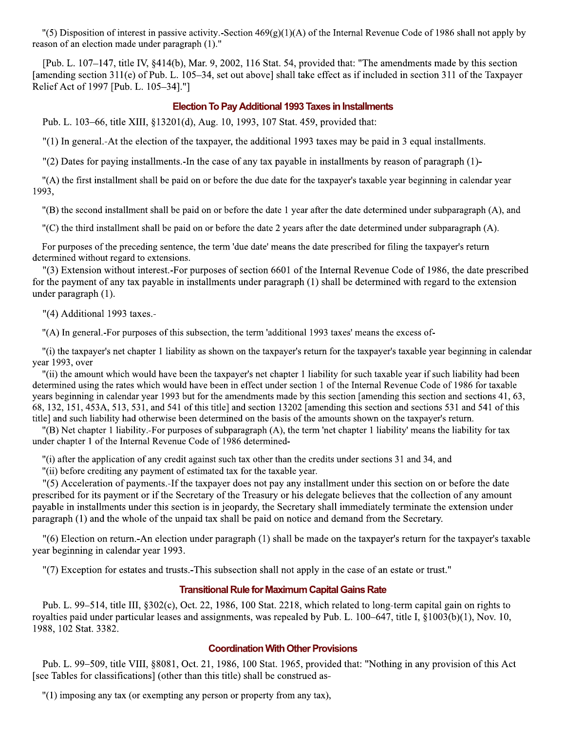"(5) Disposition of interest in passive activity.-Section 469(g)(1)(A) of the Internal Revenue Code of 1986 shall not apply by reason of an election made under paragraph (1)."

[Pub. L. 107–147, title IV, §414(b), Mar. 9, 2002, 116 Stat. 54, provided that: "The amendments made by this section [amending section 311(e) of Pub. L. 105–34, set out above] shall take effect as if included in section 311 of the Taxpayer Relief Act of 1997 [Pub. L. 105–34]."]

### Election To Pay Additional 1993 Taxes in Installments

Pub. L. 103–66, title XIII, §13201(d), Aug. 10, 1993, 107 Stat. 459, provided that:

"(1) In general.-At the election of the taxpayer, the additional 1993 taxes may be paid in 3 equal installments.

"(2) Dates for paying installments.-In the case of any tax payable in installments by reason of paragraph (1)-

"(A) the first installment shall be paid on or before the due date for the taxpayer's taxable year beginning in calendar year 1993,

"(B) the second installment shall be paid on or before the date 1 year after the date determined under subparagraph (A), and

"(C) the third installment shall be paid on or before the date 2 years after the date determined under subparagraph (A).

For purposes of the preceding sentence, the term 'due date' means the date prescribed for filing the taxpayer's return determined without regard to extensions.

"(3) Extension without interest.-For purposes of section 6601 of the Internal Revenue Code of 1986, the date prescribed for the payment of any tax payable in installments under paragraph (1) shall be determined with regard to the extension under paragraph (1).

"(4) Additional 1993 taxes.-

"(A) In general.-For purposes of this subsection, the term 'additional 1993 taxes' means the excess of-

"(i) the taxpayer's net chapter 1 liability as shown on the taxpayer's return for the taxpayer's taxable year beginning in calendar year 1993, over

"(ii) the amount which would have been the taxpayer's net chapter 1 liability for such taxable year if such liability had been determined using the rates which would have been in effect under section 1 of the Internal Revenue Code of 1986 for taxable years beginning in calendar year 1993 but for the amendments made by this section [amending this section and sections 41, 63, 68, 132, 151, 453A, 513, 531, and 541 of this title] and section 13202 [amending this section and sections 531 and 541 of this title] and such liability had otherwise been determined on the basis of the amounts shown on the taxpayer's return.

"(B) Net chapter 1 liability.-For purposes of subparagraph (A), the term 'net chapter 1 liability' means the liability for tax under chapter 1 of the Internal Revenue Code of 1986 determined-

"(i) after the application of any credit against such tax other than the credits under sections 31 and 34, and

"(ii) before crediting any payment of estimated tax for the taxable year.

"(5) Acceleration of payments.-If the taxpayer does not pay any installment under this section on or before the date prescribed for its payment or if the Secretary of the Treasury or his delegate believes that the collection of any amount payable in installments under this section is in jeopardy, the Secretary shall immediately terminate the extension under paragraph (1) and the whole of the unpaid tax shall be paid on notice and demand from the Secretary.

"(6) Election on return.-An election under paragraph (1) shall be made on the taxpayer's return for the taxpayer's taxable year beginning in calendar year 1993.

"(7) Exception for estates and trusts.-This subsection shall not apply in the case of an estate or trust."

### Transitional Rule for Maximum Capital Gains Rate

Pub. L. 99–514, title III, §302(c), Oct. 22, 1986, 100 Stat. 2218, which related to long-term capital gain on rights to royalties paid under particular leases and assignments, was repealed by Pub. L. 100–647, title I, §1003(b)(1), Nov. 10, 1988, 102 Stat. 3382.

### Coordination With Other Provisions

Pub. L. 99–509, title VIII, §8081, Oct. 21, 1986, 100 Stat. 1965, provided that: "Nothing in any provision of this Act [see Tables for classifications] (other than this title) shall be construed as-

"(1) imposing any tax (or exempting any person or property from any tax),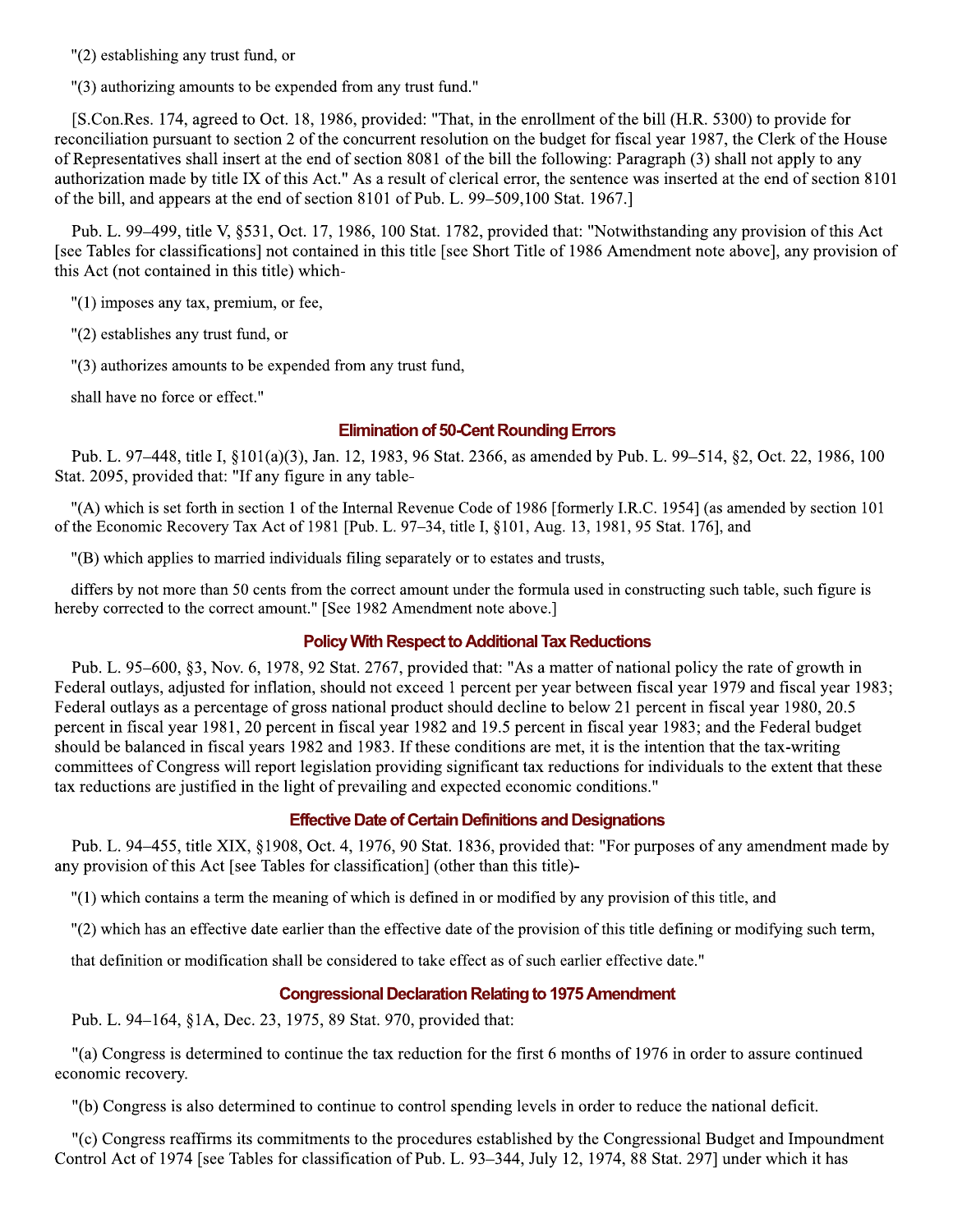"(2) establishing any trust fund, or

"(3) authorizing amounts to be expended from any trust fund."

[S.Con.Res. 174, agreed to Oct. 18, 1986, provided: "That, in the enrollment of the bill (H.R. 5300) to provide for reconciliation pursuant to section 2 of the concurrent resolution on the budget for fiscal year 1987, the Clerk of the House of Representatives shall insert at the end of section 8081 of the bill the following: Paragraph (3) shall not apply to any authorization made by title IX of this Act." As a result of clerical error, the sentence was inserted at the end of section 8101 of the bill, and appears at the end of section 8101 of Pub. L. 99–509,100 Stat. 1967.]

Pub. L. 99–499, title V, §531, Oct. 17, 1986, 100 Stat. 1782, provided that: "Notwithstanding any provision of this Act [see Tables for classifications] not contained in this title [see Short Title of 1986 Amendment note above], any provision of this Act (not contained in this title) which-

"(1) imposes any tax, premium, or fee,

"(2) establishes any trust fund, or

"(3) authorizes amounts to be expended from any trust fund,

shall have no force or effect."

### Elimination of 50-Cent Rounding Errors

Pub. L. 97–448, title I, §101(a)(3), Jan. 12, 1983, 96 Stat. 2366, as amended by Pub. L. 99–514, §2, Oct. 22, 1986, 100 Stat. 2095, provided that: "If any figure in any table-

"(A) which is set forth in section 1 of the Internal Revenue Code of 1986 [formerly I.R.C. 1954] (as amended by section 101 of the Economic Recovery Tax Act of 1981 [Pub. L. 97–34, title I, §101, Aug. 13, 1981, 95 Stat. 176], and

"(B) which applies to married individuals filing separately or to estates and trusts,

differs by not more than 50 cents from the correct amount under the formula used in constructing such table, such figure is hereby corrected to the correct amount." [See 1982 Amendment note above.]

### Policy With Respect to Additional Tax Reductions

Pub. L. 95–600, §3, Nov. 6, 1978, 92 Stat. 2767, provided that: "As a matter of national policy the rate of growth in Federal outlays, adjusted for inflation, should not exceed 1 percent per year between fiscal year 1979 and fiscal year 1983; Federal outlays as a percentage of gross national product should decline to below 21 percent in fiscal year 1980, 20.5 percent in fiscal year 1981, 20 percent in fiscal year 1982 and 19.5 percent in fiscal year 1983; and the Federal budget should be balanced in fiscal years 1982 and 1983. If these conditions are met, it is the intention that the tax-writing committees of Congress will report legislation providing significant tax reductions for individuals to the extent that these tax reductions are justified in the light of prevailing and expected economic conditions."

### Effective Date of Certain Definitions and Designations

Pub. L. 94–455, title XIX, §1908, Oct. 4, 1976, 90 Stat. 1836, provided that: "For purposes of any amendment made by any provision of this Act [see Tables for classification] (other than this title)-

"(1) which contains a term the meaning of which is defined in or modified by any provision of this title, and

"(2) which has an effective date earlier than the effective date of the provision of this title defining or modifying such term,

that definition or modification shall be considered to take effect as of such earlier effective date."

### Congressional Declaration Relating to 1975 Amendment

Pub. L. 94–164, §1A, Dec. 23, 1975, 89 Stat. 970, provided that:

"(a) Congress is determined to continue the tax reduction for the first 6 months of 1976 in order to assure continued economic recovery.

"(b) Congress is also determined to continue to control spending levels in order to reduce the national deficit.

"(c) Congress reaffirms its commitments to the procedures established by the Congressional Budget and Impoundment Control Act of 1974 [see Tables for classification of Pub. L. 93–344, July 12, 1974, 88 Stat. 297] under which it has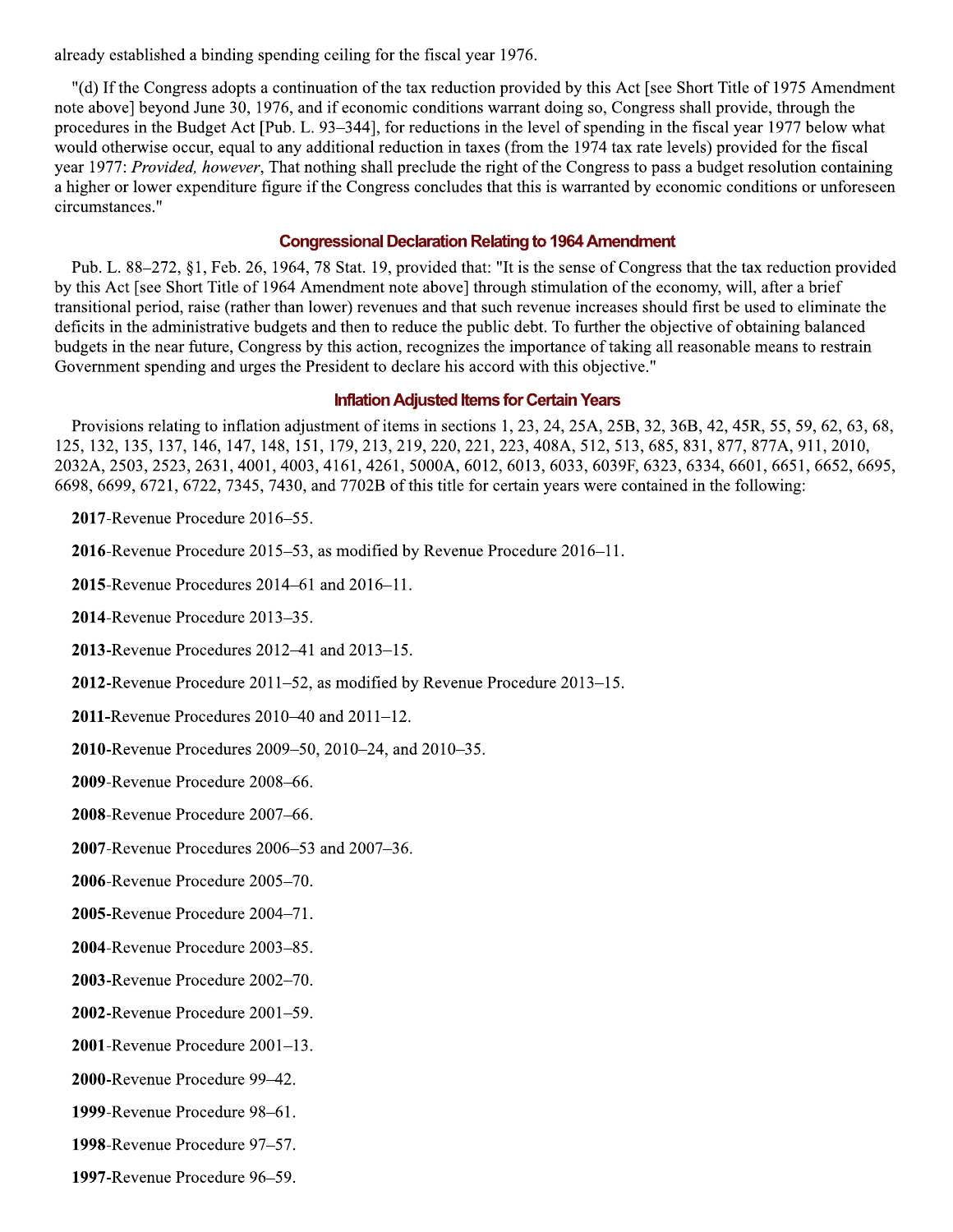already established a binding spending ceiling for the fiscal year 1976.

"(d) If the Congress adopts a continuation of the tax reduction provided by this Act [see Short Title of 1975 Amendment note above] beyond June 30, 1976, and if economic conditions warrant doing so, Congress shall provide, through the procedures in the Budget Act [Pub. L. 93–344], for reductions in the level of spending in the fiscal year 1977 below what would otherwise occur, equal to any additional reduction in taxes (from the 1974 tax rate levels) provided for the fiscal year 1977: *Provided, however*, That nothing shall preclude the right of the Congress to pass a budget resolution containing a higher or lower expenditure figure if the Congress concludes that this is warranted by economic conditions or unforeseen circumstances."

### Congressional Declaration Relating to 1964 Amendment

Pub. L. 88–272, §1, Feb. 26, 1964, 78 Stat. 19, provided that: "It is the sense of Congress that the tax reduction provided by this Act [see Short Title of 1964 Amendment note above] through stimulation of the economy, will, after a brief transitional period, raise (rather than lower) revenues and that such revenue increases should first be used to eliminate the deficits in the administrative budgets and then to reduce the public debt. To further the objective of obtaining balanced budgets in the near future, Congress by this action, recognizes the importance of taking all reasonable means to restrain Government spending and urges the President to declare his accord with this objective."

### Inflation Adjusted Items for Certain Years

Provisions relating to inflation adjustment of items in sections 1, 23, 24, 25A, 25B, 32, 36B, 42, 45R, 55, 59, 62, 63, 68, 125, 132, 135, 137, 146, 147, 148, 151, 179, 213, 219, 220, 221, 223, 408A, 512, 513, 685, 831, 877, 877A, 911, 2010, 2032A, 2503, 2523, 2631, 4001, 4003, 4161, 4261, 5000A, 6012, 6013, 6033, 6039F, 6323, 6334, 6601, 6651, 6652, 6695, 6698, 6699, 6721, 6722, 7345, 7430, and 7702B of this title for certain years were contained in the following:

**2017**-Revenue Procedure 2016–55.

**2016**-Revenue Procedure 2015–53, as modified by Revenue Procedure 2016–11.

**2015**-Revenue Procedures 2014–61 and 2016–11.

**2014**-Revenue Procedure 2013–35.

**2013**-Revenue Procedures 2012–41 and 2013–15.

**2012**-Revenue Procedure 2011–52, as modified by Revenue Procedure 2013–15.

**2011**-Revenue Procedures 2010–40 and 2011–12.

**2010**-Revenue Procedures 2009–50, 2010–24, and 2010–35.

**2009**-Revenue Procedure 2008–66.

**2008**-Revenue Procedure 2007–66.

**2007**-Revenue Procedures 2006–53 and 2007–36.

**2006**-Revenue Procedure 2005–70.

**2005**-Revenue Procedure 2004–71.

**2004**-Revenue Procedure 2003–85.

**2003**-Revenue Procedure 2002–70.

**2002**-Revenue Procedure 2001–59.

**2001**-Revenue Procedure 2001–13.

**2000**-Revenue Procedure 99–42.

**1999**-Revenue Procedure 98–61.

**1998**-Revenue Procedure 97–57.

**1997**-Revenue Procedure 96–59.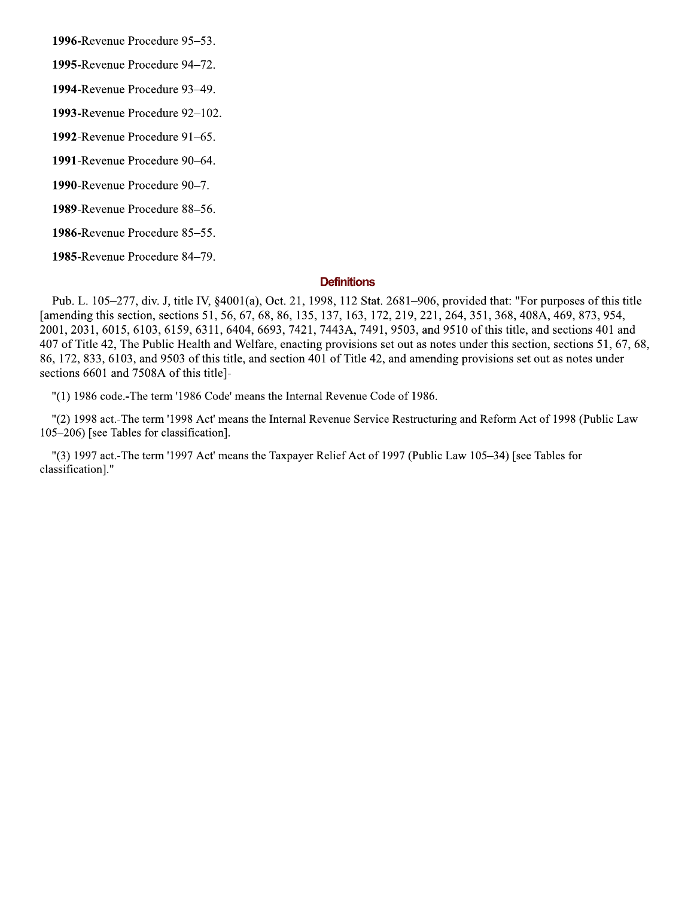**1996**-Revenue Procedure 95–53.

**1995**-Revenue Procedure 94–72.

**1994**-Revenue Procedure 93–49.

**1993**-Revenue Procedure 92–102.

**1992**-Revenue Procedure 91–65.

**1991**-Revenue Procedure 90–64.

**1990**-Revenue Procedure 90–7.

**1989**-Revenue Procedure 88–56.

**1986**-Revenue Procedure 85–55.

**1985**-Revenue Procedure 84–79.

## Definitions

Pub. L. 105–277, div. J, title IV, §4001(a), Oct. 21, 1998, 112 Stat. 2681–906, provided that: "For purposes of this title [amending this section, sections 51, 56, 67, 68, 86, 135, 137, 163, 172, 219, 221, 264, 351, 368, 408A, 469, 873, 954, 2001, 2031, 6015, 6103, 6159, 6311, 6404, 6693, 7421, 7443A, 7491, 9503, and 9510 of this title, and sections 401 and 407 of Title 42, The Public Health and Welfare, enacting provisions set out as notes under this section, sections 51, 67, 68, 86, 172, 833, 6103, and 9503 of this title, and section 401 of Title 42, and amending provisions set out as notes under sections 6601 and 7508A of this title]-

"(1) 1986 code.-The term '1986 Code' means the Internal Revenue Code of 1986.

"(2) 1998 act.-The term '1998 Act' means the Internal Revenue Service Restructuring and Reform Act of 1998 (Public Law 105–206) [see Tables for classification].

"(3) 1997 act.-The term '1997 Act' means the Taxpayer Relief Act of 1997 (Public Law 105–34) [see Tables for classification]."